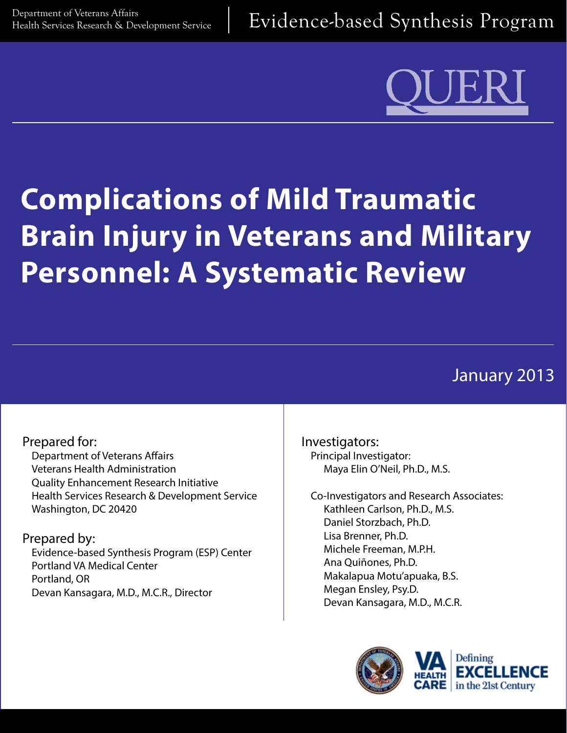Department of Veterans Affairs
Health Services Research & Development Service

Evidence-based Synthesis Program

QUERI

# Complications of Mild Traumatic Brain Injury in Veterans and Military Personnel: A Systematic Review

January 2013

Prepared for:
Department of Veterans Affairs
Veterans Health Administration
Quality Enhancement Research Initiative
Health Services Research & Development Service
Washington, DC 20420

Prepared by:
Evidence-based Synthesis Program (ESP) Center
Portland VA Medical Center
Portland, OR
Devan Kansagara, M.D., M.C.R., Director

Investigators:
Principal Investigator:
Maya Elin O'Neil, Ph.D., M.S.

Co-Investigators and Research Associates:
Kathleen Carlson, Ph.D., M.S.
Daniel Storzbach, Ph.D.
Lisa Brenner, Ph.D.
Michele Freeman, M.P.H.
Ana Quiñones, Ph.D.
Makalapua Motu'apuaka, B.S.
Megan Ensley, Psy.D.
Devan Kansagara, M.D., M.C.R.

VA HEALTH CARE | Defining EXCELLENCE in the 21st Century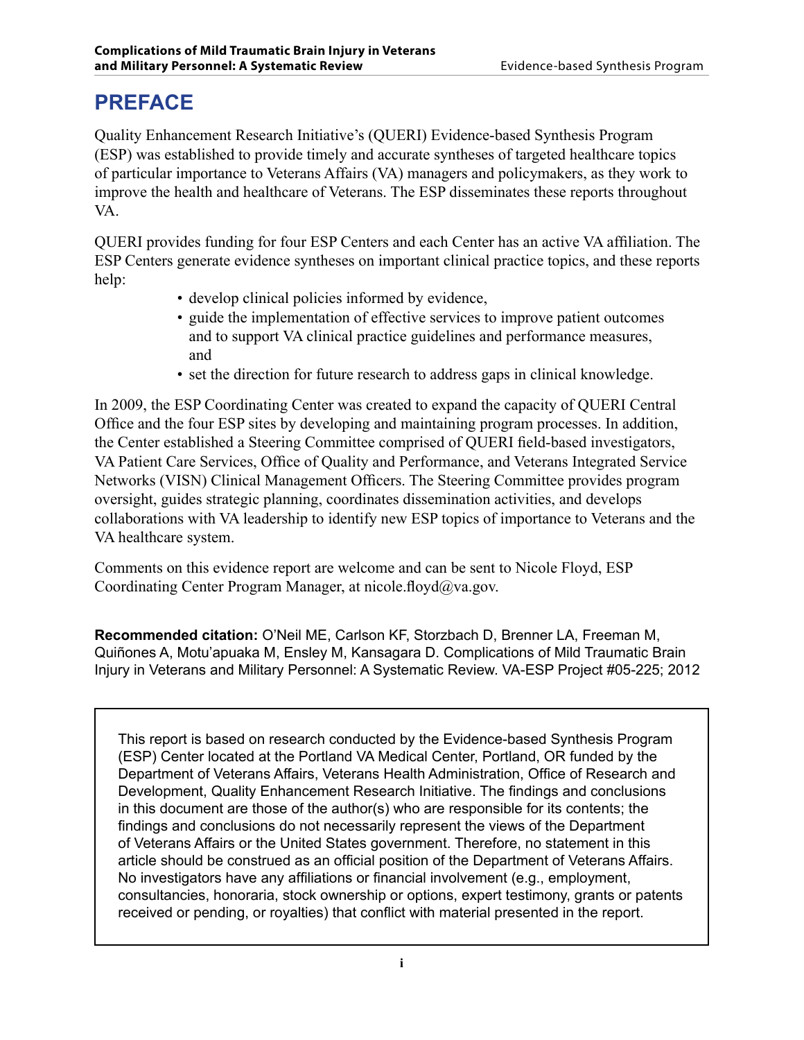# PREFACE

Quality Enhancement Research Initiative's (QUERI) Evidence-based Synthesis Program (ESP) was established to provide timely and accurate syntheses of targeted healthcare topics of particular importance to Veterans Affairs (VA) managers and policymakers, as they work to improve the health and healthcare of Veterans. The ESP disseminates these reports throughout VA.

QUERI provides funding for four ESP Centers and each Center has an active VA affiliation. The ESP Centers generate evidence syntheses on important clinical practice topics, and these reports help:

- develop clinical policies informed by evidence,
- guide the implementation of effective services to improve patient outcomes and to support VA clinical practice guidelines and performance measures, and
- set the direction for future research to address gaps in clinical knowledge.

In 2009, the ESP Coordinating Center was created to expand the capacity of QUERI Central Office and the four ESP sites by developing and maintaining program processes. In addition, the Center established a Steering Committee comprised of QUERI field-based investigators, VA Patient Care Services, Office of Quality and Performance, and Veterans Integrated Service Networks (VISN) Clinical Management Officers. The Steering Committee provides program oversight, guides strategic planning, coordinates dissemination activities, and develops collaborations with VA leadership to identify new ESP topics of importance to Veterans and the VA healthcare system.

Comments on this evidence report are welcome and can be sent to Nicole Floyd, ESP Coordinating Center Program Manager, at nicole.floyd@va.gov.

**Recommended citation:** O'Neil ME, Carlson KF, Storzbach D, Brenner LA, Freeman M, Quiñones A, Motu'apuaka M, Ensley M, Kansagara D. Complications of Mild Traumatic Brain Injury in Veterans and Military Personnel: A Systematic Review. VA-ESP Project #05-225; 2012

This report is based on research conducted by the Evidence-based Synthesis Program (ESP) Center located at the Portland VA Medical Center, Portland, OR funded by the Department of Veterans Affairs, Veterans Health Administration, Office of Research and Development, Quality Enhancement Research Initiative. The findings and conclusions in this document are those of the author(s) who are responsible for its contents; the findings and conclusions do not necessarily represent the views of the Department of Veterans Affairs or the United States government. Therefore, no statement in this article should be construed as an official position of the Department of Veterans Affairs. No investigators have any affiliations or financial involvement (e.g., employment, consultancies, honoraria, stock ownership or options, expert testimony, grants or patents received or pending, or royalties) that conflict with material presented in the report.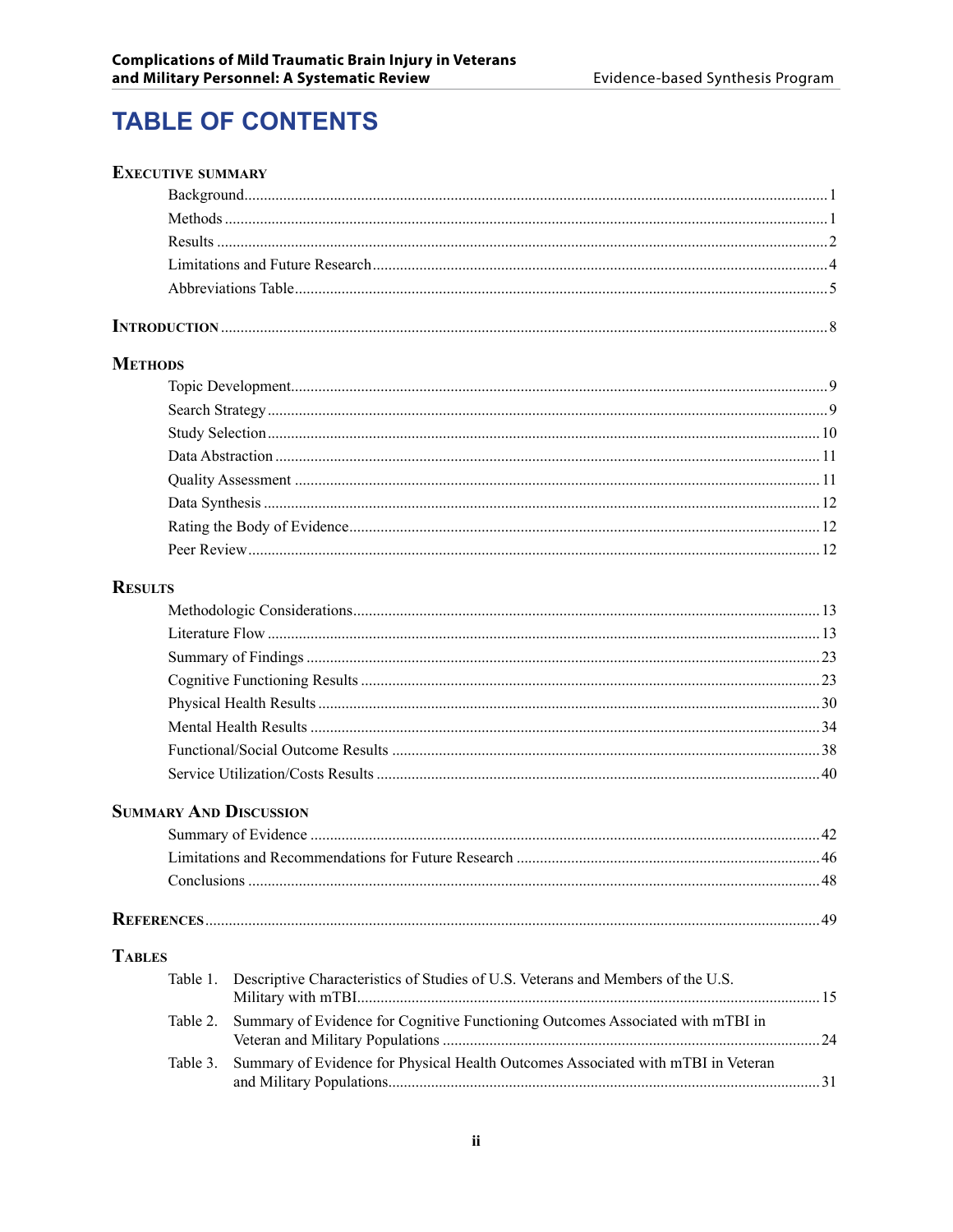# TABLE OF CONTENTS

**Executive summary**

- Background ... 1
- Methods ... 1
- Results ... 2
- Limitations and Future Research ... 4
- Abbreviations Table ... 5

**Introduction** ... 8

**Methods**

- Topic Development ... 9
- Search Strategy ... 9
- Study Selection ... 10
- Data Abstraction ... 11
- Quality Assessment ... 11
- Data Synthesis ... 12
- Rating the Body of Evidence ... 12
- Peer Review ... 12

**Results**

- Methodologic Considerations ... 13
- Literature Flow ... 13
- Summary of Findings ... 23
- Cognitive Functioning Results ... 23
- Physical Health Results ... 30
- Mental Health Results ... 34
- Functional/Social Outcome Results ... 38
- Service Utilization/Costs Results ... 40

**Summary And Discussion**

- Summary of Evidence ... 42
- Limitations and Recommendations for Future Research ... 46
- Conclusions ... 48

**References** ... 49

**Tables**

- Table 1. Descriptive Characteristics of Studies of U.S. Veterans and Members of the U.S. Military with mTBI ... 15
- Table 2. Summary of Evidence for Cognitive Functioning Outcomes Associated with mTBI in Veteran and Military Populations ... 24
- Table 3. Summary of Evidence for Physical Health Outcomes Associated with mTBI in Veteran and Military Populations ... 31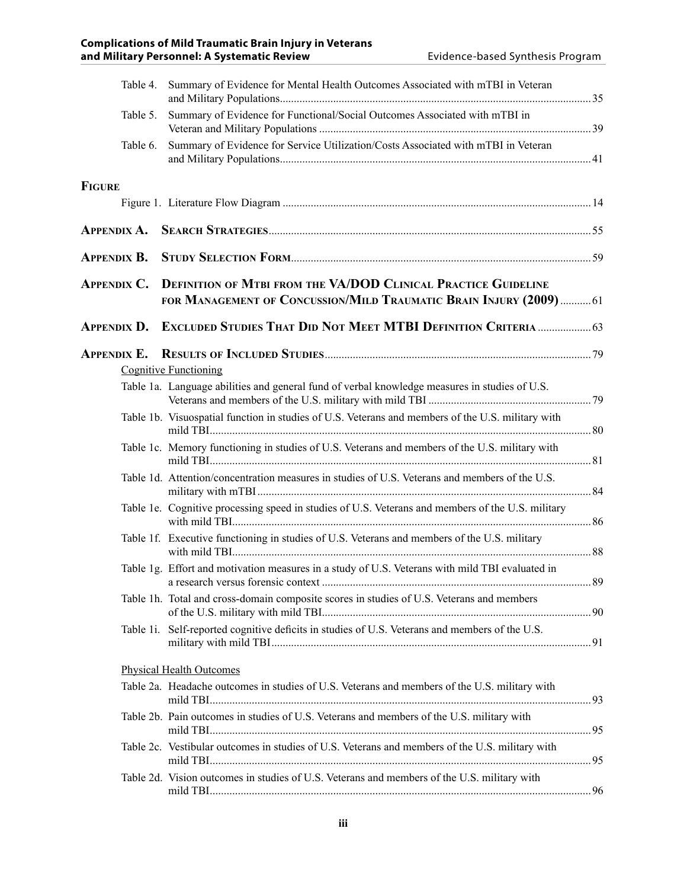Table 4. Summary of Evidence for Mental Health Outcomes Associated with mTBI in Veteran and Military Populations ... 35

Table 5. Summary of Evidence for Functional/Social Outcomes Associated with mTBI in Veteran and Military Populations ... 39

Table 6. Summary of Evidence for Service Utilization/Costs Associated with mTBI in Veteran and Military Populations ... 41

**FIGURE**

Figure 1. Literature Flow Diagram ... 14

**APPENDIX A. SEARCH STRATEGIES** ... 55

**APPENDIX B. STUDY SELECTION FORM** ... 59

**APPENDIX C. DEFINITION OF MTBI FROM THE VA/DOD CLINICAL PRACTICE GUIDELINE FOR MANAGEMENT OF CONCUSSION/MILD TRAUMATIC BRAIN INJURY (2009)** ... 61

**APPENDIX D. EXCLUDED STUDIES THAT DID NOT MEET MTBI DEFINITION CRITERIA** ... 63

**APPENDIX E. RESULTS OF INCLUDED STUDIES** ... 79

Cognitive Functioning

Table 1a. Language abilities and general fund of verbal knowledge measures in studies of U.S. Veterans and members of the U.S. military with mild TBI ... 79

Table 1b. Visuospatial function in studies of U.S. Veterans and members of the U.S. military with mild TBI ... 80

Table 1c. Memory functioning in studies of U.S. Veterans and members of the U.S. military with mild TBI ... 81

Table 1d. Attention/concentration measures in studies of U.S. Veterans and members of the U.S. military with mTBI ... 84

Table 1e. Cognitive processing speed in studies of U.S. Veterans and members of the U.S. military with mild TBI ... 86

Table 1f. Executive functioning in studies of U.S. Veterans and members of the U.S. military with mild TBI ... 88

Table 1g. Effort and motivation measures in a study of U.S. Veterans with mild TBI evaluated in a research versus forensic context ... 89

Table 1h. Total and cross-domain composite scores in studies of U.S. Veterans and members of the U.S. military with mild TBI ... 90

Table 1i. Self-reported cognitive deficits in studies of U.S. Veterans and members of the U.S. military with mild TBI ... 91

Physical Health Outcomes

Table 2a. Headache outcomes in studies of U.S. Veterans and members of the U.S. military with mild TBI ... 93

Table 2b. Pain outcomes in studies of U.S. Veterans and members of the U.S. military with mild TBI ... 95

Table 2c. Vestibular outcomes in studies of U.S. Veterans and members of the U.S. military with mild TBI ... 95

Table 2d. Vision outcomes in studies of U.S. Veterans and members of the U.S. military with mild TBI ... 96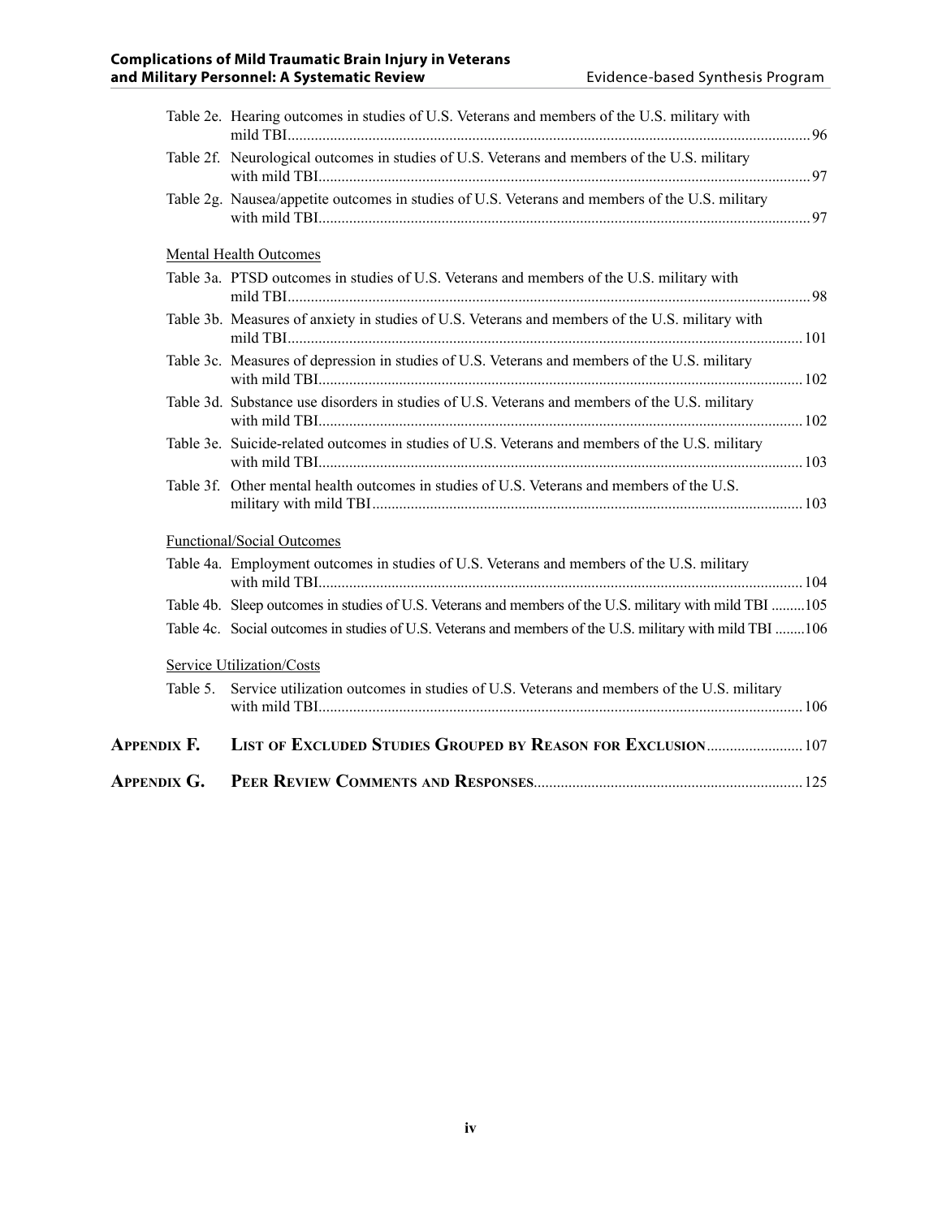Table 2e. Hearing outcomes in studies of U.S. Veterans and members of the U.S. military with mild TBI ........ 96

Table 2f. Neurological outcomes in studies of U.S. Veterans and members of the U.S. military with mild TBI ........ 97

Table 2g. Nausea/appetite outcomes in studies of U.S. Veterans and members of the U.S. military with mild TBI ........ 97

Mental Health Outcomes

Table 3a. PTSD outcomes in studies of U.S. Veterans and members of the U.S. military with mild TBI ........ 98

Table 3b. Measures of anxiety in studies of U.S. Veterans and members of the U.S. military with mild TBI ........ 101

Table 3c. Measures of depression in studies of U.S. Veterans and members of the U.S. military with mild TBI ........ 102

Table 3d. Substance use disorders in studies of U.S. Veterans and members of the U.S. military with mild TBI ........ 102

Table 3e. Suicide-related outcomes in studies of U.S. Veterans and members of the U.S. military with mild TBI ........ 103

Table 3f. Other mental health outcomes in studies of U.S. Veterans and members of the U.S. military with mild TBI ........ 103

Functional/Social Outcomes

Table 4a. Employment outcomes in studies of U.S. Veterans and members of the U.S. military with mild TBI ........ 104

Table 4b. Sleep outcomes in studies of U.S. Veterans and members of the U.S. military with mild TBI ........ 105

Table 4c. Social outcomes in studies of U.S. Veterans and members of the U.S. military with mild TBI ........ 106

Service Utilization/Costs

Table 5. Service utilization outcomes in studies of U.S. Veterans and members of the U.S. military with mild TBI ........ 106

**Appendix F. List of Excluded Studies Grouped by Reason for Exclusion** ........ 107

**Appendix G. Peer Review Comments and Responses** ........ 125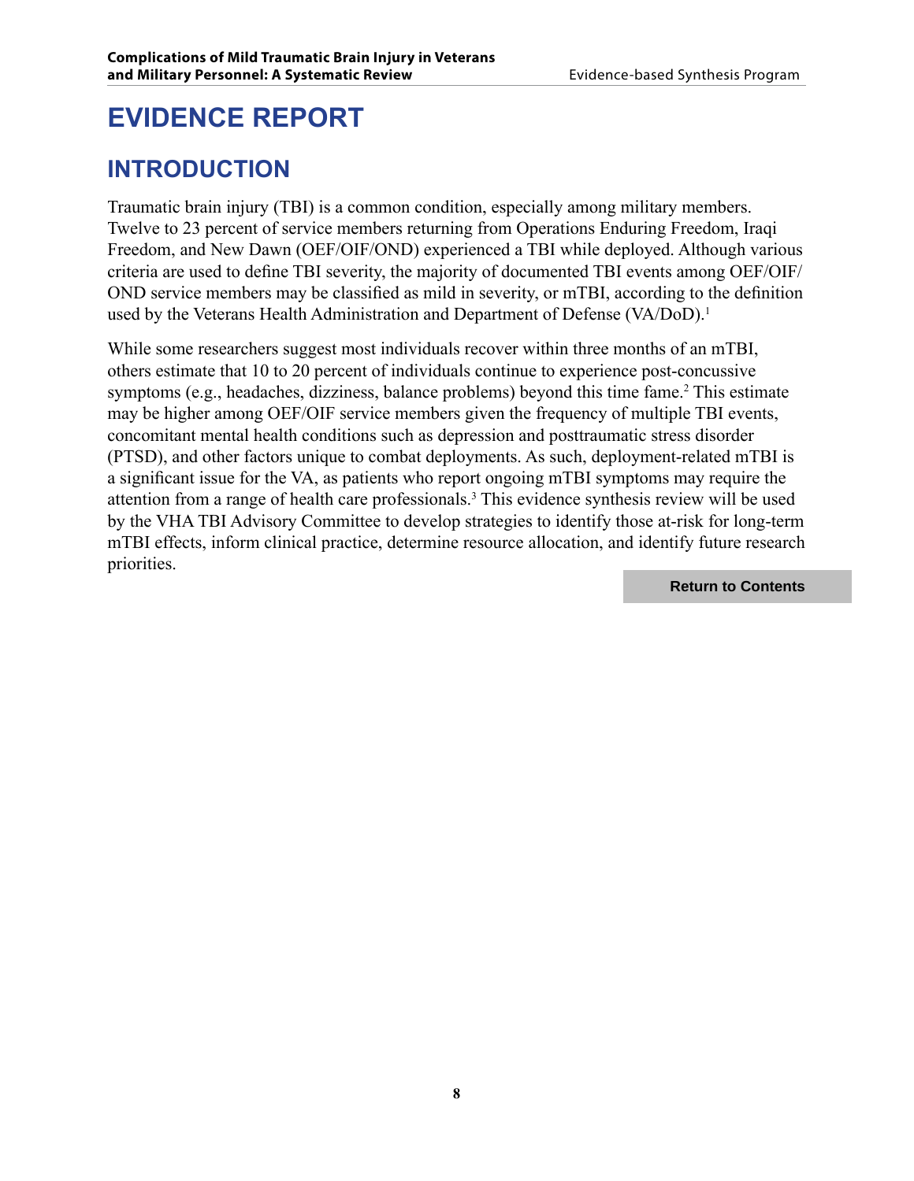# EVIDENCE REPORT

## INTRODUCTION

Traumatic brain injury (TBI) is a common condition, especially among military members. Twelve to 23 percent of service members returning from Operations Enduring Freedom, Iraqi Freedom, and New Dawn (OEF/OIF/OND) experienced a TBI while deployed. Although various criteria are used to define TBI severity, the majority of documented TBI events among OEF/OIF/OND service members may be classified as mild in severity, or mTBI, according to the definition used by the Veterans Health Administration and Department of Defense (VA/DoD).[1]

While some researchers suggest most individuals recover within three months of an mTBI, others estimate that 10 to 20 percent of individuals continue to experience post-concussive symptoms (e.g., headaches, dizziness, balance problems) beyond this time fame.[2] This estimate may be higher among OEF/OIF service members given the frequency of multiple TBI events, concomitant mental health conditions such as depression and posttraumatic stress disorder (PTSD), and other factors unique to combat deployments. As such, deployment-related mTBI is a significant issue for the VA, as patients who report ongoing mTBI symptoms may require the attention from a range of health care professionals.[3] This evidence synthesis review will be used by the VHA TBI Advisory Committee to develop strategies to identify those at-risk for long-term mTBI effects, inform clinical practice, determine resource allocation, and identify future research priorities.

Return to Contents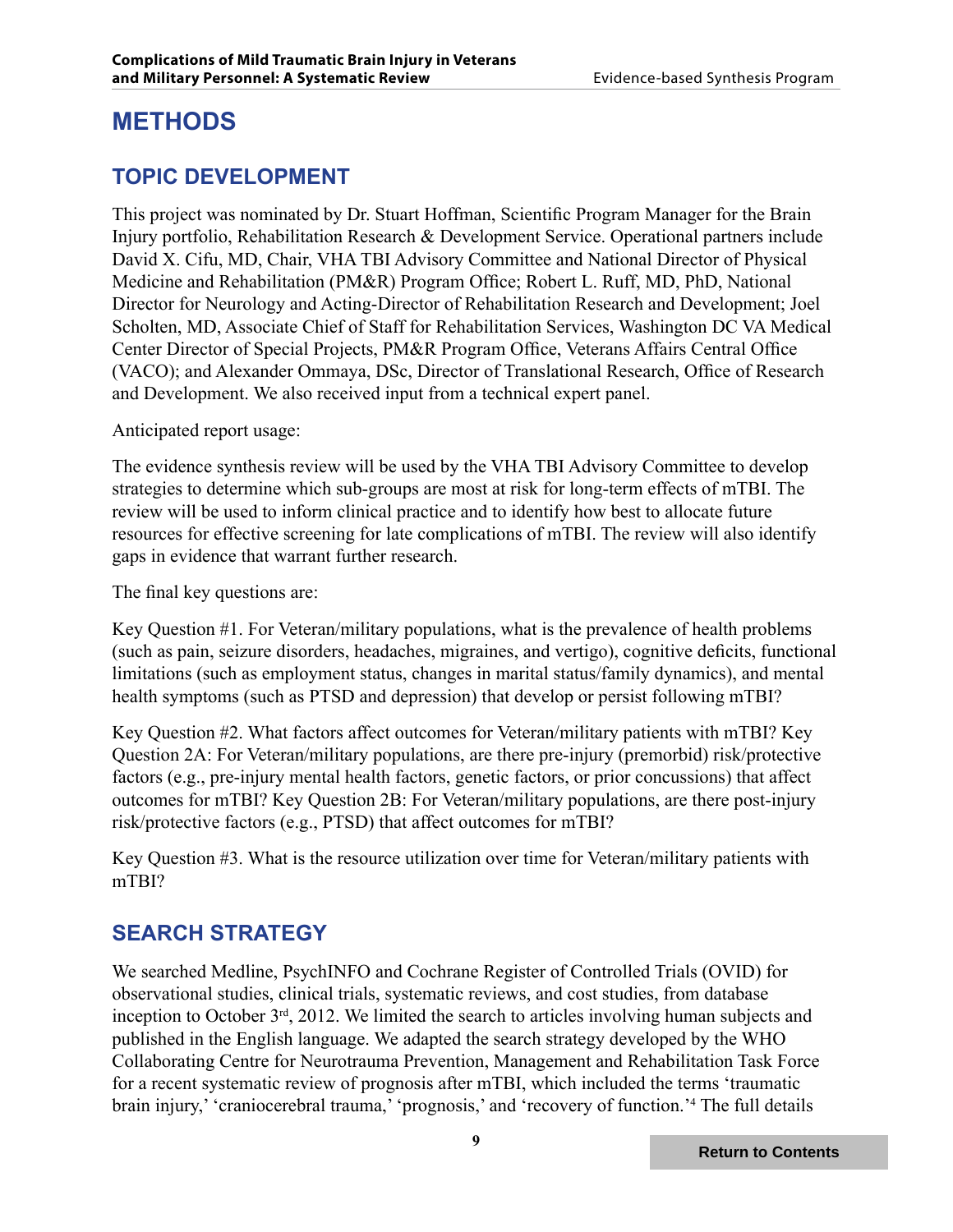# METHODS

## TOPIC DEVELOPMENT

This project was nominated by Dr. Stuart Hoffman, Scientific Program Manager for the Brain Injury portfolio, Rehabilitation Research & Development Service. Operational partners include David X. Cifu, MD, Chair, VHA TBI Advisory Committee and National Director of Physical Medicine and Rehabilitation (PM&R) Program Office; Robert L. Ruff, MD, PhD, National Director for Neurology and Acting-Director of Rehabilitation Research and Development; Joel Scholten, MD, Associate Chief of Staff for Rehabilitation Services, Washington DC VA Medical Center Director of Special Projects, PM&R Program Office, Veterans Affairs Central Office (VACO); and Alexander Ommaya, DSc, Director of Translational Research, Office of Research and Development. We also received input from a technical expert panel.

Anticipated report usage:

The evidence synthesis review will be used by the VHA TBI Advisory Committee to develop strategies to determine which sub-groups are most at risk for long-term effects of mTBI. The review will be used to inform clinical practice and to identify how best to allocate future resources for effective screening for late complications of mTBI. The review will also identify gaps in evidence that warrant further research.

The final key questions are:

Key Question #1. For Veteran/military populations, what is the prevalence of health problems (such as pain, seizure disorders, headaches, migraines, and vertigo), cognitive deficits, functional limitations (such as employment status, changes in marital status/family dynamics), and mental health symptoms (such as PTSD and depression) that develop or persist following mTBI?

Key Question #2. What factors affect outcomes for Veteran/military patients with mTBI? Key Question 2A: For Veteran/military populations, are there pre-injury (premorbid) risk/protective factors (e.g., pre-injury mental health factors, genetic factors, or prior concussions) that affect outcomes for mTBI? Key Question 2B: For Veteran/military populations, are there post-injury risk/protective factors (e.g., PTSD) that affect outcomes for mTBI?

Key Question #3. What is the resource utilization over time for Veteran/military patients with mTBI?

## SEARCH STRATEGY

We searched Medline, PsychINFO and Cochrane Register of Controlled Trials (OVID) for observational studies, clinical trials, systematic reviews, and cost studies, from database inception to October 3rd, 2012. We limited the search to articles involving human subjects and published in the English language. We adapted the search strategy developed by the WHO Collaborating Centre for Neurotrauma Prevention, Management and Rehabilitation Task Force for a recent systematic review of prognosis after mTBI, which included the terms 'traumatic brain injury,' 'craniocerebral trauma,' 'prognosis,' and 'recovery of function.'[4] The full details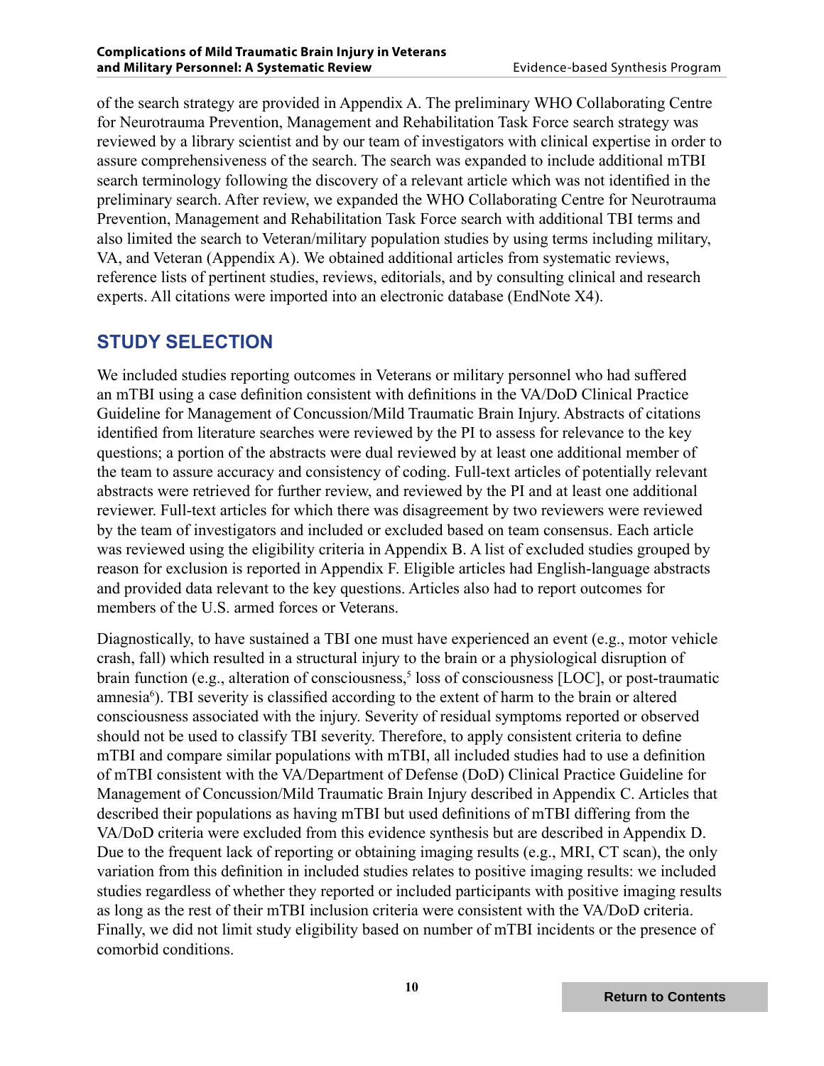of the search strategy are provided in Appendix A. The preliminary WHO Collaborating Centre for Neurotrauma Prevention, Management and Rehabilitation Task Force search strategy was reviewed by a library scientist and by our team of investigators with clinical expertise in order to assure comprehensiveness of the search. The search was expanded to include additional mTBI search terminology following the discovery of a relevant article which was not identified in the preliminary search. After review, we expanded the WHO Collaborating Centre for Neurotrauma Prevention, Management and Rehabilitation Task Force search with additional TBI terms and also limited the search to Veteran/military population studies by using terms including military, VA, and Veteran (Appendix A). We obtained additional articles from systematic reviews, reference lists of pertinent studies, reviews, editorials, and by consulting clinical and research experts. All citations were imported into an electronic database (EndNote X4).

## STUDY SELECTION

We included studies reporting outcomes in Veterans or military personnel who had suffered an mTBI using a case definition consistent with definitions in the VA/DoD Clinical Practice Guideline for Management of Concussion/Mild Traumatic Brain Injury. Abstracts of citations identified from literature searches were reviewed by the PI to assess for relevance to the key questions; a portion of the abstracts were dual reviewed by at least one additional member of the team to assure accuracy and consistency of coding. Full-text articles of potentially relevant abstracts were retrieved for further review, and reviewed by the PI and at least one additional reviewer. Full-text articles for which there was disagreement by two reviewers were reviewed by the team of investigators and included or excluded based on team consensus. Each article was reviewed using the eligibility criteria in Appendix B. A list of excluded studies grouped by reason for exclusion is reported in Appendix F. Eligible articles had English-language abstracts and provided data relevant to the key questions. Articles also had to report outcomes for members of the U.S. armed forces or Veterans.

Diagnostically, to have sustained a TBI one must have experienced an event (e.g., motor vehicle crash, fall) which resulted in a structural injury to the brain or a physiological disruption of brain function (e.g., alteration of consciousness,[5] loss of consciousness [LOC], or post-traumatic amnesia[6]). TBI severity is classified according to the extent of harm to the brain or altered consciousness associated with the injury. Severity of residual symptoms reported or observed should not be used to classify TBI severity. Therefore, to apply consistent criteria to define mTBI and compare similar populations with mTBI, all included studies had to use a definition of mTBI consistent with the VA/Department of Defense (DoD) Clinical Practice Guideline for Management of Concussion/Mild Traumatic Brain Injury described in Appendix C. Articles that described their populations as having mTBI but used definitions of mTBI differing from the VA/DoD criteria were excluded from this evidence synthesis but are described in Appendix D. Due to the frequent lack of reporting or obtaining imaging results (e.g., MRI, CT scan), the only variation from this definition in included studies relates to positive imaging results: we included studies regardless of whether they reported or included participants with positive imaging results as long as the rest of their mTBI inclusion criteria were consistent with the VA/DoD criteria. Finally, we did not limit study eligibility based on number of mTBI incidents or the presence of comorbid conditions.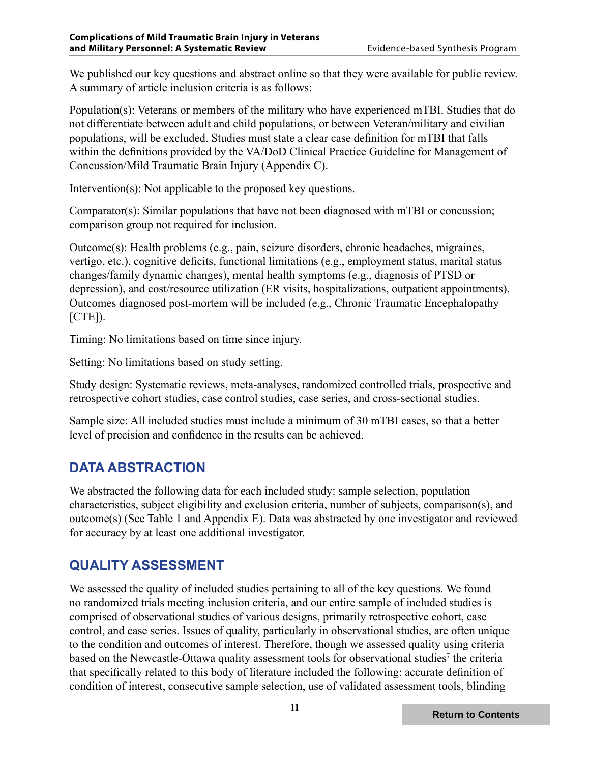We published our key questions and abstract online so that they were available for public review. A summary of article inclusion criteria is as follows:

Population(s): Veterans or members of the military who have experienced mTBI. Studies that do not differentiate between adult and child populations, or between Veteran/military and civilian populations, will be excluded. Studies must state a clear case definition for mTBI that falls within the definitions provided by the VA/DoD Clinical Practice Guideline for Management of Concussion/Mild Traumatic Brain Injury (Appendix C).

Intervention(s): Not applicable to the proposed key questions.

Comparator(s): Similar populations that have not been diagnosed with mTBI or concussion; comparison group not required for inclusion.

Outcome(s): Health problems (e.g., pain, seizure disorders, chronic headaches, migraines, vertigo, etc.), cognitive deficits, functional limitations (e.g., employment status, marital status changes/family dynamic changes), mental health symptoms (e.g., diagnosis of PTSD or depression), and cost/resource utilization (ER visits, hospitalizations, outpatient appointments). Outcomes diagnosed post-mortem will be included (e.g., Chronic Traumatic Encephalopathy [CTE]).

Timing: No limitations based on time since injury.

Setting: No limitations based on study setting.

Study design: Systematic reviews, meta-analyses, randomized controlled trials, prospective and retrospective cohort studies, case control studies, case series, and cross-sectional studies.

Sample size: All included studies must include a minimum of 30 mTBI cases, so that a better level of precision and confidence in the results can be achieved.

## DATA ABSTRACTION

We abstracted the following data for each included study: sample selection, population characteristics, subject eligibility and exclusion criteria, number of subjects, comparison(s), and outcome(s) (See Table 1 and Appendix E). Data was abstracted by one investigator and reviewed for accuracy by at least one additional investigator.

## QUALITY ASSESSMENT

We assessed the quality of included studies pertaining to all of the key questions. We found no randomized trials meeting inclusion criteria, and our entire sample of included studies is comprised of observational studies of various designs, primarily retrospective cohort, case control, and case series. Issues of quality, particularly in observational studies, are often unique to the condition and outcomes of interest. Therefore, though we assessed quality using criteria based on the Newcastle-Ottawa quality assessment tools for observational studies[7] the criteria that specifically related to this body of literature included the following: accurate definition of condition of interest, consecutive sample selection, use of validated assessment tools, blinding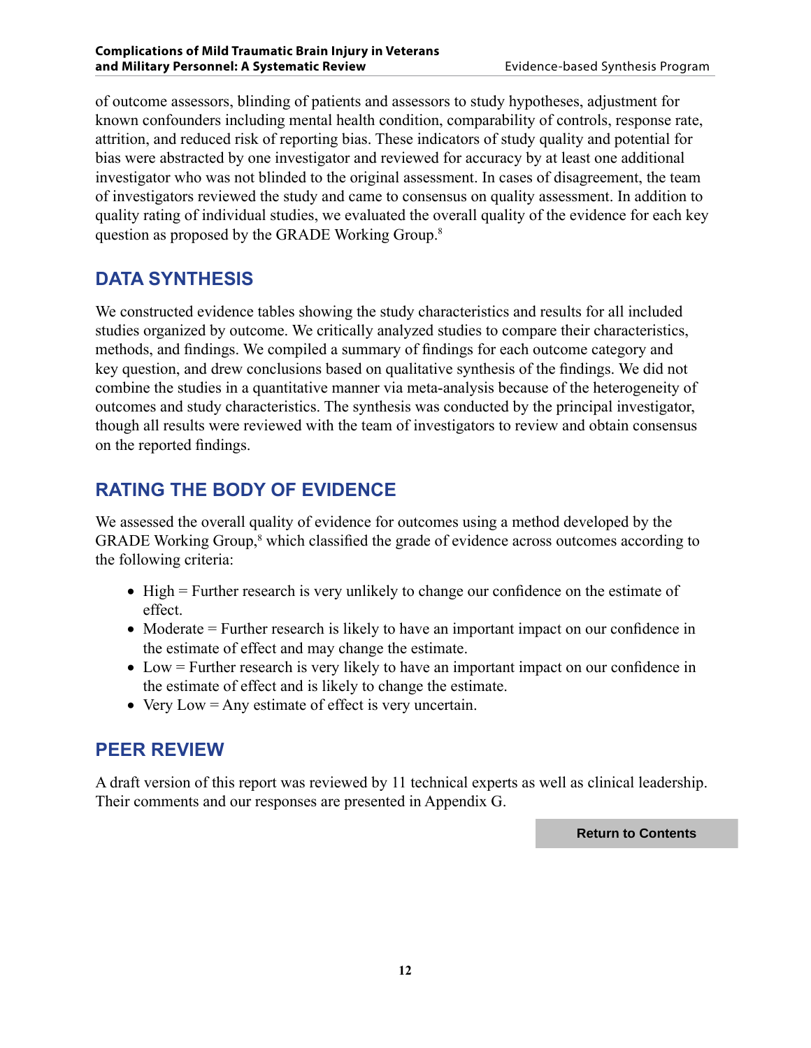of outcome assessors, blinding of patients and assessors to study hypotheses, adjustment for known confounders including mental health condition, comparability of controls, response rate, attrition, and reduced risk of reporting bias. These indicators of study quality and potential for bias were abstracted by one investigator and reviewed for accuracy by at least one additional investigator who was not blinded to the original assessment. In cases of disagreement, the team of investigators reviewed the study and came to consensus on quality assessment. In addition to quality rating of individual studies, we evaluated the overall quality of the evidence for each key question as proposed by the GRADE Working Group.[8]

## DATA SYNTHESIS

We constructed evidence tables showing the study characteristics and results for all included studies organized by outcome. We critically analyzed studies to compare their characteristics, methods, and findings. We compiled a summary of findings for each outcome category and key question, and drew conclusions based on qualitative synthesis of the findings. We did not combine the studies in a quantitative manner via meta-analysis because of the heterogeneity of outcomes and study characteristics. The synthesis was conducted by the principal investigator, though all results were reviewed with the team of investigators to review and obtain consensus on the reported findings.

## RATING THE BODY OF EVIDENCE

We assessed the overall quality of evidence for outcomes using a method developed by the GRADE Working Group,[8] which classified the grade of evidence across outcomes according to the following criteria:

- High = Further research is very unlikely to change our confidence on the estimate of effect.
- Moderate = Further research is likely to have an important impact on our confidence in the estimate of effect and may change the estimate.
- Low = Further research is very likely to have an important impact on our confidence in the estimate of effect and is likely to change the estimate.
- Very Low = Any estimate of effect is very uncertain.

## PEER REVIEW

A draft version of this report was reviewed by 11 technical experts as well as clinical leadership. Their comments and our responses are presented in Appendix G.

Return to Contents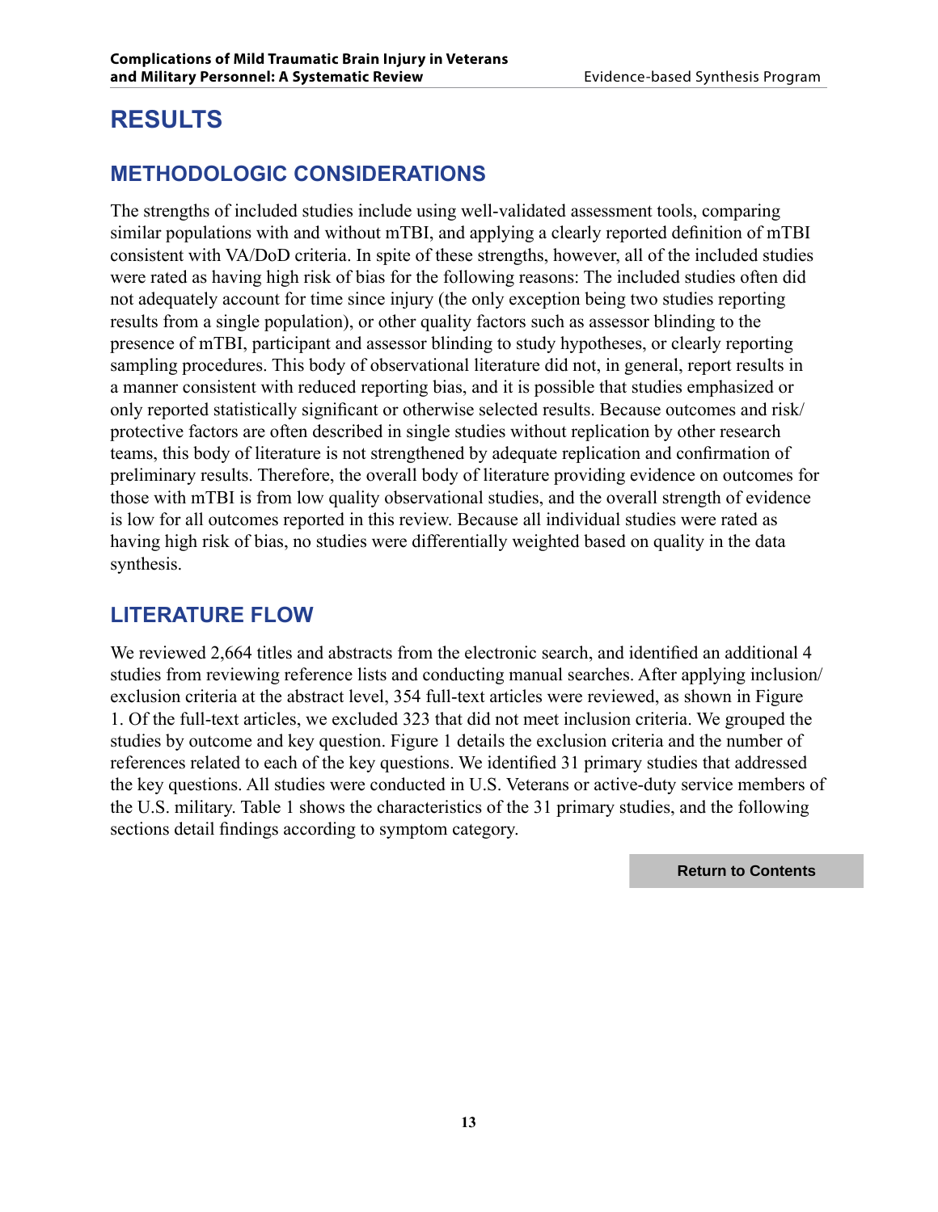# RESULTS

## METHODOLOGIC CONSIDERATIONS

The strengths of included studies include using well-validated assessment tools, comparing similar populations with and without mTBI, and applying a clearly reported definition of mTBI consistent with VA/DoD criteria. In spite of these strengths, however, all of the included studies were rated as having high risk of bias for the following reasons: The included studies often did not adequately account for time since injury (the only exception being two studies reporting results from a single population), or other quality factors such as assessor blinding to the presence of mTBI, participant and assessor blinding to study hypotheses, or clearly reporting sampling procedures. This body of observational literature did not, in general, report results in a manner consistent with reduced reporting bias, and it is possible that studies emphasized or only reported statistically significant or otherwise selected results. Because outcomes and risk/protective factors are often described in single studies without replication by other research teams, this body of literature is not strengthened by adequate replication and confirmation of preliminary results. Therefore, the overall body of literature providing evidence on outcomes for those with mTBI is from low quality observational studies, and the overall strength of evidence is low for all outcomes reported in this review. Because all individual studies were rated as having high risk of bias, no studies were differentially weighted based on quality in the data synthesis.

## LITERATURE FLOW

We reviewed 2,664 titles and abstracts from the electronic search, and identified an additional 4 studies from reviewing reference lists and conducting manual searches. After applying inclusion/exclusion criteria at the abstract level, 354 full-text articles were reviewed, as shown in Figure 1. Of the full-text articles, we excluded 323 that did not meet inclusion criteria. We grouped the studies by outcome and key question. Figure 1 details the exclusion criteria and the number of references related to each of the key questions. We identified 31 primary studies that addressed the key questions. All studies were conducted in U.S. Veterans or active-duty service members of the U.S. military. Table 1 shows the characteristics of the 31 primary studies, and the following sections detail findings according to symptom category.

Return to Contents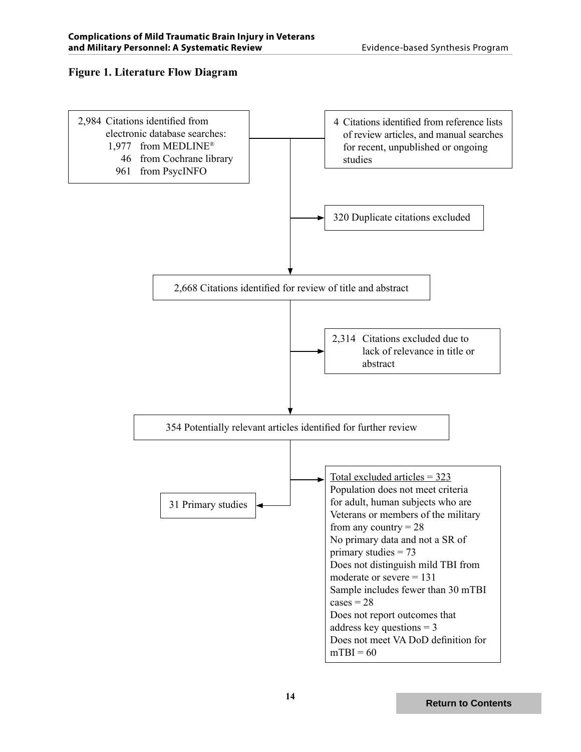**Figure 1. Literature Flow Diagram**

2,984 Citations identified from electronic database searches:
- 1,977 from MEDLINE®
- 46 from Cochrane library
- 961 from PsycINFO

4 Citations identified from reference lists of review articles, and manual searches for recent, unpublished or ongoing studies

320 Duplicate citations excluded

2,668 Citations identified for review of title and abstract

2,314 Citations excluded due to lack of relevance in title or abstract

354 Potentially relevant articles identified for further review

Total excluded articles = 323
- Population does not meet criteria for adult, human subjects who are Veterans or members of the military from any country = 28
- No primary data and not a SR of primary studies = 73
- Does not distinguish mild TBI from moderate or severe = 131
- Sample includes fewer than 30 mTBI cases = 28
- Does not report outcomes that address key questions = 3
- Does not meet VA DoD definition for mTBI = 60

31 Primary studies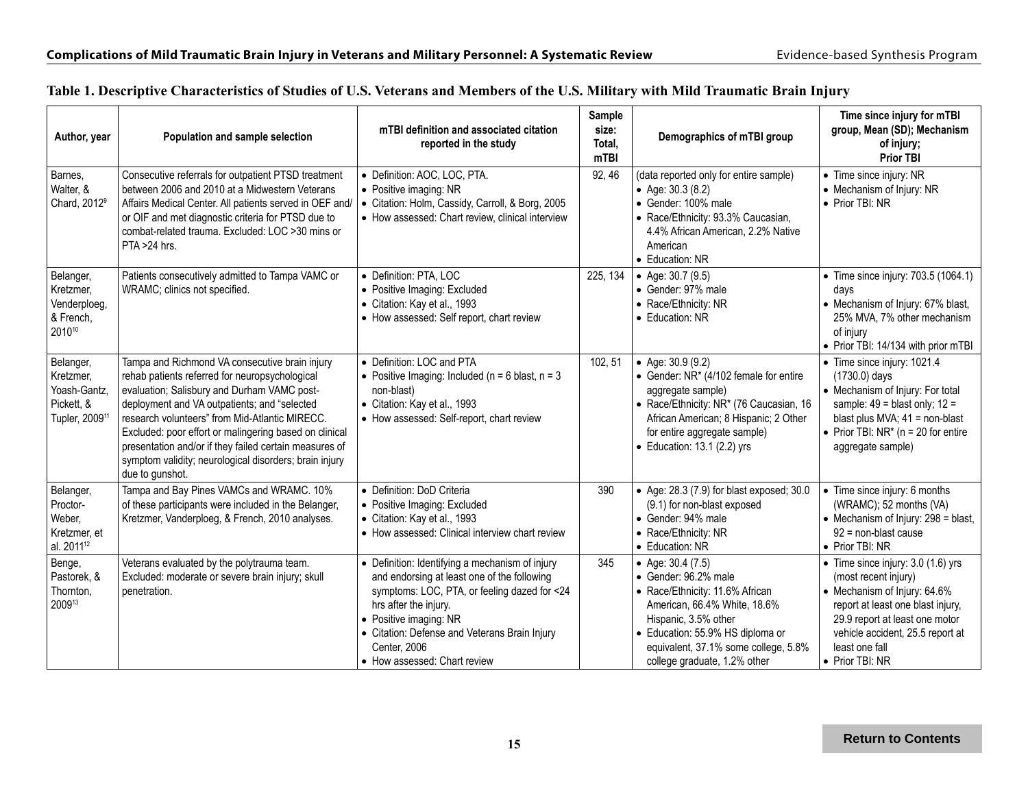**Table 1. Descriptive Characteristics of Studies of U.S. Veterans and Members of the U.S. Military with Mild Traumatic Brain Injury**

| Author, year | Population and sample selection | mTBI definition and associated citation reported in the study | Sample size: Total, mTBI | Demographics of mTBI group | Time since injury for mTBI group, Mean (SD); Mechanism of injury; Prior TBI |
|---|---|---|---|---|---|
| Barnes, Walter, & Chard, 2012[9] | Consecutive referrals for outpatient PTSD treatment between 2006 and 2010 at a Midwestern Veterans Affairs Medical Center. All patients served in OEF and/or OIF and met diagnostic criteria for PTSD due to combat-related trauma. Excluded: LOC >30 mins or PTA >24 hrs. | • Definition: AOC, LOC, PTA.<br>• Positive imaging: NR<br>• Citation: Holm, Cassidy, Carroll, & Borg, 2005<br>• How assessed: Chart review, clinical interview | 92, 46 | (data reported only for entire sample)<br>• Age: 30.3 (8.2)<br>• Gender: 100% male<br>• Race/Ethnicity: 93.3% Caucasian, 4.4% African American, 2.2% Native American<br>• Education: NR | • Time since injury: NR<br>• Mechanism of Injury: NR<br>• Prior TBI: NR |
| Belanger, Kretzmer, Vanderploeg, & French, 2010[10] | Patients consecutively admitted to Tampa VAMC or WRAMC; clinics not specified. | • Definition: PTA, LOC<br>• Positive Imaging: Excluded<br>• Citation: Kay et al., 1993<br>• How assessed: Self report, chart review | 225, 134 | • Age: 30.7 (9.5)<br>• Gender: 97% male<br>• Race/Ethnicity: NR<br>• Education: NR | • Time since injury: 703.5 (1064.1) days<br>• Mechanism of Injury: 67% blast, 25% MVA, 7% other mechanism of injury<br>• Prior TBI: 14/134 with prior mTBI |
| Belanger, Kretzmer, Yoash-Gantz, Pickett, & Tupler, 2009[11] | Tampa and Richmond VA consecutive brain injury rehab patients referred for neuropsychological evaluation; Salisbury and Durham VAMC post-deployment and VA outpatients; and "selected research volunteers" from Mid-Atlantic MIRECC. Excluded: poor effort or malingering based on clinical presentation and/or if they failed certain measures of symptom validity; neurological disorders; brain injury due to gunshot. | • Definition: LOC and PTA<br>• Positive Imaging: Included (n = 6 blast, n = 3 non-blast)<br>• Citation: Kay et al., 1993<br>• How assessed: Self-report, chart review | 102, 51 | • Age: 30.9 (9.2)<br>• Gender: NR* (4/102 female for entire aggregate sample)<br>• Race/Ethnicity: NR* (76 Caucasian, 16 African American; 8 Hispanic; 2 Other for entire aggregate sample)<br>• Education: 13.1 (2.2) yrs | • Time since injury: 1021.4 (1730.0) days<br>• Mechanism of Injury: For total sample: 49 = blast only; 12 = blast plus MVA; 41 = non-blast<br>• Prior TBI: NR* (n = 20 for entire aggregate sample) |
| Belanger, Proctor-Weber, Kretzmer et al. 2011[12] | Tampa and Bay Pines VAMCs and WRAMC. 10% of these participants were included in the Belanger, Kretzmer, Vanderploeg, & French, 2010 analyses. | • Definition: DoD Criteria<br>• Positive Imaging: Excluded<br>• Citation: Kay et al., 1993<br>• How assessed: Clinical interview chart review | 390 | • Age: 28.3 (7.9) for blast exposed; 30.0 (9.1) for non-blast exposed<br>• Gender: 94% male<br>• Race/Ethnicity: NR<br>• Education: NR | • Time since injury: 6 months (WRAMC); 52 months (VA)<br>• Mechanism of Injury: 298 = blast, 92 = non-blast cause<br>• Prior TBI: NR |
| Benge, Pastorek, & Thornton, 2009[13] | Veterans evaluated by the polytrauma team. Excluded: moderate or severe brain injury; skull penetration. | • Definition: Identifying a mechanism of injury and endorsing at least one of the following symptoms: LOC, PTA, or feeling dazed for <24 hrs after the injury.<br>• Positive imaging: NR<br>• Citation: Defense and Veterans Brain Injury Center, 2006<br>• How assessed: Chart review | 345 | • Age: 30.4 (7.5)<br>• Gender: 96.2% male<br>• Race/Ethnicity: 11.6% African American, 66.4% White, 18.6% Hispanic, 3.5% other<br>• Education: 55.9% HS diploma or equivalent, 37.1% some college, 5.8% college graduate, 1.2% other | • Time since injury: 3.0 (1.6) yrs (most recent injury)<br>• Mechanism of Injury: 64.6% report at least one blast injury, 29.9 report at least one motor vehicle accident, 25.5 report at least one fall<br>• Prior TBI: NR |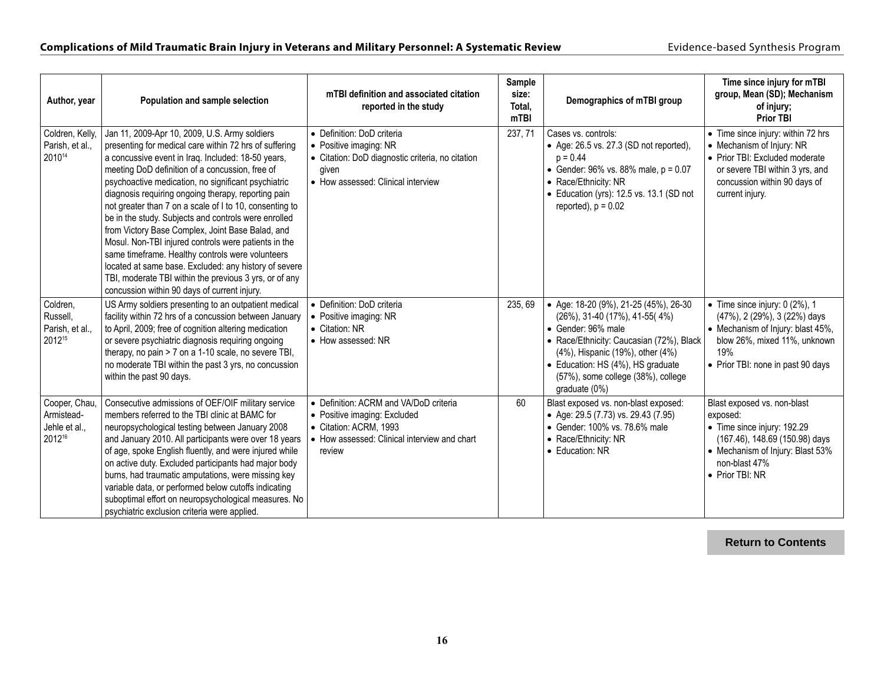| Author, year | Population and sample selection | mTBI definition and associated citation reported in the study | Sample size: Total, mTBI | Demographics of mTBI group | Time since injury for mTBI group, Mean (SD); Mechanism of injury; Prior TBI |
|---|---|---|---|---|---|
| Coldren, Kelly, Parish, et al., 2010[14] | Jan 11, 2009-Apr 10, 2009, U.S. Army soldiers presenting for medical care within 72 hrs of suffering a concussive event in Iraq. Included: 18-50 years, meeting DoD definition of a concussion, free of psychoactive medication, no significant psychiatric diagnosis requiring ongoing therapy, reporting pain not greater than 7 on a scale of I to 10, consenting to be in the study. Subjects and controls were enrolled from Victory Base Complex, Joint Base Balad, and Mosul. Non-TBI injured controls were patients in the same timeframe. Healthy controls were volunteers located at same base. Excluded: any history of severe TBI, moderate TBI within the previous 3 yrs, or of any concussion within 90 days of current injury. | • Definition: DoD criteria<br>• Positive imaging: NR<br>• Citation: DoD diagnostic criteria, no citation given<br>• How assessed: Clinical interview | 237, 71 | Cases vs. controls:<br>• Age: 26.5 vs. 27.3 (SD not reported), p = 0.44<br>• Gender: 96% vs. 88% male, p = 0.07<br>• Race/Ethnicity: NR<br>• Education (yrs): 12.5 vs. 13.1 (SD not reported), p = 0.02 | • Time since injury: within 72 hrs<br>• Mechanism of Injury: NR<br>• Prior TBI: Excluded moderate or severe TBI within 3 yrs, and concussion within 90 days of current injury. |
| Coldren, Russell, Parish, et al., 2012[15] | US Army soldiers presenting to an outpatient medical facility within 72 hrs of a concussion between January to April, 2009; free of cognition altering medication or severe psychiatric diagnosis requiring ongoing therapy, no pain > 7 on a 1-10 scale, no severe TBI, no moderate TBI within the past 3 yrs, no concussion within the past 90 days. | • Definition: DoD criteria<br>• Positive imaging: NR<br>• Citation: NR<br>• How assessed: NR | 235, 69 | • Age: 18-20 (9%), 21-25 (45%), 26-30 (26%), 31-40 (17%), 41-55( 4%)<br>• Gender: 96% male<br>• Race/Ethnicity: Caucasian (72%), Black (4%), Hispanic (19%), other (4%)<br>• Education: HS (4%), HS graduate (57%), some college (38%), college graduate (0%) | • Time since injury: 0 (2%), 1 (47%), 2 (29%), 3 (22%) days<br>• Mechanism of Injury: blast 45%, blow 26%, mixed 11%, unknown 19%<br>• Prior TBI: none in past 90 days |
| Cooper, Chau, Armistead-Jehle et al., 2012[16] | Consecutive admissions of OEF/OIF military service members referred to the TBI clinic at BAMC for neuropsychological testing between January 2008 and January 2010. All participants were over 18 years of age, spoke English fluently, and were injured while on active duty. Excluded participants had major body burns, had traumatic amputations, were missing key variable data, or performed below cutoffs indicating suboptimal effort on neuropsychological measures. No psychiatric exclusion criteria were applied. | • Definition: ACRM and VA/DoD criteria<br>• Positive imaging: Excluded<br>• Citation: ACRM, 1993<br>• How assessed: Clinical interview and chart review | 60 | Blast exposed vs. non-blast exposed:<br>• Age: 29.5 (7.73) vs. 29.43 (7.95)<br>• Gender: 100% vs. 78.6% male<br>• Race/Ethnicity: NR<br>• Education: NR | Blast exposed vs. non-blast exposed:<br>• Time since injury: 192.29 (167.46), 148.69 (150.98) days<br>• Mechanism of Injury: Blast 53% non-blast 47%<br>• Prior TBI: NR |

Return to Contents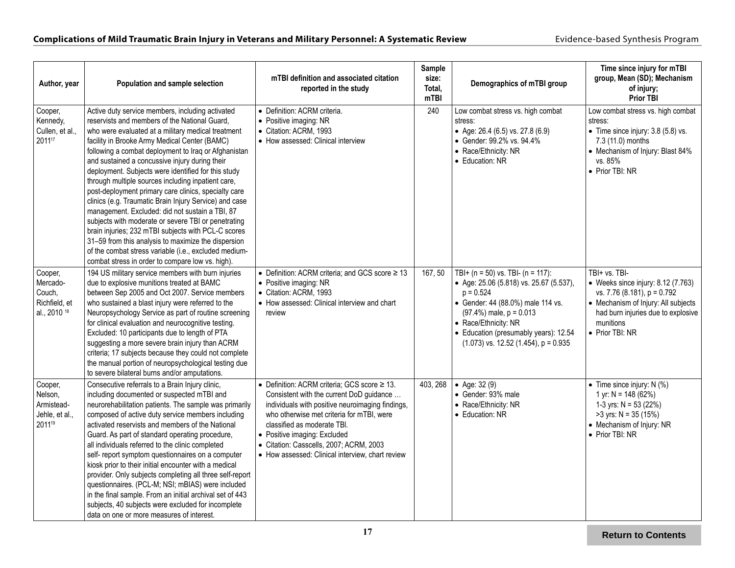| Author, year | Population and sample selection | mTBI definition and associated citation reported in the study | Sample size: Total, mTBI | Demographics of mTBI group | Time since injury for mTBI group, Mean (SD); Mechanism of injury; Prior TBI |
|---|---|---|---|---|---|
| Cooper, Kennedy, Cullen, et al., 2011[17] | Active duty service members, including activated reservists and members of the National Guard, who were evaluated at a military medical treatment facility in Brooke Army Medical Center (BAMC) following a combat deployment to Iraq or Afghanistan and sustained a concussive injury during their deployment. Subjects were identified for this study through multiple sources including inpatient care, post-deployment primary care clinics, specialty care clinics (e.g. Traumatic Brain Injury Service) and case management. Excluded: did not sustain a TBI, 87 subjects with moderate or severe TBI or penetrating brain injuries; 232 mTBI subjects with PCL-C scores 31–59 from this analysis to maximize the dispersion of the combat stress variable (i.e., excluded medium-combat stress in order to compare low vs. high). | • Definition: ACRM criteria.<br>• Positive imaging: NR<br>• Citation: ACRM, 1993<br>• How assessed: Clinical interview | 240 | Low combat stress vs. high combat stress:<br>• Age: 26.4 (6.5) vs. 27.8 (6.9)<br>• Gender: 99.2% vs. 94.4%<br>• Race/Ethnicity: NR<br>• Education: NR | Low combat stress vs. high combat stress:<br>• Time since injury: 3.8 (5.8) vs. 7.3 (11.0) months<br>• Mechanism of Injury: Blast 84% vs. 85%<br>• Prior TBI: NR |
| Cooper, Mercado-Couch, Richfield, et al., 2010[18] | 194 US military service members with burn injuries due to explosive munitions treated at BAMC between Sep 2005 and Oct 2007. Service members who sustained a blast injury were referred to the Neuropsychology Service as part of routine screening for clinical evaluation and neurocognitive testing. Excluded: 10 participants due to length of PTA suggesting a more severe brain injury than ACRM criteria; 17 subjects because they could not complete the manual portion of neuropsychological testing due to severe bilateral burns and/or amputations. | • Definition: ACRM criteria; and GCS score ≥ 13<br>• Positive imaging: NR<br>• Citation: ACRM, 1993<br>• How assessed: Clinical interview and chart review | 167, 50 | TBI+ (n = 50) vs. TBI- (n = 117):<br>• Age: 25.06 (5.818) vs. 25.67 (5.537), $p = 0.524$<br>• Gender: 44 (88.0%) male 114 vs. (97.4%) male, $p = 0.013$<br>• Race/Ethnicity: NR<br>• Education (presumably years): 12.54 (1.073) vs. 12.52 (1.454), $p = 0.935$ | TBI+ vs. TBI-<br>• Weeks since injury: 8.12 (7.763) vs. 7.76 (8.181), $p = 0.792$<br>• Mechanism of Injury: All subjects had burn injuries due to explosive munitions<br>• Prior TBI: NR |
| Cooper, Nelson, Armistead-Jehle, et al., 2011[19] | Consecutive referrals to a Brain Injury clinic, including documented or suspected mTBI and neurorehabilitation patients. The sample was primarily composed of active duty service members including activated reservists and members of the National Guard. As part of standard operating procedure, all individuals referred to the clinic completed self- report symptom questionnaires on a computer kiosk prior to their initial encounter with a medical provider. Only subjects completing all three self-report questionnaires. (PCL-M; NSI; mBIAS) were included in the final sample. From an initial archival set of 443 subjects, 40 subjects were excluded for incomplete data on one or more measures of interest. | • Definition: ACRM criteria; GCS score ≥ 13. Consistent with the current DoD guidance … individuals with positive neuroimaging findings, who otherwise met criteria for mTBI, were classified as moderate TBI.<br>• Positive imaging: Excluded<br>• Citation: Casscells, 2007; ACRM, 2003<br>• How assessed: Clinical interview, chart review | 403, 268 | • Age: 32 (9)<br>• Gender: 93% male<br>• Race/Ethnicity: NR<br>• Education: NR | • Time since injury: N (%)<br>1 yr: N = 148 (62%)<br>1-3 yrs: N = 53 (22%)<br>>3 yrs: N = 35 (15%)<br>• Mechanism of Injury: NR<br>• Prior TBI: NR |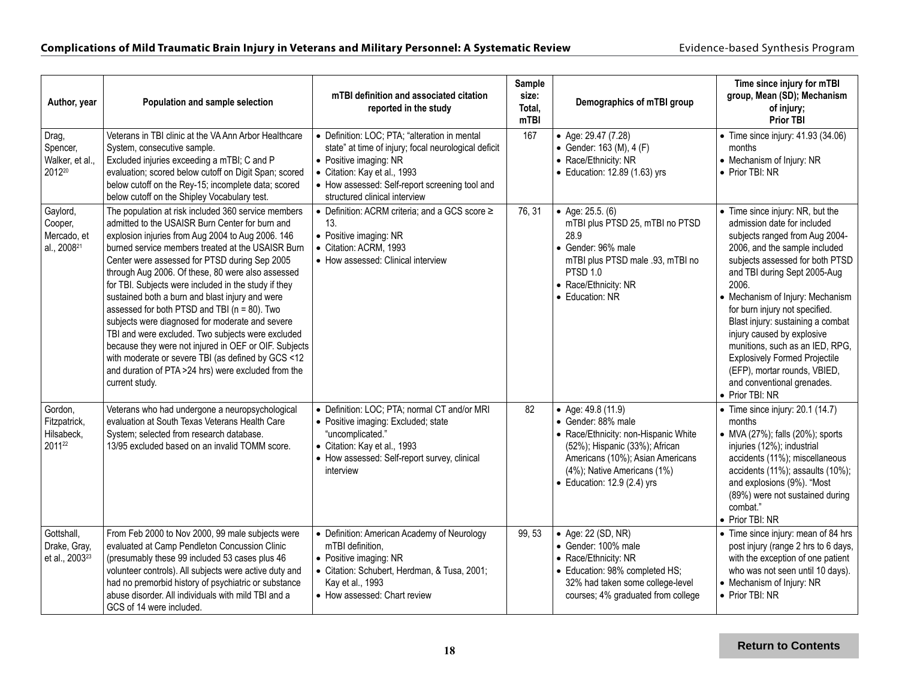| Author, year | Population and sample selection | mTBI definition and associated citation reported in the study | Sample size: Total, mTBI | Demographics of mTBI group | Time since injury for mTBI group, Mean (SD); Mechanism of injury; Prior TBI |
|---|---|---|---|---|---|
| Drag, Spencer, Walker, et al., 2012[20] | Veterans in TBI clinic at the VA Ann Arbor Healthcare System, consecutive sample. Excluded injuries exceeding a mTBI; C and P evaluation; scored below cutoff on Digit Span; scored below cutoff on the Rey-15; incomplete data; scored below cutoff on the Shipley Vocabulary test. | • Definition: LOC; PTA; "alteration in mental state" at time of injury; focal neurological deficit<br>• Positive imaging: NR<br>• Citation: Kay et al., 1993<br>• How assessed: Self-report screening tool and structured clinical interview | 167 | • Age: 29.47 (7.28)<br>• Gender: 163 (M), 4 (F)<br>• Race/Ethnicity: NR<br>• Education: 12.89 (1.63) yrs | • Time since injury: 41.93 (34.06) months<br>• Mechanism of Injury: NR<br>• Prior TBI: NR |
| Gaylord, Cooper, Mercado, et al., 2008[21] | The population at risk included 360 service members admitted to the USAISR Burn Center for burn and explosion injuries from Aug 2004 to Aug 2006. 146 burned service members treated at the USAISR Burn Center were assessed for PTSD during Sep 2005 through Aug 2006. Of these, 80 were also assessed for TBI. Subjects were included in the study if they sustained both a burn and blast injury and were assessed for both PTSD and TBI (n = 80). Two subjects were diagnosed for moderate and severe TBI and were excluded. Two subjects were excluded because they were not injured in OEF or OIF. Subjects with moderate or severe TBI (as defined by GCS <12 and duration of PTA >24 hrs) were excluded from the current study. | • Definition: ACRM criteria; and a GCS score ≥ 13.<br>• Positive imaging: NR<br>• Citation: ACRM, 1993<br>• How assessed: Clinical interview | 76, 31 | • Age: 25.5. (6)<br>mTBI plus PTSD 25, mTBI no PTSD 28.9<br>• Gender: 96% male<br>mTBI plus PTSD male .93, mTBI no PTSD 1.0<br>• Race/Ethnicity: NR<br>• Education: NR | • Time since injury: NR, but the admission date for included subjects ranged from Aug 2004-2006, and the sample included subjects assessed for both PTSD and TBI during Sept 2005-Aug 2006.<br>• Mechanism of Injury: Mechanism for burn injury not specified. Blast injury: sustaining a combat injury caused by explosive munitions, such as an IED, RPG, Explosively Formed Projectile (EFP), mortar rounds, VBIED, and conventional grenades.<br>• Prior TBI: NR |
| Gordon, Fitzpatrick, Hilsabeck, 2011[22] | Veterans who had undergone a neuropsychological evaluation at South Texas Veterans Health Care System; selected from research database. 13/95 excluded based on an invalid TOMM score. | • Definition: LOC; PTA; normal CT and/or MRI<br>• Positive imaging: Excluded; state "uncomplicated."<br>• Citation: Kay et al., 1993<br>• How assessed: Self-report survey, clinical interview | 82 | • Age: 49.8 (11.9)<br>• Gender: 88% male<br>• Race/Ethnicity: non-Hispanic White (52%); Hispanic (33%); African Americans (10%); Asian Americans (4%); Native Americans (1%)<br>• Education: 12.9 (2.4) yrs | • Time since injury: 20.1 (14.7) months<br>• MVA (27%); falls (20%); sports injuries (12%); industrial accidents (11%); miscellaneous accidents (11%); assaults (10%); and explosions (9%). "Most (89%) were not sustained during combat."<br>• Prior TBI: NR |
| Gottshall, Drake, Gray, et al., 2003[23] | From Feb 2000 to Nov 2000, 99 male subjects were evaluated at Camp Pendleton Concussion Clinic (presumably these 99 included 53 cases plus 46 volunteer controls). All subjects were active duty and had no premorbid history of psychiatric or substance abuse disorder. All individuals with mild TBI and a GCS of 14 were included. | • Definition: American Academy of Neurology mTBI definition,<br>• Positive imaging: NR<br>• Citation: Schubert, Herdman, & Tusa, 2001; Kay et al., 1993<br>• How assessed: Chart review | 99, 53 | • Age: 22 (SD, NR)<br>• Gender: 100% male<br>• Race/Ethnicity: NR<br>• Education: 98% completed HS; 32% had taken some college-level courses; 4% graduated from college | • Time since injury: mean of 84 hrs post injury (range 2 hrs to 6 days, with the exception of one patient who was not seen until 10 days).<br>• Mechanism of Injury: NR<br>• Prior TBI: NR |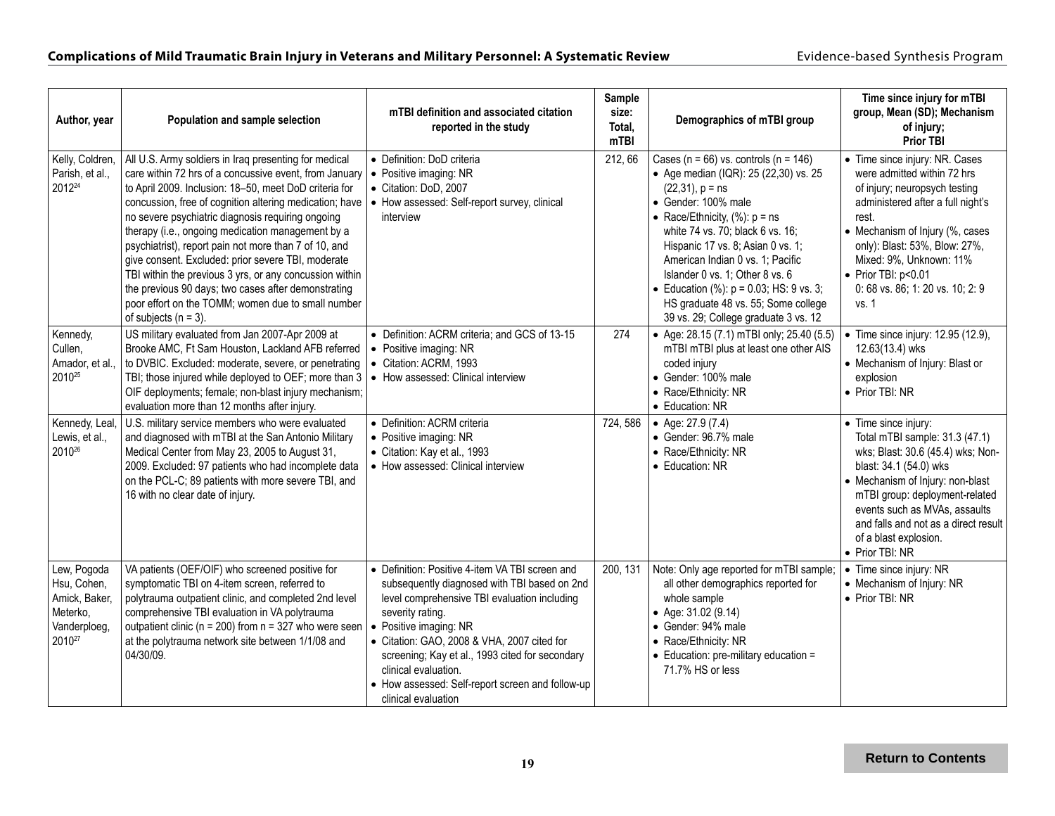| Author, year | Population and sample selection | mTBI definition and associated citation reported in the study | Sample size: Total, mTBI | Demographics of mTBI group | Time since injury for mTBI group, Mean (SD); Mechanism of injury; Prior TBI |
|---|---|---|---|---|---|
| Kelly, Coldren, Parish, et al., 2012[24] | All U.S. Army soldiers in Iraq presenting for medical care within 72 hrs of a concussive event, from January to April 2009. Inclusion: 18–50, meet DoD criteria for concussion, free of cognition altering medication; have no severe psychiatric diagnosis requiring ongoing therapy (i.e., ongoing medication management by a psychiatrist), report pain not more than 7 of 10, and give consent. Excluded: prior severe TBI, moderate TBI within the previous 3 yrs, or any concussion within the previous 90 days; two cases after demonstrating poor effort on the TOMM; women due to small number of subjects (n = 3). | • Definition: DoD criteria<br>• Positive imaging: NR<br>• Citation: DoD, 2007<br>• How assessed: Self-report survey, clinical interview | 212, 66 | Cases (n = 66) vs. controls (n = 146)<br>• Age median (IQR): 25 (22,30) vs. 25 (22,31), p = ns<br>• Gender: 100% male<br>• Race/Ethnicity, (%): p = ns white 74 vs. 70; black 6 vs. 16; Hispanic 17 vs. 8; Asian 0 vs. 1; American Indian 0 vs. 1; Pacific Islander 0 vs. 1; Other 8 vs. 6<br>• Education (%): p = 0.03; HS: 9 vs. 3; HS graduate 48 vs. 55; Some college 39 vs. 29; College graduate 3 vs. 12 | • Time since injury: NR. Cases were admitted within 72 hrs of injury; neuropsych testing administered after a full night's rest.<br>• Mechanism of Injury (%, cases only): Blast: 53%, Blow: 27%, Mixed: 9%, Unknown: 11%<br>• Prior TBI: p<0.01<br>0: 68 vs. 86; 1: 20 vs. 10; 2: 9 vs. 1 |
| Kennedy, Cullen, Amador, et al., 2010[25] | US military evaluated from Jan 2007-Apr 2009 at Brooke AMC, Ft Sam Houston, Lackland AFB referred to DVBIC. Excluded: moderate, severe, or penetrating TBI; those injured while deployed to OEF; more than 3 OIF deployments; female; non-blast injury mechanism; evaluation more than 12 months after injury. | • Definition: ACRM criteria; and GCS of 13-15<br>• Positive imaging: NR<br>• Citation: ACRM, 1993<br>• How assessed: Clinical interview | 274 | • Age: 28.15 (7.1) mTBI only; 25.40 (5.5) mTBI mTBI plus at least one other AIS coded injury<br>• Gender: 100% male<br>• Race/Ethnicity: NR<br>• Education: NR | • Time since injury: 12.95 (12.9), 12.63(13.4) wks<br>• Mechanism of Injury: Blast or explosion<br>• Prior TBI: NR |
| Kennedy, Leal, Lewis, et al., 2010[26] | U.S. military service members who were evaluated and diagnosed with mTBI at the San Antonio Military Medical Center from May 23, 2005 to August 31, 2009. Excluded: 97 patients who had incomplete data on the PCL-C; 89 patients with more severe TBI, and 16 with no clear date of injury. | • Definition: ACRM criteria<br>• Positive imaging: NR<br>• Citation: Kay et al., 1993<br>• How assessed: Clinical interview | 724, 586 | • Age: 27.9 (7.4)<br>• Gender: 96.7% male<br>• Race/Ethnicity: NR<br>• Education: NR | • Time since injury: Total mTBI sample: 31.3 (47.1) wks; Blast: 30.6 (45.4) wks; Non-blast: 34.1 (54.0) wks<br>• Mechanism of Injury: non-blast mTBI group: deployment-related events such as MVAs, assaults and falls and not as a direct result of a blast explosion.<br>• Prior TBI: NR |
| Lew, Pogoda Hsu, Cohen, Amick, Baker, Meterko, Vanderploeg, 2010[27] | VA patients (OEF/OIF) who screened positive for symptomatic TBI on 4-item screen, referred to polytrauma outpatient clinic, and completed 2nd level comprehensive TBI evaluation in VA polytrauma outpatient clinic (n = 200) from n = 327 who were seen at the polytrauma network site between 1/1/08 and 04/30/09. | • Definition: Positive 4-item VA TBI screen and subsequently diagnosed with TBI based on 2nd level comprehensive TBI evaluation including severity rating.<br>• Positive imaging: NR<br>• Citation: GAO, 2008 & VHA, 2007 cited for screening; Kay et al., 1993 cited for secondary clinical evaluation.<br>• How assessed: Self-report screen and follow-up clinical evaluation | 200, 131 | Note: Only age reported for mTBI sample; all other demographics reported for whole sample<br>• Age: 31.02 (9.14)<br>• Gender: 94% male<br>• Race/Ethnicity: NR<br>• Education: pre-military education = 71.7% HS or less | • Time since injury: NR<br>• Mechanism of Injury: NR<br>• Prior TBI: NR |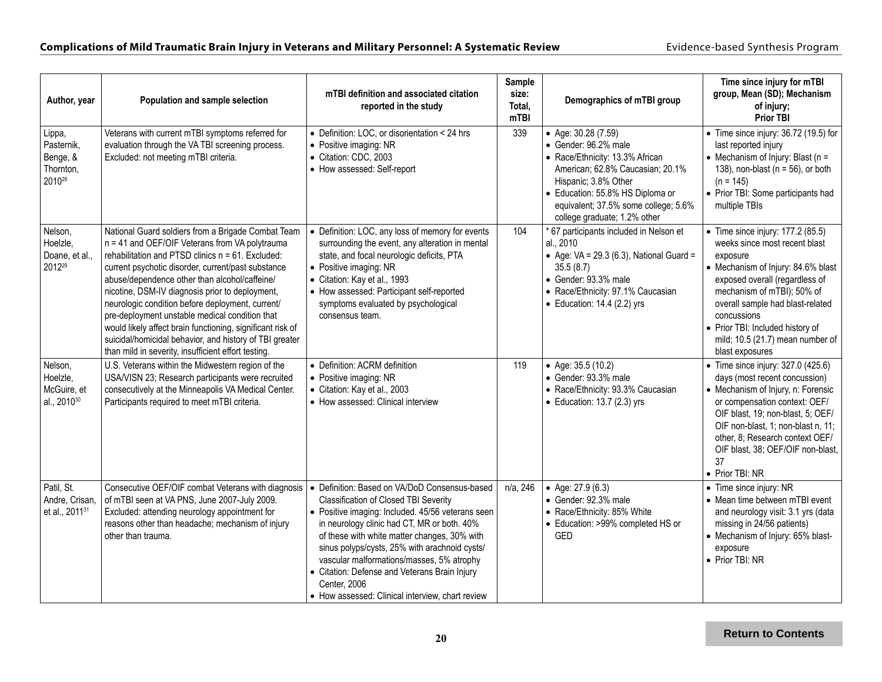| Author, year | Population and sample selection | mTBI definition and associated citation reported in the study | Sample size: Total, mTBI | Demographics of mTBI group | Time since injury for mTBI group, Mean (SD); Mechanism of injury; Prior TBI |
|---|---|---|---|---|---|
| Lippa, Pasternik, Benge, & Thornton, 2010[28] | Veterans with current mTBI symptoms referred for evaluation through the VA TBI screening process. Excluded: not meeting mTBI criteria. | • Definition: LOC, or disorientation < 24 hrs<br>• Positive imaging: NR<br>• Citation: CDC, 2003<br>• How assessed: Self-report | 339 | • Age: 30.28 (7.59)<br>• Gender: 96.2% male<br>• Race/Ethnicity: 13.3% African American; 62.8% Caucasian; 20.1% Hispanic; 3.8% Other<br>• Education: 55.8% HS Diploma or equivalent; 37.5% some college; 5.6% college graduate; 1.2% other | • Time since injury: 36.72 (19.5) for last reported injury<br>• Mechanism of Injury: Blast (n = 138), non-blast (n = 56), or both (n = 145)<br>• Prior TBI: Some participants had multiple TBIs |
| Nelson, Hoelzle, Doane, et al., 2012[29] | National Guard soldiers from a Brigade Combat Team n = 41 and OEF/OIF Veterans from VA polytrauma rehabilitation and PTSD clinics n = 61. Excluded: current psychotic disorder, current/past substance abuse/dependence other than alcohol/caffeine/ nicotine, DSM-IV diagnosis prior to deployment, neurologic condition before deployment, current/ pre-deployment unstable medical condition that would likely affect brain functioning, significant risk of suicidal/homicidal behavior, and history of TBI greater than mild in severity, insufficient effort testing. | • Definition: LOC, any loss of memory for events surrounding the event, any alteration in mental state, and focal neurologic deficits, PTA<br>• Positive imaging: NR<br>• Citation: Kay et al., 1993<br>• How assessed: Participant self-reported symptoms evaluated by psychological consensus team. | 104 | * 67 participants included in Nelson et al., 2010<br>• Age: VA = 29.3 (6.3), National Guard = 35.5 (8.7)<br>• Gender: 93.3% male<br>• Race/Ethnicity: 97.1% Caucasian<br>• Education: 14.4 (2.2) yrs | • Time since injury: 177.2 (85.5) weeks since most recent blast exposure<br>• Mechanism of Injury: 84.6% blast exposed overall (regardless of mechanism of mTBI); 50% of overall sample had blast-related concussions<br>• Prior TBI: Included history of mild; 10.5 (21.7) mean number of blast exposures |
| Nelson, Hoelzle, McGuire, et al., 2010[30] | U.S. Veterans within the Midwestern region of the USA/VISN 23; Research participants were recruited consecutively at the Minneapolis VA Medical Center. Participants required to meet mTBI criteria. | • Definition: ACRM definition<br>• Positive imaging: NR<br>• Citation: Kay et al., 2003<br>• How assessed: Clinical interview | 119 | • Age: 35.5 (10.2)<br>• Gender: 93.3% male<br>• Race/Ethnicity: 93.3% Caucasian<br>• Education: 13.7 (2.3) yrs | • Time since injury: 327.0 (425.6) days (most recent concussion)<br>• Mechanism of Injury, n: Forensic or compensation context: OEF/ OIF blast, 19; non-blast, 5; OEF/ OIF non-blast, 1; non-blast n, 11; other, 8; Research context OEF/ OIF blast, 38; OEF/OIF non-blast, 37<br>• Prior TBI: NR |
| Patil, St. Andre, Crisan, et al., 2011[31] | Consecutive OEF/OIF combat Veterans with diagnosis of mTBI seen at VA PNS, June 2007-July 2009. Excluded: attending neurology appointment for reasons other than headache; mechanism of injury other than trauma. | • Definition: Based on VA/DoD Consensus-based Classification of Closed TBI Severity<br>• Positive imaging: Included. 45/56 veterans seen in neurology clinic had CT, MR or both. 40% of these with white matter changes, 30% with sinus polyps/cysts, 25% with arachnoid cysts/ vascular malformations/masses, 5% atrophy<br>• Citation: Defense and Veterans Brain Injury Center, 2006<br>• How assessed: Clinical interview, chart review | n/a, 246 | • Age: 27.9 (6.3)<br>• Gender: 92.3% male<br>• Race/Ethnicity: 85% White<br>• Education: >99% completed HS or GED | • Time since injury: NR<br>• Mean time between mTBI event and neurology visit: 3.1 yrs (data missing in 24/56 patients)<br>• Mechanism of Injury: 65% blast-exposure<br>• Prior TBI: NR |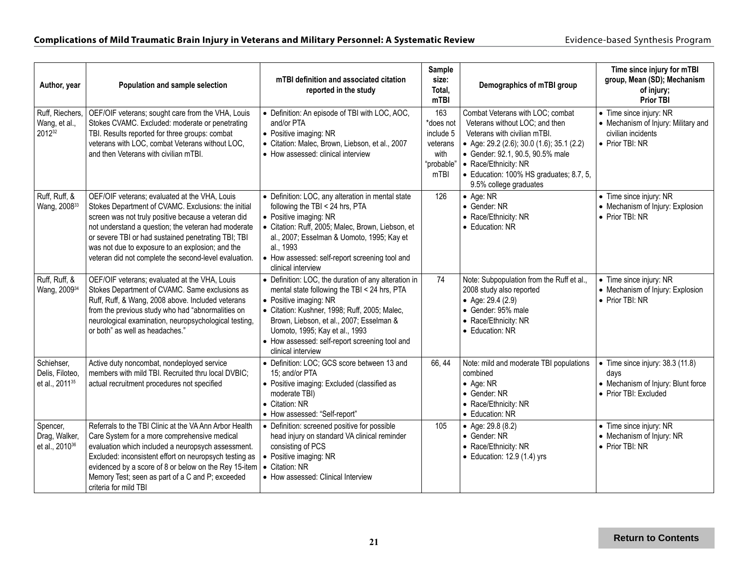| Author, year | Population and sample selection | mTBI definition and associated citation reported in the study | Sample size: Total, mTBI | Demographics of mTBI group | Time since injury for mTBI group, Mean (SD); Mechanism of injury; Prior TBI |
|---|---|---|---|---|---|
| Ruff, Riechers, Wang, et al., 2012[32] | OEF/OIF veterans; sought care from the VHA, Louis Stokes CVAMC. Excluded: moderate or penetrating TBI. Results reported for three groups: combat veterans with LOC, combat Veterans without LOC, and then Veterans with civilian mTBI. | • Definition: An episode of TBI with LOC, AOC, and/or PTA<br>• Positive imaging: NR<br>• Citation: Malec, Brown, Liebson, et al., 2007<br>• How assessed: clinical interview | 163 *does not include 5 veterans with "probable" mTBI | Combat Veterans with LOC; combat Veterans without LOC; and then Veterans with civilian mTBI.<br>• Age: 29.2 (2.6); 30.0 (1.6); 35.1 (2.2)<br>• Gender: 92.1, 90.5, 90.5% male<br>• Race/Ethnicity: NR<br>• Education: 100% HS graduates; 8.7, 5, 9.5% college graduates | • Time since injury: NR<br>• Mechanism of Injury: Military and civilian incidents<br>• Prior TBI: NR |
| Ruff, Ruff, & Wang, 2008[33] | OEF/OIF veterans; evaluated at the VHA, Louis Stokes Department of CVAMC. Exclusions: the initial screen was not truly positive because a veteran did not understand a question; the veteran had moderate or severe TBI or had sustained penetrating TBI; TBI was not due to exposure to an explosion; and the veteran did not complete the second-level evaluation. | • Definition: LOC, any alteration in mental state following the TBI < 24 hrs, PTA<br>• Positive imaging: NR<br>• Citation: Ruff, 2005; Malec, Brown, Liebson, et al., 2007; Esselman & Uomoto, 1995; Kay et al., 1993<br>• How assessed: self-report screening tool and clinical interview | 126 | • Age: NR<br>• Gender: NR<br>• Race/Ethnicity: NR<br>• Education: NR | • Time since injury: NR<br>• Mechanism of Injury: Explosion<br>• Prior TBI: NR |
| Ruff, Ruff, & Wang, 2009[34] | OEF/OIF veterans; evaluated at the VHA, Louis Stokes Department of CVAMC. Same exclusions as Ruff, Ruff, & Wang, 2008 above. Included veterans from the previous study who had "abnormalities on neurological examination, neuropsychological testing, or both" as well as headaches." | • Definition: LOC, the duration of any alteration in mental state following the TBI < 24 hrs, PTA<br>• Positive imaging: NR<br>• Citation: Kushner, 1998; Ruff, 2005; Malec, Brown, Liebson, et al., 2007; Esselman & Uomoto, 1995; Kay et al., 1993<br>• How assessed: self-report screening tool and clinical interview | 74 | Note: Subpopulation from the Ruff et al., 2008 study also reported<br>• Age: 29.4 (2.9)<br>• Gender: 95% male<br>• Race/Ethnicity: NR<br>• Education: NR | • Time since injury: NR<br>• Mechanism of Injury: Explosion<br>• Prior TBI: NR |
| Schiehser, Delis, Filoteo, et al., 2011[35] | Active duty noncombat, nondeployed service members with mild TBI. Recruited thru local DVBIC; actual recruitment procedures not specified | • Definition: LOC; GCS score between 13 and 15; and/or PTA<br>• Positive imaging: Excluded (classified as moderate TBI)<br>• Citation: NR<br>• How assessed: "Self-report" | 66, 44 | Note: mild and moderate TBI populations combined<br>• Age: NR<br>• Gender: NR<br>• Race/Ethnicity: NR<br>• Education: NR | • Time since injury: 38.3 (11.8) days<br>• Mechanism of Injury: Blunt force<br>• Prior TBI: Excluded |
| Spencer, Drag, Walker, et al., 2010[36] | Referrals to the TBI Clinic at the VA Ann Arbor Health Care System for a more comprehensive medical evaluation which included a neuropsych assessment. Excluded: inconsistent effort on neuropsych testing as evidenced by a score of 8 or below on the Rey 15-item Memory Test; seen as part of a C and P; exceeded criteria for mild TBI | • Definition: screened positive for possible head injury on standard VA clinical reminder consisting of PCS<br>• Positive imaging: NR<br>• Citation: NR<br>• How assessed: Clinical Interview | 105 | • Age: 29.8 (8.2)<br>• Gender: NR<br>• Race/Ethnicity: NR<br>• Education: 12.9 (1.4) yrs | • Time since injury: NR<br>• Mechanism of Injury: NR<br>• Prior TBI: NR |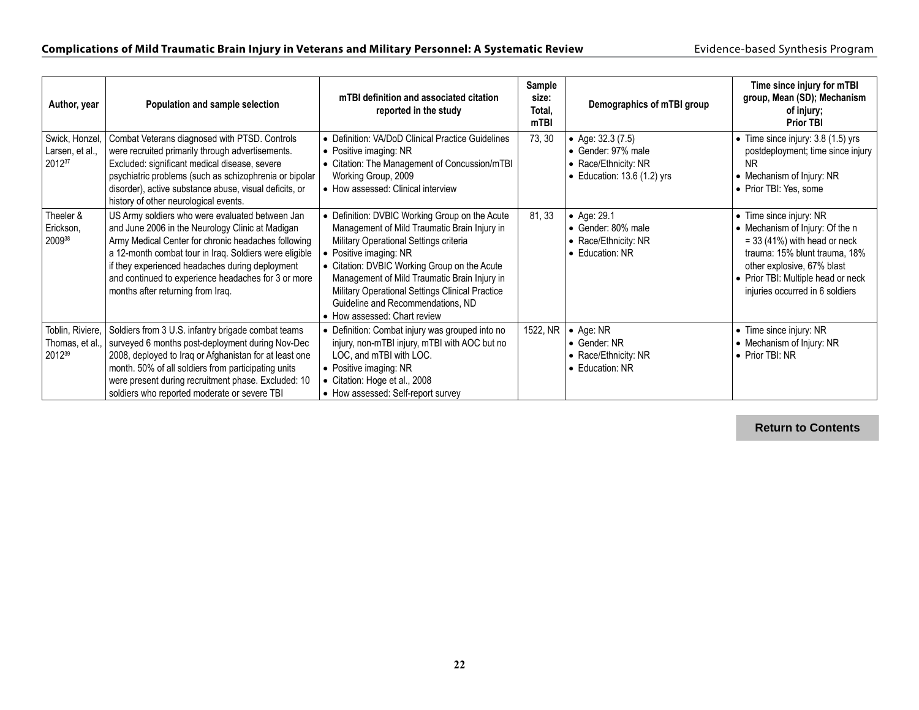| Author, year | Population and sample selection | mTBI definition and associated citation reported in the study | Sample size: Total, mTBI | Demographics of mTBI group | Time since injury for mTBI group, Mean (SD); Mechanism of injury; Prior TBI |
|---|---|---|---|---|---|
| Swick, Honzel, Larsen, et al., 2012[37] | Combat Veterans diagnosed with PTSD. Controls were recruited primarily through advertisements. Excluded: significant medical disease, severe psychiatric problems (such as schizophrenia or bipolar disorder), active substance abuse, visual deficits, or history of other neurological events. | • Definition: VA/DoD Clinical Practice Guidelines<br>• Positive imaging: NR<br>• Citation: The Management of Concussion/mTBI Working Group, 2009<br>• How assessed: Clinical interview | 73, 30 | • Age: 32.3 (7.5)<br>• Gender: 97% male<br>• Race/Ethnicity: NR<br>• Education: 13.6 (1.2) yrs | • Time since injury: 3.8 (1.5) yrs postdeployment; time since injury NR<br>• Mechanism of Injury: NR<br>• Prior TBI: Yes, some |
| Theeler & Erickson, 2009[38] | US Army soldiers who were evaluated between Jan and June 2006 in the Neurology Clinic at Madigan Army Medical Center for chronic headaches following a 12-month combat tour in Iraq. Soldiers were eligible if they experienced headaches during deployment and continued to experience headaches for 3 or more months after returning from Iraq. | • Definition: DVBIC Working Group on the Acute Management of Mild Traumatic Brain Injury in Military Operational Settings criteria<br>• Positive imaging: NR<br>• Citation: DVBIC Working Group on the Acute Management of Mild Traumatic Brain Injury in Military Operational Settings Clinical Practice Guideline and Recommendations, ND<br>• How assessed: Chart review | 81, 33 | • Age: 29.1<br>• Gender: 80% male<br>• Race/Ethnicity: NR<br>• Education: NR | • Time since injury: NR<br>• Mechanism of Injury: Of the n = 33 (41%) with head or neck trauma: 15% blunt trauma, 18% other explosive, 67% blast<br>• Prior TBI: Multiple head or neck injuries occurred in 6 soldiers |
| Toblin, Riviere, Thomas, et al., 2012[39] | Soldiers from 3 U.S. infantry brigade combat teams surveyed 6 months post-deployment during Nov-Dec 2008, deployed to Iraq or Afghanistan for at least one month. 50% of all soldiers from participating units were present during recruitment phase. Excluded: 10 soldiers who reported moderate or severe TBI | • Definition: Combat injury was grouped into no injury, non-mTBI injury, mTBI with AOC but no LOC, and mTBI with LOC.<br>• Positive imaging: NR<br>• Citation: Hoge et al., 2008<br>• How assessed: Self-report survey | 1522, NR | • Age: NR<br>• Gender: NR<br>• Race/Ethnicity: NR<br>• Education: NR | • Time since injury: NR<br>• Mechanism of Injury: NR<br>• Prior TBI: NR |

Return to Contents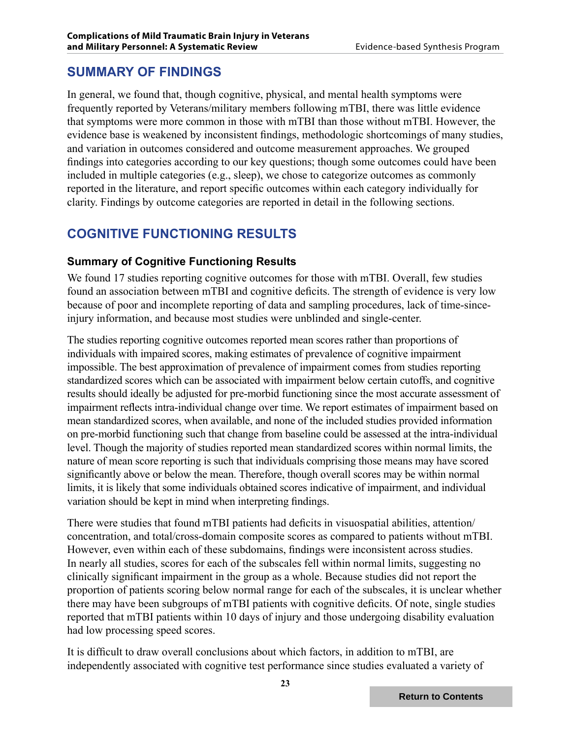## SUMMARY OF FINDINGS

In general, we found that, though cognitive, physical, and mental health symptoms were frequently reported by Veterans/military members following mTBI, there was little evidence that symptoms were more common in those with mTBI than those without mTBI. However, the evidence base is weakened by inconsistent findings, methodologic shortcomings of many studies, and variation in outcomes considered and outcome measurement approaches. We grouped findings into categories according to our key questions; though some outcomes could have been included in multiple categories (e.g., sleep), we chose to categorize outcomes as commonly reported in the literature, and report specific outcomes within each category individually for clarity. Findings by outcome categories are reported in detail in the following sections.

## COGNITIVE FUNCTIONING RESULTS

### Summary of Cognitive Functioning Results

We found 17 studies reporting cognitive outcomes for those with mTBI. Overall, few studies found an association between mTBI and cognitive deficits. The strength of evidence is very low because of poor and incomplete reporting of data and sampling procedures, lack of time-since-injury information, and because most studies were unblinded and single-center.

The studies reporting cognitive outcomes reported mean scores rather than proportions of individuals with impaired scores, making estimates of prevalence of cognitive impairment impossible. The best approximation of prevalence of impairment comes from studies reporting standardized scores which can be associated with impairment below certain cutoffs, and cognitive results should ideally be adjusted for pre-morbid functioning since the most accurate assessment of impairment reflects intra-individual change over time. We report estimates of impairment based on mean standardized scores, when available, and none of the included studies provided information on pre-morbid functioning such that change from baseline could be assessed at the intra-individual level. Though the majority of studies reported mean standardized scores within normal limits, the nature of mean score reporting is such that individuals comprising those means may have scored significantly above or below the mean. Therefore, though overall scores may be within normal limits, it is likely that some individuals obtained scores indicative of impairment, and individual variation should be kept in mind when interpreting findings.

There were studies that found mTBI patients had deficits in visuospatial abilities, attention/concentration, and total/cross-domain composite scores as compared to patients without mTBI. However, even within each of these subdomains, findings were inconsistent across studies. In nearly all studies, scores for each of the subscales fell within normal limits, suggesting no clinically significant impairment in the group as a whole. Because studies did not report the proportion of patients scoring below normal range for each of the subscales, it is unclear whether there may have been subgroups of mTBI patients with cognitive deficits. Of note, single studies reported that mTBI patients within 10 days of injury and those undergoing disability evaluation had low processing speed scores.

It is difficult to draw overall conclusions about which factors, in addition to mTBI, are independently associated with cognitive test performance since studies evaluated a variety of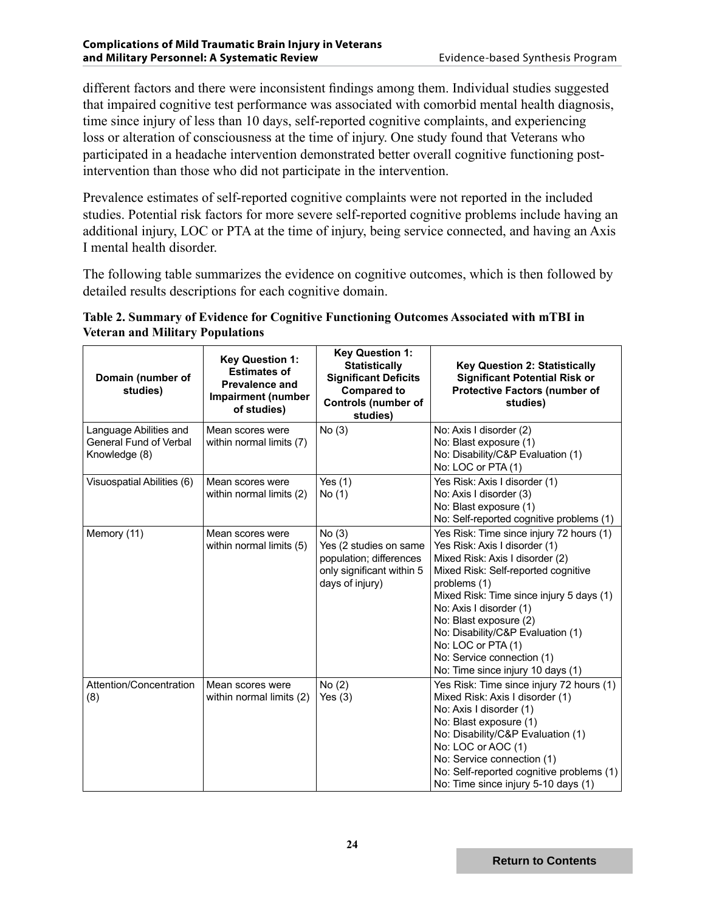different factors and there were inconsistent findings among them. Individual studies suggested that impaired cognitive test performance was associated with comorbid mental health diagnosis, time since injury of less than 10 days, self-reported cognitive complaints, and experiencing loss or alteration of consciousness at the time of injury. One study found that Veterans who participated in a headache intervention demonstrated better overall cognitive functioning post-intervention than those who did not participate in the intervention.

Prevalence estimates of self-reported cognitive complaints were not reported in the included studies. Potential risk factors for more severe self-reported cognitive problems include having an additional injury, LOC or PTA at the time of injury, being service connected, and having an Axis I mental health disorder.

The following table summarizes the evidence on cognitive outcomes, which is then followed by detailed results descriptions for each cognitive domain.

**Table 2. Summary of Evidence for Cognitive Functioning Outcomes Associated with mTBI in Veteran and Military Populations**

| Domain (number of studies) | Key Question 1: Estimates of Prevalence and Impairment (number of studies) | Key Question 1: Statistically Significant Deficits Compared to Controls (number of studies) | Key Question 2: Statistically Significant Potential Risk or Protective Factors (number of studies) |
|---|---|---|---|
| Language Abilities and General Fund of Verbal Knowledge (8) | Mean scores were within normal limits (7) | No (3) | No: Axis I disorder (2)<br>No: Blast exposure (1)<br>No: Disability/C&P Evaluation (1)<br>No: LOC or PTA (1) |
| Visuospatial Abilities (6) | Mean scores were within normal limits (2) | Yes (1)<br>No (1) | Yes Risk: Axis I disorder (1)<br>No: Axis I disorder (3)<br>No: Blast exposure (1)<br>No: Self-reported cognitive problems (1) |
| Memory (11) | Mean scores were within normal limits (5) | No (3)<br>Yes (2 studies on same population; differences only significant within 5 days of injury) | Yes Risk: Time since injury 72 hours (1)<br>Yes Risk: Axis I disorder (1)<br>Mixed Risk: Axis I disorder (2)<br>Mixed Risk: Self-reported cognitive problems (1)<br>Mixed Risk: Time since injury 5 days (1)<br>No: Axis I disorder (1)<br>No: Blast exposure (2)<br>No: Disability/C&P Evaluation (1)<br>No: LOC or PTA (1)<br>No: Service connection (1)<br>No: Time since injury 10 days (1) |
| Attention/Concentration (8) | Mean scores were within normal limits (2) | No (2)<br>Yes (3) | Yes Risk: Time since injury 72 hours (1)<br>Mixed Risk: Axis I disorder (1)<br>No: Axis I disorder (1)<br>No: Blast exposure (1)<br>No: Disability/C&P Evaluation (1)<br>No: LOC or AOC (1)<br>No: Service connection (1)<br>No: Self-reported cognitive problems (1)<br>No: Time since injury 5-10 days (1) |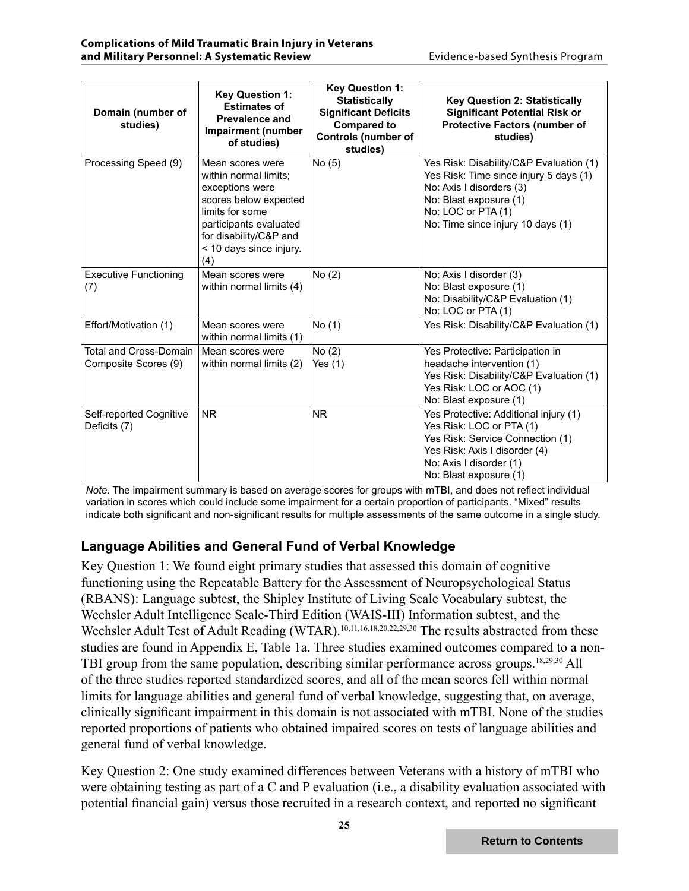| Domain (number of studies) | Key Question 1: Estimates of Prevalence and Impairment (number of studies) | Key Question 1: Statistically Significant Deficits Compared to Controls (number of studies) | Key Question 2: Statistically Significant Potential Risk or Protective Factors (number of studies) |
|---|---|---|---|
| Processing Speed (9) | Mean scores were within normal limits; exceptions were scores below expected limits for some participants evaluated for disability/C&P and < 10 days since injury. (4) | No (5) | Yes Risk: Disability/C&P Evaluation (1)<br>Yes Risk: Time since injury 5 days (1)<br>No: Axis I disorders (3)<br>No: Blast exposure (1)<br>No: LOC or PTA (1)<br>No: Time since injury 10 days (1) |
| Executive Functioning (7) | Mean scores were within normal limits (4) | No (2) | No: Axis I disorder (3)<br>No: Blast exposure (1)<br>No: Disability/C&P Evaluation (1)<br>No: LOC or PTA (1) |
| Effort/Motivation (1) | Mean scores were within normal limits (1) | No (1) | Yes Risk: Disability/C&P Evaluation (1) |
| Total and Cross-Domain Composite Scores (9) | Mean scores were within normal limits (2) | No (2)<br>Yes (1) | Yes Protective: Participation in headache intervention (1)<br>Yes Risk: Disability/C&P Evaluation (1)<br>Yes Risk: LOC or AOC (1)<br>No: Blast exposure (1) |
| Self-reported Cognitive Deficits (7) | NR | NR | Yes Protective: Additional injury (1)<br>Yes Risk: LOC or PTA (1)<br>Yes Risk: Service Connection (1)<br>Yes Risk: Axis I disorder (4)<br>No: Axis I disorder (1)<br>No: Blast exposure (1) |

*Note.* The impairment summary is based on average scores for groups with mTBI, and does not reflect individual variation in scores which could include some impairment for a certain proportion of participants. "Mixed" results indicate both significant and non-significant results for multiple assessments of the same outcome in a single study.

## Language Abilities and General Fund of Verbal Knowledge

Key Question 1: We found eight primary studies that assessed this domain of cognitive functioning using the Repeatable Battery for the Assessment of Neuropsychological Status (RBANS): Language subtest, the Shipley Institute of Living Scale Vocabulary subtest, the Wechsler Adult Intelligence Scale-Third Edition (WAIS-III) Information subtest, and the Wechsler Adult Test of Adult Reading (WTAR).[10,11,16,18,20,22,29,30] The results abstracted from these studies are found in Appendix E, Table 1a. Three studies examined outcomes compared to a non-TBI group from the same population, describing similar performance across groups.[18,29,30] All of the three studies reported standardized scores, and all of the mean scores fell within normal limits for language abilities and general fund of verbal knowledge, suggesting that, on average, clinically significant impairment in this domain is not associated with mTBI. None of the studies reported proportions of patients who obtained impaired scores on tests of language abilities and general fund of verbal knowledge.

Key Question 2: One study examined differences between Veterans with a history of mTBI who were obtaining testing as part of a C and P evaluation (i.e., a disability evaluation associated with potential financial gain) versus those recruited in a research context, and reported no significant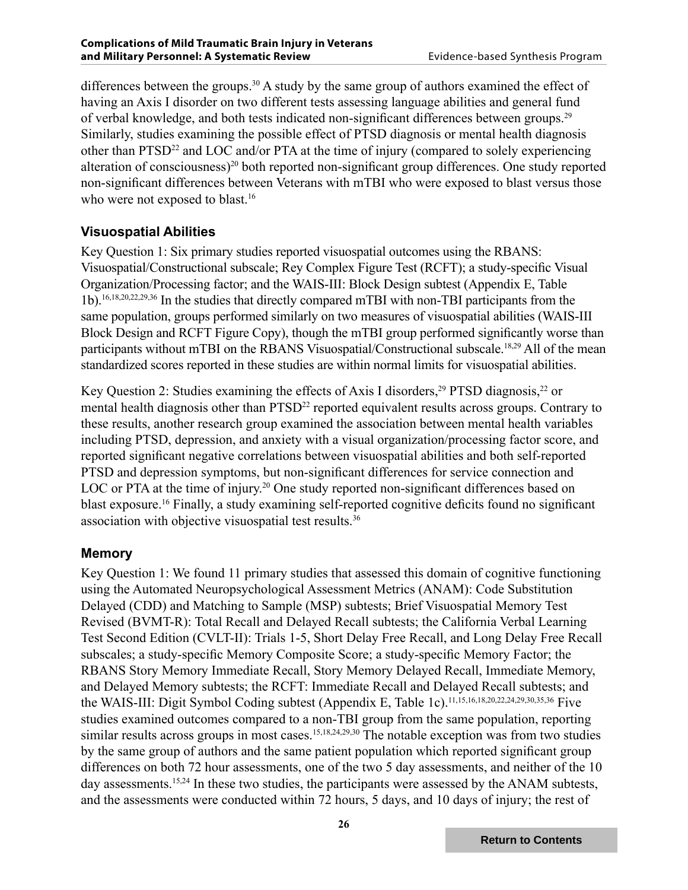differences between the groups.[30] A study by the same group of authors examined the effect of having an Axis I disorder on two different tests assessing language abilities and general fund of verbal knowledge, and both tests indicated non-significant differences between groups.[29] Similarly, studies examining the possible effect of PTSD diagnosis or mental health diagnosis other than PTSD[22] and LOC and/or PTA at the time of injury (compared to solely experiencing alteration of consciousness)[20] both reported non-significant group differences. One study reported non-significant differences between Veterans with mTBI who were exposed to blast versus those who were not exposed to blast.[16]

### Visuospatial Abilities

Key Question 1: Six primary studies reported visuospatial outcomes using the RBANS: Visuospatial/Constructional subscale; Rey Complex Figure Test (RCFT); a study-specific Visual Organization/Processing factor; and the WAIS-III: Block Design subtest (Appendix E, Table 1b).[16,18,20,22,29,36] In the studies that directly compared mTBI with non-TBI participants from the same population, groups performed similarly on two measures of visuospatial abilities (WAIS-III Block Design and RCFT Figure Copy), though the mTBI group performed significantly worse than participants without mTBI on the RBANS Visuospatial/Constructional subscale.[18,29] All of the mean standardized scores reported in these studies are within normal limits for visuospatial abilities.

Key Question 2: Studies examining the effects of Axis I disorders,[29] PTSD diagnosis,[22] or mental health diagnosis other than PTSD[22] reported equivalent results across groups. Contrary to these results, another research group examined the association between mental health variables including PTSD, depression, and anxiety with a visual organization/processing factor score, and reported significant negative correlations between visuospatial abilities and both self-reported PTSD and depression symptoms, but non-significant differences for service connection and LOC or PTA at the time of injury.[20] One study reported non-significant differences based on blast exposure.[16] Finally, a study examining self-reported cognitive deficits found no significant association with objective visuospatial test results.[36]

### Memory

Key Question 1: We found 11 primary studies that assessed this domain of cognitive functioning using the Automated Neuropsychological Assessment Metrics (ANAM): Code Substitution Delayed (CDD) and Matching to Sample (MSP) subtests; Brief Visuospatial Memory Test Revised (BVMT-R): Total Recall and Delayed Recall subtests; the California Verbal Learning Test Second Edition (CVLT-II): Trials 1-5, Short Delay Free Recall, and Long Delay Free Recall subscales; a study-specific Memory Composite Score; a study-specific Memory Factor; the RBANS Story Memory Immediate Recall, Story Memory Delayed Recall, Immediate Memory, and Delayed Memory subtests; the RCFT: Immediate Recall and Delayed Recall subtests; and the WAIS-III: Digit Symbol Coding subtest (Appendix E, Table 1c).[11,15,16,18,20,22,24,29,30,35,36] Five studies examined outcomes compared to a non-TBI group from the same population, reporting similar results across groups in most cases.[15,18,24,29,30] The notable exception was from two studies by the same group of authors and the same patient population which reported significant group differences on both 72 hour assessments, one of the two 5 day assessments, and neither of the 10 day assessments.[15,24] In these two studies, the participants were assessed by the ANAM subtests, and the assessments were conducted within 72 hours, 5 days, and 10 days of injury; the rest of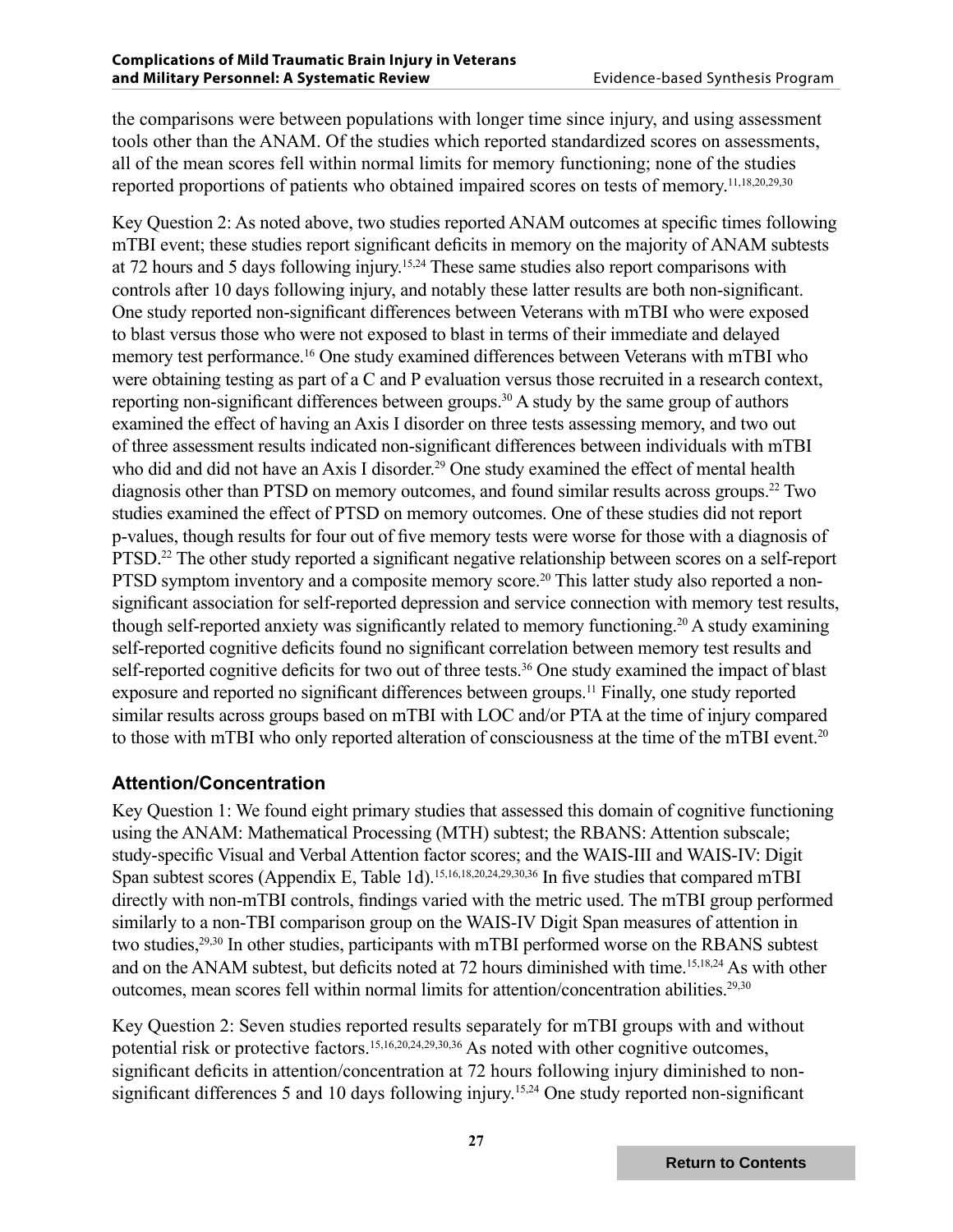the comparisons were between populations with longer time since injury, and using assessment tools other than the ANAM. Of the studies which reported standardized scores on assessments, all of the mean scores fell within normal limits for memory functioning; none of the studies reported proportions of patients who obtained impaired scores on tests of memory.[11,18,20,29,30]

Key Question 2: As noted above, two studies reported ANAM outcomes at specific times following mTBI event; these studies report significant deficits in memory on the majority of ANAM subtests at 72 hours and 5 days following injury.[15,24] These same studies also report comparisons with controls after 10 days following injury, and notably these latter results are both non-significant. One study reported non-significant differences between Veterans with mTBI who were exposed to blast versus those who were not exposed to blast in terms of their immediate and delayed memory test performance.[16] One study examined differences between Veterans with mTBI who were obtaining testing as part of a C and P evaluation versus those recruited in a research context, reporting non-significant differences between groups.[30] A study by the same group of authors examined the effect of having an Axis I disorder on three tests assessing memory, and two out of three assessment results indicated non-significant differences between individuals with mTBI who did and did not have an Axis I disorder.[29] One study examined the effect of mental health diagnosis other than PTSD on memory outcomes, and found similar results across groups.[22] Two studies examined the effect of PTSD on memory outcomes. One of these studies did not report p-values, though results for four out of five memory tests were worse for those with a diagnosis of PTSD.[22] The other study reported a significant negative relationship between scores on a self-report PTSD symptom inventory and a composite memory score.[20] This latter study also reported a non-significant association for self-reported depression and service connection with memory test results, though self-reported anxiety was significantly related to memory functioning.[20] A study examining self-reported cognitive deficits found no significant correlation between memory test results and self-reported cognitive deficits for two out of three tests.[36] One study examined the impact of blast exposure and reported no significant differences between groups.[11] Finally, one study reported similar results across groups based on mTBI with LOC and/or PTA at the time of injury compared to those with mTBI who only reported alteration of consciousness at the time of the mTBI event.[20]

### Attention/Concentration

Key Question 1: We found eight primary studies that assessed this domain of cognitive functioning using the ANAM: Mathematical Processing (MTH) subtest; the RBANS: Attention subscale; study-specific Visual and Verbal Attention factor scores; and the WAIS-III and WAIS-IV: Digit Span subtest scores (Appendix E, Table 1d).[15,16,18,20,24,29,30,36] In five studies that compared mTBI directly with non-mTBI controls, findings varied with the metric used. The mTBI group performed similarly to a non-TBI comparison group on the WAIS-IV Digit Span measures of attention in two studies,[29,30] In other studies, participants with mTBI performed worse on the RBANS subtest and on the ANAM subtest, but deficits noted at 72 hours diminished with time.[15,18,24] As with other outcomes, mean scores fell within normal limits for attention/concentration abilities.[29,30]

Key Question 2: Seven studies reported results separately for mTBI groups with and without potential risk or protective factors.[15,16,20,24,29,30,36] As noted with other cognitive outcomes, significant deficits in attention/concentration at 72 hours following injury diminished to non-significant differences 5 and 10 days following injury.[15,24] One study reported non-significant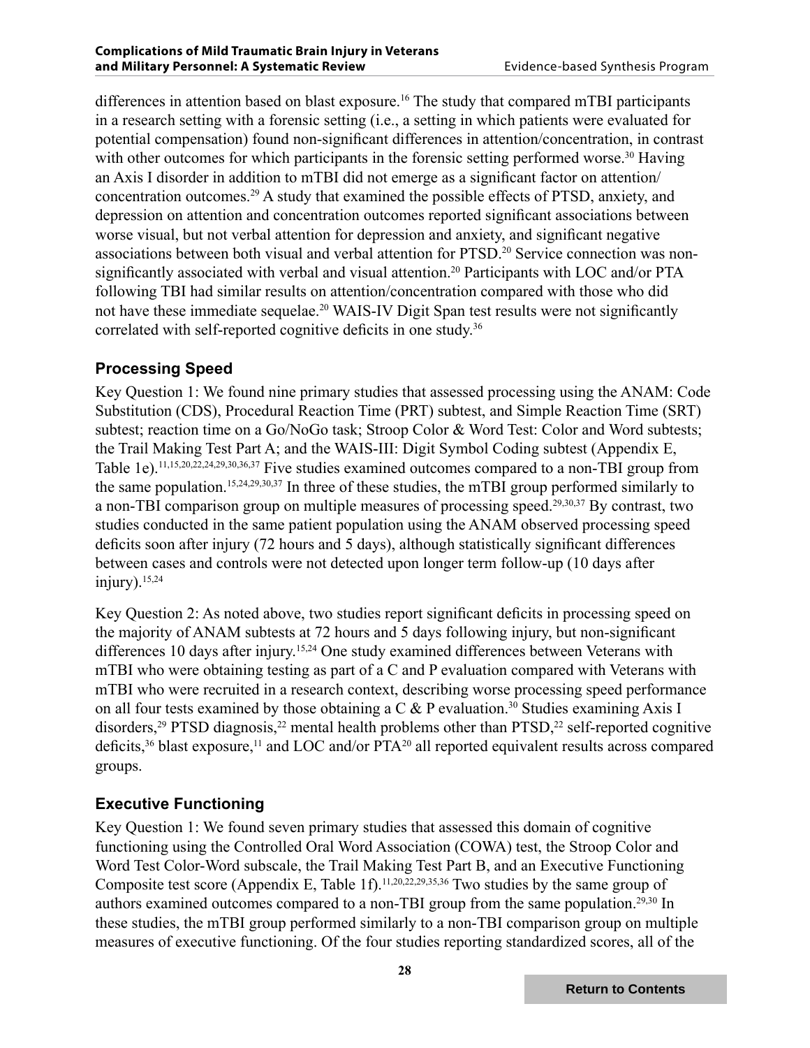differences in attention based on blast exposure.[16] The study that compared mTBI participants in a research setting with a forensic setting (i.e., a setting in which patients were evaluated for potential compensation) found non-significant differences in attention/concentration, in contrast with other outcomes for which participants in the forensic setting performed worse.[30] Having an Axis I disorder in addition to mTBI did not emerge as a significant factor on attention/concentration outcomes.[29] A study that examined the possible effects of PTSD, anxiety, and depression on attention and concentration outcomes reported significant associations between worse visual, but not verbal attention for depression and anxiety, and significant negative associations between both visual and verbal attention for PTSD.[20] Service connection was non-significantly associated with verbal and visual attention.[20] Participants with LOC and/or PTA following TBI had similar results on attention/concentration compared with those who did not have these immediate sequelae.[20] WAIS-IV Digit Span test results were not significantly correlated with self-reported cognitive deficits in one study.[36]

### Processing Speed

Key Question 1: We found nine primary studies that assessed processing using the ANAM: Code Substitution (CDS), Procedural Reaction Time (PRT) subtest, and Simple Reaction Time (SRT) subtest; reaction time on a Go/NoGo task; Stroop Color & Word Test: Color and Word subtests; the Trail Making Test Part A; and the WAIS-III: Digit Symbol Coding subtest (Appendix E, Table 1e).[11,15,20,22,24,29,30,36,37] Five studies examined outcomes compared to a non-TBI group from the same population.[15,24,29,30,37] In three of these studies, the mTBI group performed similarly to a non-TBI comparison group on multiple measures of processing speed.[29,30,37] By contrast, two studies conducted in the same patient population using the ANAM observed processing speed deficits soon after injury (72 hours and 5 days), although statistically significant differences between cases and controls were not detected upon longer term follow-up (10 days after injury).[15,24]

Key Question 2: As noted above, two studies report significant deficits in processing speed on the majority of ANAM subtests at 72 hours and 5 days following injury, but non-significant differences 10 days after injury.[15,24] One study examined differences between Veterans with mTBI who were obtaining testing as part of a C and P evaluation compared with Veterans with mTBI who were recruited in a research context, describing worse processing speed performance on all four tests examined by those obtaining a C & P evaluation.[30] Studies examining Axis I disorders,[29] PTSD diagnosis,[22] mental health problems other than PTSD,[22] self-reported cognitive deficits,[36] blast exposure,[11] and LOC and/or PTA[20] all reported equivalent results across compared groups.

### Executive Functioning

Key Question 1: We found seven primary studies that assessed this domain of cognitive functioning using the Controlled Oral Word Association (COWA) test, the Stroop Color and Word Test Color-Word subscale, the Trail Making Test Part B, and an Executive Functioning Composite test score (Appendix E, Table 1f).[11,20,22,29,35,36] Two studies by the same group of authors examined outcomes compared to a non-TBI group from the same population.[29,30] In these studies, the mTBI group performed similarly to a non-TBI comparison group on multiple measures of executive functioning. Of the four studies reporting standardized scores, all of the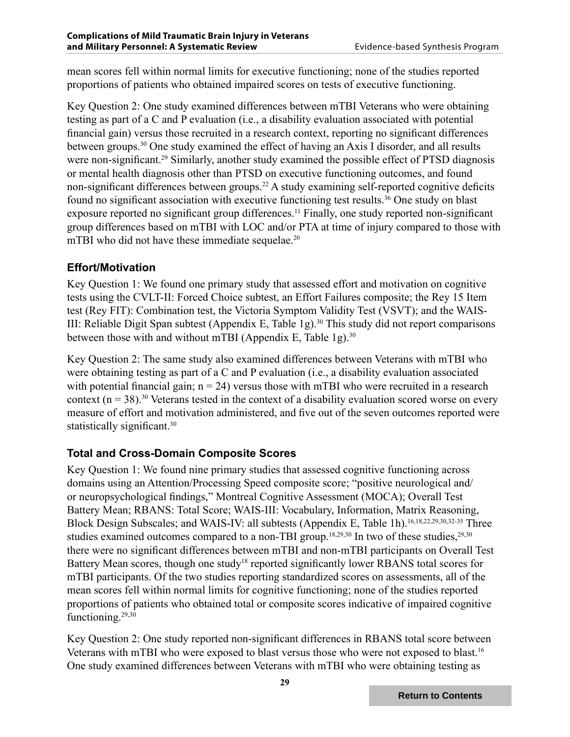mean scores fell within normal limits for executive functioning; none of the studies reported proportions of patients who obtained impaired scores on tests of executive functioning.

Key Question 2: One study examined differences between mTBI Veterans who were obtaining testing as part of a C and P evaluation (i.e., a disability evaluation associated with potential financial gain) versus those recruited in a research context, reporting no significant differences between groups.[30] One study examined the effect of having an Axis I disorder, and all results were non-significant.[29] Similarly, another study examined the possible effect of PTSD diagnosis or mental health diagnosis other than PTSD on executive functioning outcomes, and found non-significant differences between groups.[22] A study examining self-reported cognitive deficits found no significant association with executive functioning test results.[36] One study on blast exposure reported no significant group differences.[11] Finally, one study reported non-significant group differences based on mTBI with LOC and/or PTA at time of injury compared to those with mTBI who did not have these immediate sequelae.[20]

### Effort/Motivation

Key Question 1: We found one primary study that assessed effort and motivation on cognitive tests using the CVLT-II: Forced Choice subtest, an Effort Failures composite; the Rey 15 Item test (Rey FIT): Combination test, the Victoria Symptom Validity Test (VSVT); and the WAIS-III: Reliable Digit Span subtest (Appendix E, Table 1g).[30] This study did not report comparisons between those with and without mTBI (Appendix E, Table 1g).[30]

Key Question 2: The same study also examined differences between Veterans with mTBI who were obtaining testing as part of a C and P evaluation (i.e., a disability evaluation associated with potential financial gain; n = 24) versus those with mTBI who were recruited in a research context (n = 38).[30] Veterans tested in the context of a disability evaluation scored worse on every measure of effort and motivation administered, and five out of the seven outcomes reported were statistically significant.[30]

### Total and Cross-Domain Composite Scores

Key Question 1: We found nine primary studies that assessed cognitive functioning across domains using an Attention/Processing Speed composite score; "positive neurological and/or neuropsychological findings," Montreal Cognitive Assessment (MOCA); Overall Test Battery Mean; RBANS: Total Score; WAIS-III: Vocabulary, Information, Matrix Reasoning, Block Design Subscales; and WAIS-IV: all subtests (Appendix E, Table 1h).[16,18,22,29,30,32-35] Three studies examined outcomes compared to a non-TBI group.[18,29,30] In two of these studies,[29,30] there were no significant differences between mTBI and non-mTBI participants on Overall Test Battery Mean scores, though one study[18] reported significantly lower RBANS total scores for mTBI participants. Of the two studies reporting standardized scores on assessments, all of the mean scores fell within normal limits for cognitive functioning; none of the studies reported proportions of patients who obtained total or composite scores indicative of impaired cognitive functioning.[29,30]

Key Question 2: One study reported non-significant differences in RBANS total score between Veterans with mTBI who were exposed to blast versus those who were not exposed to blast.[16] One study examined differences between Veterans with mTBI who were obtaining testing as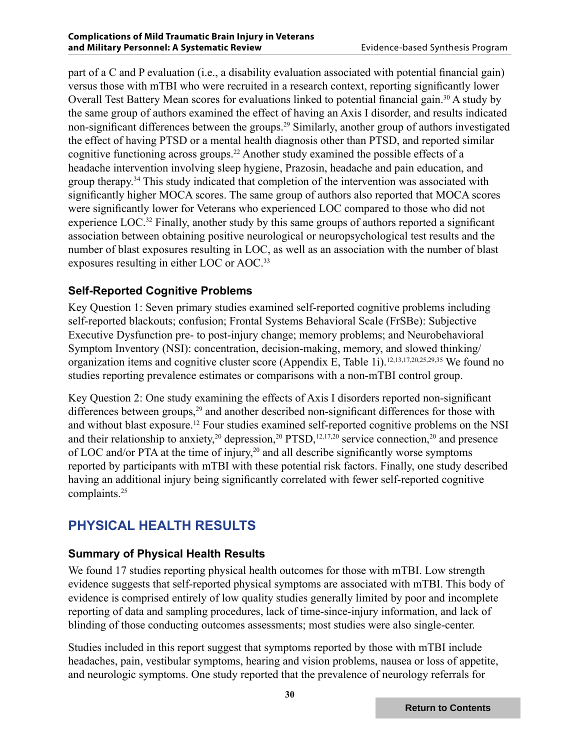part of a C and P evaluation (i.e., a disability evaluation associated with potential financial gain) versus those with mTBI who were recruited in a research context, reporting significantly lower Overall Test Battery Mean scores for evaluations linked to potential financial gain.[30] A study by the same group of authors examined the effect of having an Axis I disorder, and results indicated non-significant differences between the groups.[29] Similarly, another group of authors investigated the effect of having PTSD or a mental health diagnosis other than PTSD, and reported similar cognitive functioning across groups.[22] Another study examined the possible effects of a headache intervention involving sleep hygiene, Prazosin, headache and pain education, and group therapy.[34] This study indicated that completion of the intervention was associated with significantly higher MOCA scores. The same group of authors also reported that MOCA scores were significantly lower for Veterans who experienced LOC compared to those who did not experience LOC.[32] Finally, another study by this same groups of authors reported a significant association between obtaining positive neurological or neuropsychological test results and the number of blast exposures resulting in LOC, as well as an association with the number of blast exposures resulting in either LOC or AOC.[33]

### Self-Reported Cognitive Problems

Key Question 1: Seven primary studies examined self-reported cognitive problems including self-reported blackouts; confusion; Frontal Systems Behavioral Scale (FrSBe): Subjective Executive Dysfunction pre- to post-injury change; memory problems; and Neurobehavioral Symptom Inventory (NSI): concentration, decision-making, memory, and slowed thinking/organization items and cognitive cluster score (Appendix E, Table 1i).[12,13,17,20,25,29,35] We found no studies reporting prevalence estimates or comparisons with a non-mTBI control group.

Key Question 2: One study examining the effects of Axis I disorders reported non-significant differences between groups,[29] and another described non-significant differences for those with and without blast exposure.[12] Four studies examined self-reported cognitive problems on the NSI and their relationship to anxiety,[20] depression,[20] PTSD,[12,17,20] service connection,[20] and presence of LOC and/or PTA at the time of injury,[20] and all describe significantly worse symptoms reported by participants with mTBI with these potential risk factors. Finally, one study described having an additional injury being significantly correlated with fewer self-reported cognitive complaints.[25]

## PHYSICAL HEALTH RESULTS

### Summary of Physical Health Results

We found 17 studies reporting physical health outcomes for those with mTBI. Low strength evidence suggests that self-reported physical symptoms are associated with mTBI. This body of evidence is comprised entirely of low quality studies generally limited by poor and incomplete reporting of data and sampling procedures, lack of time-since-injury information, and lack of blinding of those conducting outcomes assessments; most studies were also single-center.

Studies included in this report suggest that symptoms reported by those with mTBI include headaches, pain, vestibular symptoms, hearing and vision problems, nausea or loss of appetite, and neurologic symptoms. One study reported that the prevalence of neurology referrals for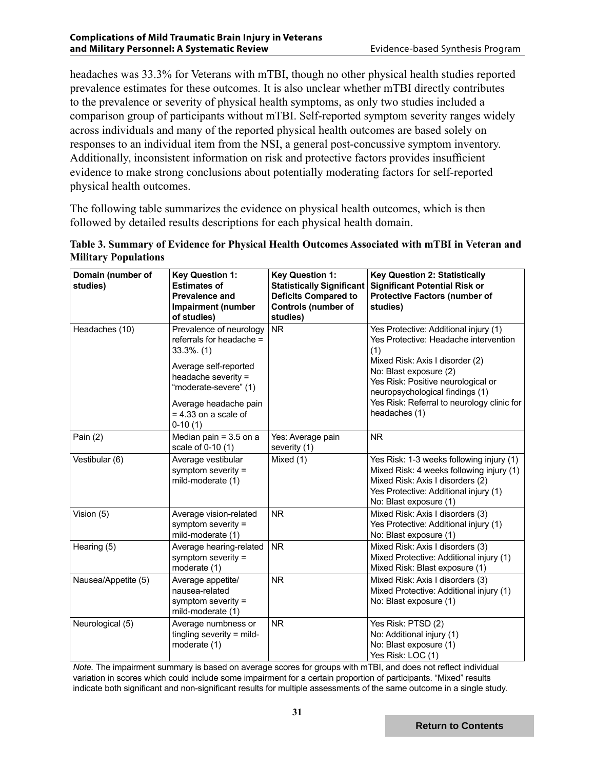headaches was 33.3% for Veterans with mTBI, though no other physical health studies reported prevalence estimates for these outcomes. It is also unclear whether mTBI directly contributes to the prevalence or severity of physical health symptoms, as only two studies included a comparison group of participants without mTBI. Self-reported symptom severity ranges widely across individuals and many of the reported physical health outcomes are based solely on responses to an individual item from the NSI, a general post-concussive symptom inventory. Additionally, inconsistent information on risk and protective factors provides insufficient evidence to make strong conclusions about potentially moderating factors for self-reported physical health outcomes.

The following table summarizes the evidence on physical health outcomes, which is then followed by detailed results descriptions for each physical health domain.

**Table 3. Summary of Evidence for Physical Health Outcomes Associated with mTBI in Veteran and Military Populations**

| Domain (number of studies) | Key Question 1: Estimates of Prevalence and Impairment (number of studies) | Key Question 1: Statistically Significant Deficits Compared to Controls (number of studies) | Key Question 2: Statistically Significant Potential Risk or Protective Factors (number of studies) |
|---|---|---|---|
| Headaches (10) | Prevalence of neurology referrals for headache = 33.3%. (1)<br>Average self-reported headache severity = "moderate-severe" (1)<br>Average headache pain = 4.33 on a scale of 0-10 (1) | NR | Yes Protective: Additional injury (1)<br>Yes Protective: Headache intervention (1)<br>Mixed Risk: Axis I disorder (2)<br>No: Blast exposure (2)<br>Yes Risk: Positive neurological or neuropsychological findings (1)<br>Yes Risk: Referral to neurology clinic for headaches (1) |
| Pain (2) | Median pain = 3.5 on a scale of 0-10 (1) | Yes: Average pain severity (1) | NR |
| Vestibular (6) | Average vestibular symptom severity = mild-moderate (1) | Mixed (1) | Yes Risk: 1-3 weeks following injury (1)<br>Mixed Risk: 4 weeks following injury (1)<br>Mixed Risk: Axis I disorders (2)<br>Yes Protective: Additional injury (1)<br>No: Blast exposure (1) |
| Vision (5) | Average vision-related symptom severity = mild-moderate (1) | NR | Mixed Risk: Axis I disorders (3)<br>Yes Protective: Additional injury (1)<br>No: Blast exposure (1) |
| Hearing (5) | Average hearing-related symptom severity = moderate (1) | NR | Mixed Risk: Axis I disorders (3)<br>Mixed Protective: Additional injury (1)<br>Mixed Risk: Blast exposure (1) |
| Nausea/Appetite (5) | Average appetite/nausea-related symptom severity = mild-moderate (1) | NR | Mixed Risk: Axis I disorders (3)<br>Mixed Protective: Additional injury (1)<br>No: Blast exposure (1) |
| Neurological (5) | Average numbness or tingling severity = mild-moderate (1) | NR | Yes Risk: PTSD (2)<br>No: Additional injury (1)<br>No: Blast exposure (1)<br>Yes Risk: LOC (1) |

*Note.* The impairment summary is based on average scores for groups with mTBI, and does not reflect individual variation in scores which could include some impairment for a certain proportion of participants. "Mixed" results indicate both significant and non-significant results for multiple assessments of the same outcome in a single study.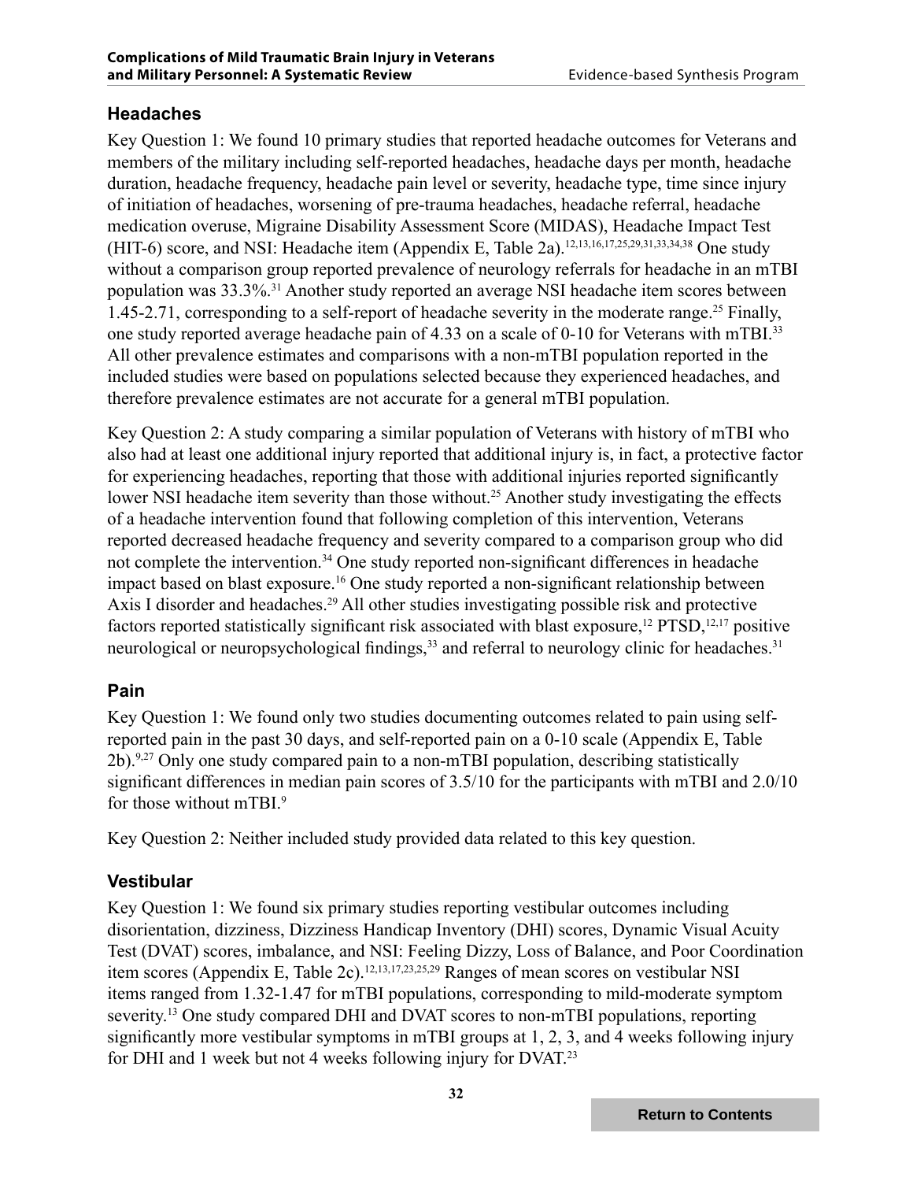## Headaches

Key Question 1: We found 10 primary studies that reported headache outcomes for Veterans and members of the military including self-reported headaches, headache days per month, headache duration, headache frequency, headache pain level or severity, headache type, time since injury of initiation of headaches, worsening of pre-trauma headaches, headache referral, headache medication overuse, Migraine Disability Assessment Score (MIDAS), Headache Impact Test (HIT-6) score, and NSI: Headache item (Appendix E, Table 2a).[12,13,16,17,25,29,31,33,34,38] One study without a comparison group reported prevalence of neurology referrals for headache in an mTBI population was 33.3%.[31] Another study reported an average NSI headache item scores between 1.45-2.71, corresponding to a self-report of headache severity in the moderate range.[25] Finally, one study reported average headache pain of 4.33 on a scale of 0-10 for Veterans with mTBI.[33] All other prevalence estimates and comparisons with a non-mTBI population reported in the included studies were based on populations selected because they experienced headaches, and therefore prevalence estimates are not accurate for a general mTBI population.

Key Question 2: A study comparing a similar population of Veterans with history of mTBI who also had at least one additional injury reported that additional injury is, in fact, a protective factor for experiencing headaches, reporting that those with additional injuries reported significantly lower NSI headache item severity than those without.[25] Another study investigating the effects of a headache intervention found that following completion of this intervention, Veterans reported decreased headache frequency and severity compared to a comparison group who did not complete the intervention.[34] One study reported non-significant differences in headache impact based on blast exposure.[16] One study reported a non-significant relationship between Axis I disorder and headaches.[29] All other studies investigating possible risk and protective factors reported statistically significant risk associated with blast exposure,[12] PTSD,[12,17] positive neurological or neuropsychological findings,[33] and referral to neurology clinic for headaches.[31]

## Pain

Key Question 1: We found only two studies documenting outcomes related to pain using self-reported pain in the past 30 days, and self-reported pain on a 0-10 scale (Appendix E, Table 2b).[9,27] Only one study compared pain to a non-mTBI population, describing statistically significant differences in median pain scores of 3.5/10 for the participants with mTBI and 2.0/10 for those without mTBI.[9]

Key Question 2: Neither included study provided data related to this key question.

## Vestibular

Key Question 1: We found six primary studies reporting vestibular outcomes including disorientation, dizziness, Dizziness Handicap Inventory (DHI) scores, Dynamic Visual Acuity Test (DVAT) scores, imbalance, and NSI: Feeling Dizzy, Loss of Balance, and Poor Coordination item scores (Appendix E, Table 2c).[12,13,17,23,25,29] Ranges of mean scores on vestibular NSI items ranged from 1.32-1.47 for mTBI populations, corresponding to mild-moderate symptom severity.[13] One study compared DHI and DVAT scores to non-mTBI populations, reporting significantly more vestibular symptoms in mTBI groups at 1, 2, 3, and 4 weeks following injury for DHI and 1 week but not 4 weeks following injury for DVAT.[23]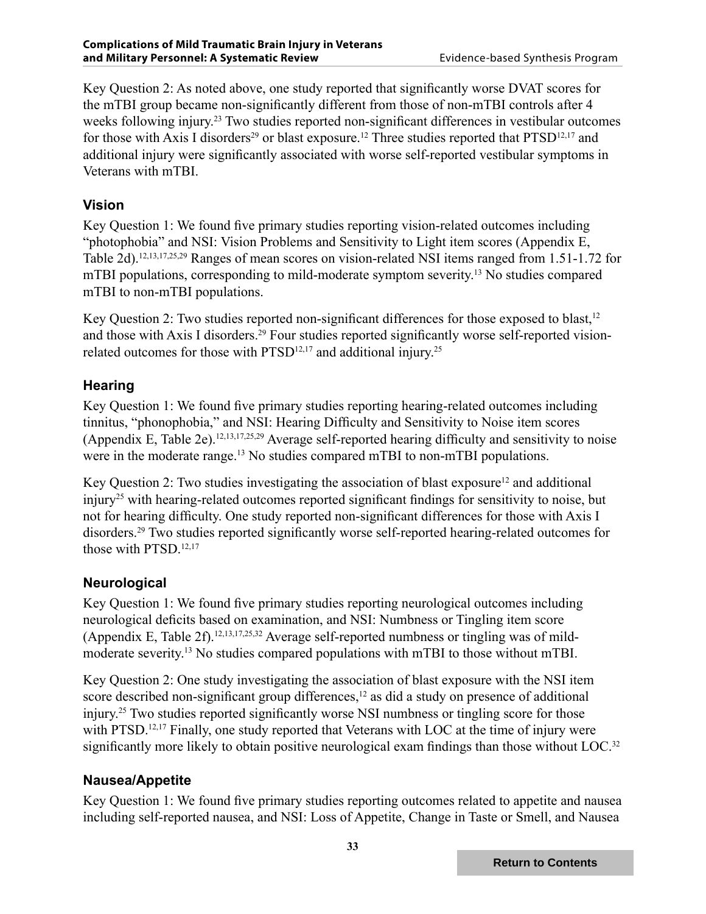Key Question 2: As noted above, one study reported that significantly worse DVAT scores for the mTBI group became non-significantly different from those of non-mTBI controls after 4 weeks following injury.[23] Two studies reported non-significant differences in vestibular outcomes for those with Axis I disorders[29] or blast exposure.[12] Three studies reported that PTSD[12,17] and additional injury were significantly associated with worse self-reported vestibular symptoms in Veterans with mTBI.

### Vision

Key Question 1: We found five primary studies reporting vision-related outcomes including "photophobia" and NSI: Vision Problems and Sensitivity to Light item scores (Appendix E, Table 2d).[12,13,17,25,29] Ranges of mean scores on vision-related NSI items ranged from 1.51-1.72 for mTBI populations, corresponding to mild-moderate symptom severity.[13] No studies compared mTBI to non-mTBI populations.

Key Question 2: Two studies reported non-significant differences for those exposed to blast,[12] and those with Axis I disorders.[29] Four studies reported significantly worse self-reported vision-related outcomes for those with PTSD[12,17] and additional injury.[25]

### Hearing

Key Question 1: We found five primary studies reporting hearing-related outcomes including tinnitus, "phonophobia," and NSI: Hearing Difficulty and Sensitivity to Noise item scores (Appendix E, Table 2e).[12,13,17,25,29] Average self-reported hearing difficulty and sensitivity to noise were in the moderate range.[13] No studies compared mTBI to non-mTBI populations.

Key Question 2: Two studies investigating the association of blast exposure[12] and additional injury[25] with hearing-related outcomes reported significant findings for sensitivity to noise, but not for hearing difficulty. One study reported non-significant differences for those with Axis I disorders.[29] Two studies reported significantly worse self-reported hearing-related outcomes for those with PTSD.[12,17]

### Neurological

Key Question 1: We found five primary studies reporting neurological outcomes including neurological deficits based on examination, and NSI: Numbness or Tingling item score (Appendix E, Table 2f).[12,13,17,25,32] Average self-reported numbness or tingling was of mild-moderate severity.[13] No studies compared populations with mTBI to those without mTBI.

Key Question 2: One study investigating the association of blast exposure with the NSI item score described non-significant group differences,[12] as did a study on presence of additional injury.[25] Two studies reported significantly worse NSI numbness or tingling score for those with PTSD.[12,17] Finally, one study reported that Veterans with LOC at the time of injury were significantly more likely to obtain positive neurological exam findings than those without LOC.[32]

### Nausea/Appetite

Key Question 1: We found five primary studies reporting outcomes related to appetite and nausea including self-reported nausea, and NSI: Loss of Appetite, Change in Taste or Smell, and Nausea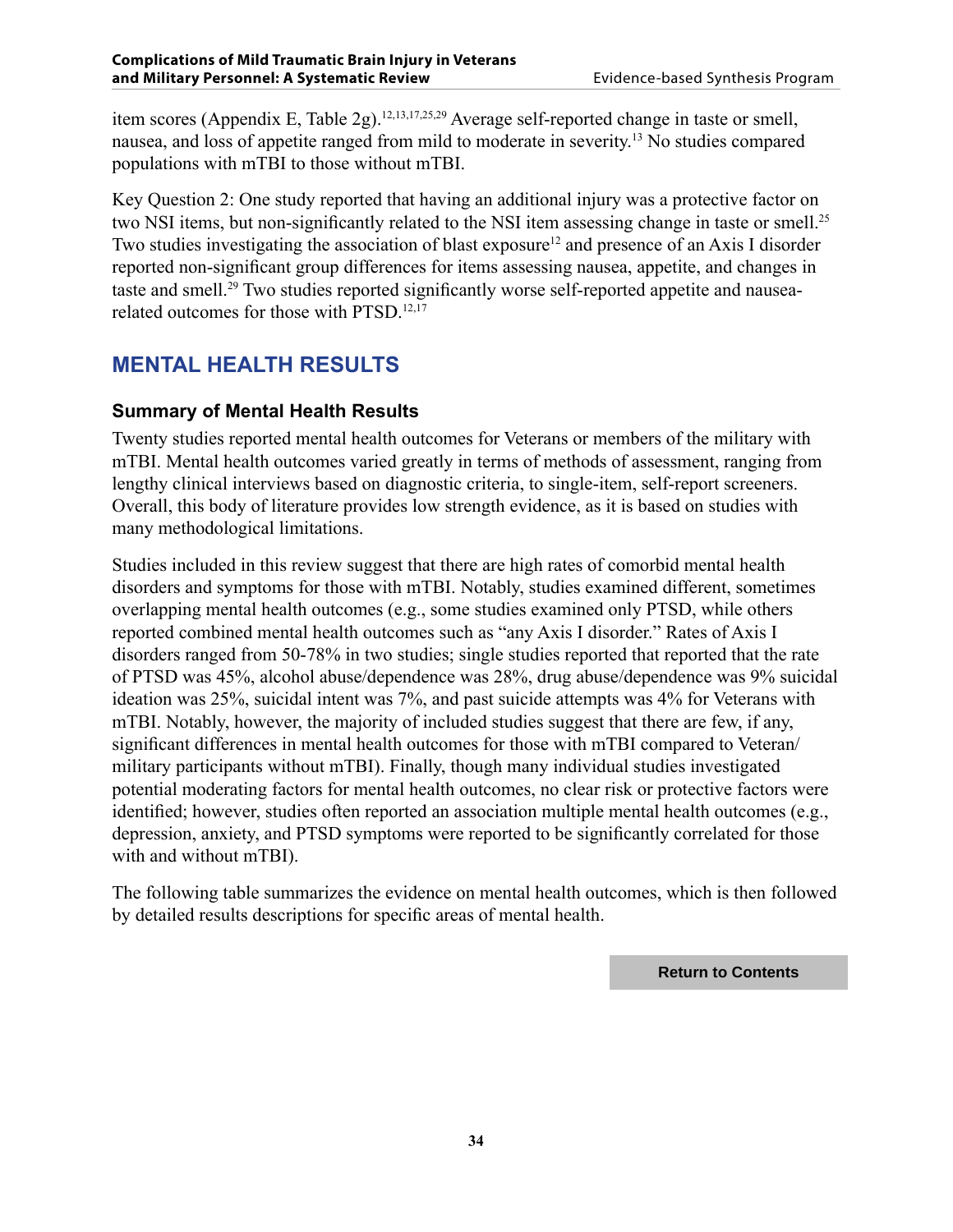item scores (Appendix E, Table 2g).[12,13,17,25,29] Average self-reported change in taste or smell, nausea, and loss of appetite ranged from mild to moderate in severity.[13] No studies compared populations with mTBI to those without mTBI.

Key Question 2: One study reported that having an additional injury was a protective factor on two NSI items, but non-significantly related to the NSI item assessing change in taste or smell.[25] Two studies investigating the association of blast exposure[12] and presence of an Axis I disorder reported non-significant group differences for items assessing nausea, appetite, and changes in taste and smell.[29] Two studies reported significantly worse self-reported appetite and nausea-related outcomes for those with PTSD.[12,17]

## MENTAL HEALTH RESULTS

### Summary of Mental Health Results

Twenty studies reported mental health outcomes for Veterans or members of the military with mTBI. Mental health outcomes varied greatly in terms of methods of assessment, ranging from lengthy clinical interviews based on diagnostic criteria, to single-item, self-report screeners. Overall, this body of literature provides low strength evidence, as it is based on studies with many methodological limitations.

Studies included in this review suggest that there are high rates of comorbid mental health disorders and symptoms for those with mTBI. Notably, studies examined different, sometimes overlapping mental health outcomes (e.g., some studies examined only PTSD, while others reported combined mental health outcomes such as "any Axis I disorder." Rates of Axis I disorders ranged from 50-78% in two studies; single studies reported that reported that the rate of PTSD was 45%, alcohol abuse/dependence was 28%, drug abuse/dependence was 9% suicidal ideation was 25%, suicidal intent was 7%, and past suicide attempts was 4% for Veterans with mTBI. Notably, however, the majority of included studies suggest that there are few, if any, significant differences in mental health outcomes for those with mTBI compared to Veteran/ military participants without mTBI). Finally, though many individual studies investigated potential moderating factors for mental health outcomes, no clear risk or protective factors were identified; however, studies often reported an association multiple mental health outcomes (e.g., depression, anxiety, and PTSD symptoms were reported to be significantly correlated for those with and without mTBI).

The following table summarizes the evidence on mental health outcomes, which is then followed by detailed results descriptions for specific areas of mental health.

Return to Contents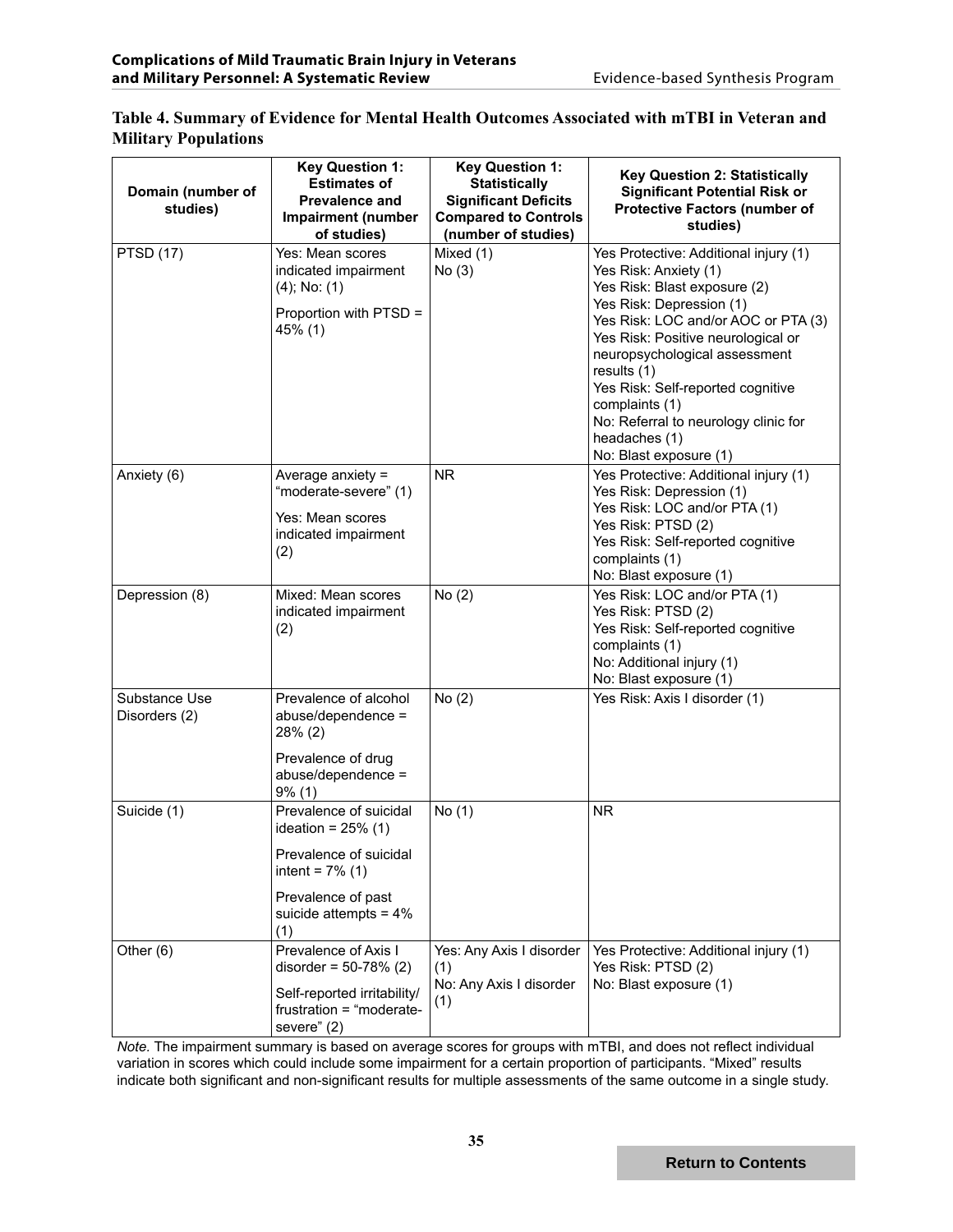**Table 4. Summary of Evidence for Mental Health Outcomes Associated with mTBI in Veteran and Military Populations**

| Domain (number of studies) | Key Question 1: Estimates of Prevalence and Impairment (number of studies) | Key Question 1: Statistically Significant Deficits Compared to Controls (number of studies) | Key Question 2: Statistically Significant Potential Risk or Protective Factors (number of studies) |
|---|---|---|---|
| PTSD (17) | Yes: Mean scores indicated impairment (4); No: (1)<br><br>Proportion with PTSD = 45% (1) | Mixed (1)<br>No (3) | Yes Protective: Additional injury (1)<br>Yes Risk: Anxiety (1)<br>Yes Risk: Blast exposure (2)<br>Yes Risk: Depression (1)<br>Yes Risk: LOC and/or AOC or PTA (3)<br>Yes Risk: Positive neurological or neuropsychological assessment results (1)<br>Yes Risk: Self-reported cognitive complaints (1)<br>No: Referral to neurology clinic for headaches (1)<br>No: Blast exposure (1) |
| Anxiety (6) | Average anxiety = "moderate-severe" (1)<br><br>Yes: Mean scores indicated impairment (2) | NR | Yes Protective: Additional injury (1)<br>Yes Risk: Depression (1)<br>Yes Risk: LOC and/or PTA (1)<br>Yes Risk: PTSD (2)<br>Yes Risk: Self-reported cognitive complaints (1)<br>No: Blast exposure (1) |
| Depression (8) | Mixed: Mean scores indicated impairment (2) | No (2) | Yes Risk: LOC and/or PTA (1)<br>Yes Risk: PTSD (2)<br>Yes Risk: Self-reported cognitive complaints (1)<br>No: Additional injury (1)<br>No: Blast exposure (1) |
| Substance Use Disorders (2) | Prevalence of alcohol abuse/dependence = 28% (2)<br><br>Prevalence of drug abuse/dependence = 9% (1) | No (2) | Yes Risk: Axis I disorder (1) |
| Suicide (1) | Prevalence of suicidal ideation = 25% (1)<br><br>Prevalence of suicidal intent = 7% (1)<br><br>Prevalence of past suicide attempts = 4% (1) | No (1) | NR |
| Other (6) | Prevalence of Axis I disorder = 50-78% (2)<br><br>Self-reported irritability/ frustration = "moderate-severe" (2) | Yes: Any Axis I disorder (1)<br>No: Any Axis I disorder (1) | Yes Protective: Additional injury (1)<br>Yes Risk: PTSD (2)<br>No: Blast exposure (1) |

*Note.* The impairment summary is based on average scores for groups with mTBI, and does not reflect individual variation in scores which could include some impairment for a certain proportion of participants. "Mixed" results indicate both significant and non-significant results for multiple assessments of the same outcome in a single study.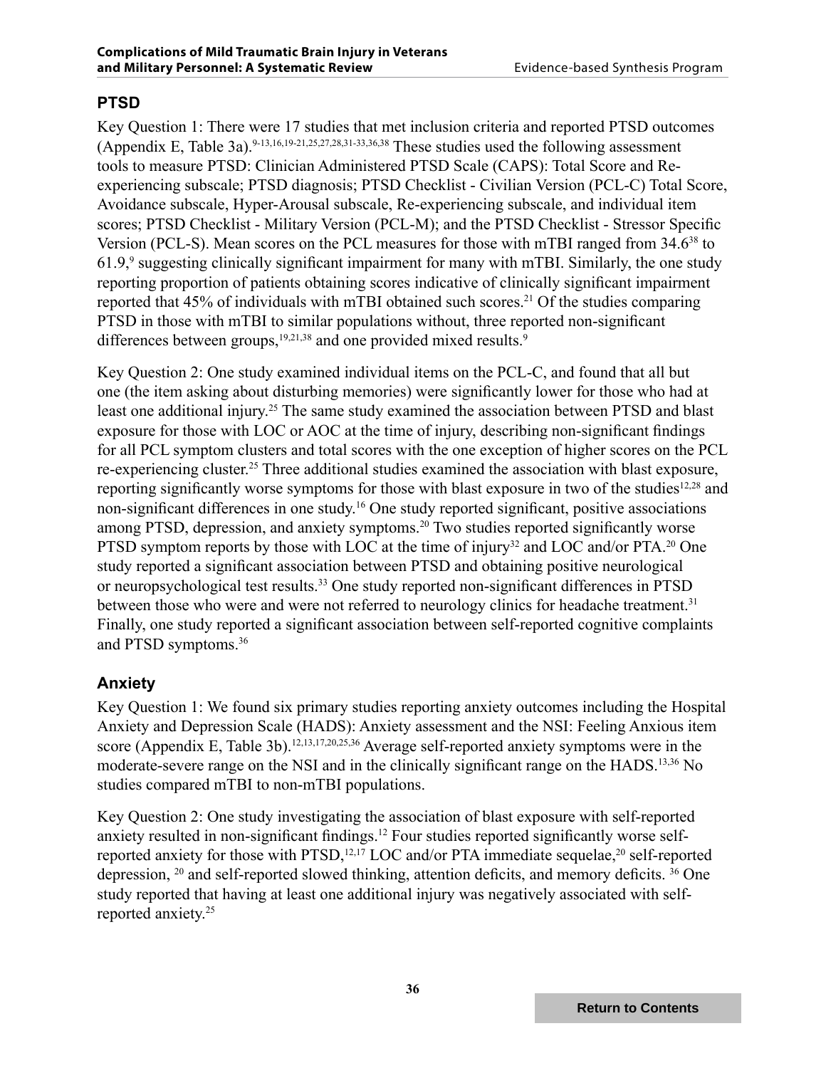## PTSD

Key Question 1: There were 17 studies that met inclusion criteria and reported PTSD outcomes (Appendix E, Table 3a).[9-13,16,19-21,25,27,28,31-33,36,38] These studies used the following assessment tools to measure PTSD: Clinician Administered PTSD Scale (CAPS): Total Score and Re-experiencing subscale; PTSD diagnosis; PTSD Checklist - Civilian Version (PCL-C) Total Score, Avoidance subscale, Hyper-Arousal subscale, Re-experiencing subscale, and individual item scores; PTSD Checklist - Military Version (PCL-M); and the PTSD Checklist - Stressor Specific Version (PCL-S). Mean scores on the PCL measures for those with mTBI ranged from 34.6[38] to 61.9,[9] suggesting clinically significant impairment for many with mTBI. Similarly, the one study reporting proportion of patients obtaining scores indicative of clinically significant impairment reported that 45% of individuals with mTBI obtained such scores.[21] Of the studies comparing PTSD in those with mTBI to similar populations without, three reported non-significant differences between groups,[19,21,38] and one provided mixed results.[9]

Key Question 2: One study examined individual items on the PCL-C, and found that all but one (the item asking about disturbing memories) were significantly lower for those who had at least one additional injury.[25] The same study examined the association between PTSD and blast exposure for those with LOC or AOC at the time of injury, describing non-significant findings for all PCL symptom clusters and total scores with the one exception of higher scores on the PCL re-experiencing cluster.[25] Three additional studies examined the association with blast exposure, reporting significantly worse symptoms for those with blast exposure in two of the studies[12,28] and non-significant differences in one study.[16] One study reported significant, positive associations among PTSD, depression, and anxiety symptoms.[20] Two studies reported significantly worse PTSD symptom reports by those with LOC at the time of injury[32] and LOC and/or PTA.[20] One study reported a significant association between PTSD and obtaining positive neurological or neuropsychological test results.[33] One study reported non-significant differences in PTSD between those who were and were not referred to neurology clinics for headache treatment.[31] Finally, one study reported a significant association between self-reported cognitive complaints and PTSD symptoms.[36]

## Anxiety

Key Question 1: We found six primary studies reporting anxiety outcomes including the Hospital Anxiety and Depression Scale (HADS): Anxiety assessment and the NSI: Feeling Anxious item score (Appendix E, Table 3b).[12,13,17,20,25,36] Average self-reported anxiety symptoms were in the moderate-severe range on the NSI and in the clinically significant range on the HADS.[13,36] No studies compared mTBI to non-mTBI populations.

Key Question 2: One study investigating the association of blast exposure with self-reported anxiety resulted in non-significant findings.[12] Four studies reported significantly worse self-reported anxiety for those with PTSD,[12,17] LOC and/or PTA immediate sequelae,[20] self-reported depression, [20] and self-reported slowed thinking, attention deficits, and memory deficits. [36] One study reported that having at least one additional injury was negatively associated with self-reported anxiety.[25]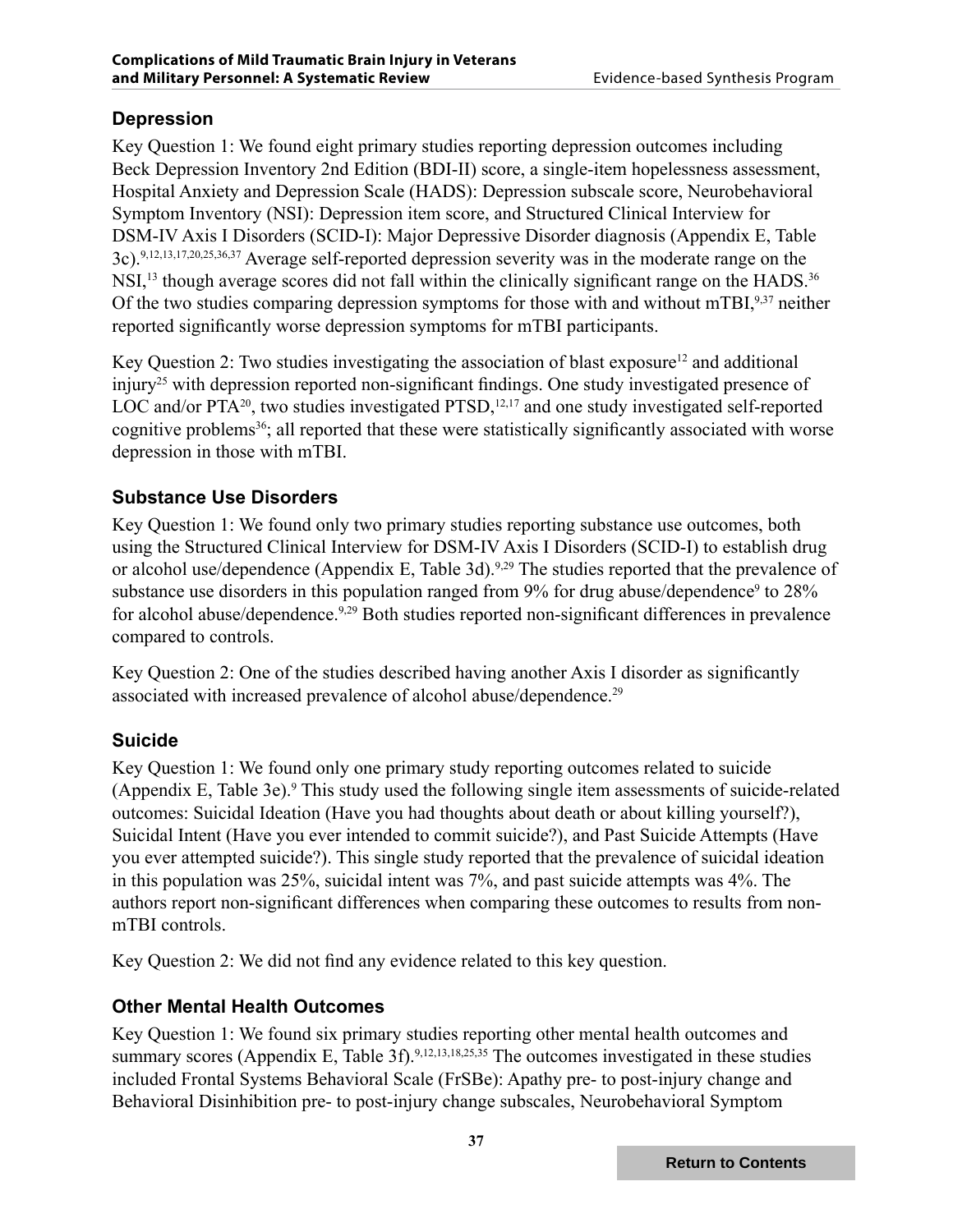### Depression

Key Question 1: We found eight primary studies reporting depression outcomes including Beck Depression Inventory 2nd Edition (BDI-II) score, a single-item hopelessness assessment, Hospital Anxiety and Depression Scale (HADS): Depression subscale score, Neurobehavioral Symptom Inventory (NSI): Depression item score, and Structured Clinical Interview for DSM-IV Axis I Disorders (SCID-I): Major Depressive Disorder diagnosis (Appendix E, Table 3c).[9,12,13,17,20,25,36,37] Average self-reported depression severity was in the moderate range on the NSI,[13] though average scores did not fall within the clinically significant range on the HADS.[36] Of the two studies comparing depression symptoms for those with and without mTBI,[9,37] neither reported significantly worse depression symptoms for mTBI participants.

Key Question 2: Two studies investigating the association of blast exposure[12] and additional injury[25] with depression reported non-significant findings. One study investigated presence of LOC and/or PTA[20], two studies investigated PTSD,[12,17] and one study investigated self-reported cognitive problems[36]; all reported that these were statistically significantly associated with worse depression in those with mTBI.

### Substance Use Disorders

Key Question 1: We found only two primary studies reporting substance use outcomes, both using the Structured Clinical Interview for DSM-IV Axis I Disorders (SCID-I) to establish drug or alcohol use/dependence (Appendix E, Table 3d).[9,29] The studies reported that the prevalence of substance use disorders in this population ranged from 9% for drug abuse/dependence[9] to 28% for alcohol abuse/dependence.[9,29] Both studies reported non-significant differences in prevalence compared to controls.

Key Question 2: One of the studies described having another Axis I disorder as significantly associated with increased prevalence of alcohol abuse/dependence.[29]

### Suicide

Key Question 1: We found only one primary study reporting outcomes related to suicide (Appendix E, Table 3e).[9] This study used the following single item assessments of suicide-related outcomes: Suicidal Ideation (Have you had thoughts about death or about killing yourself?), Suicidal Intent (Have you ever intended to commit suicide?), and Past Suicide Attempts (Have you ever attempted suicide?). This single study reported that the prevalence of suicidal ideation in this population was 25%, suicidal intent was 7%, and past suicide attempts was 4%. The authors report non-significant differences when comparing these outcomes to results from non-mTBI controls.

Key Question 2: We did not find any evidence related to this key question.

### Other Mental Health Outcomes

Key Question 1: We found six primary studies reporting other mental health outcomes and summary scores (Appendix E, Table 3f).[9,12,13,18,25,35] The outcomes investigated in these studies included Frontal Systems Behavioral Scale (FrSBe): Apathy pre- to post-injury change and Behavioral Disinhibition pre- to post-injury change subscales, Neurobehavioral Symptom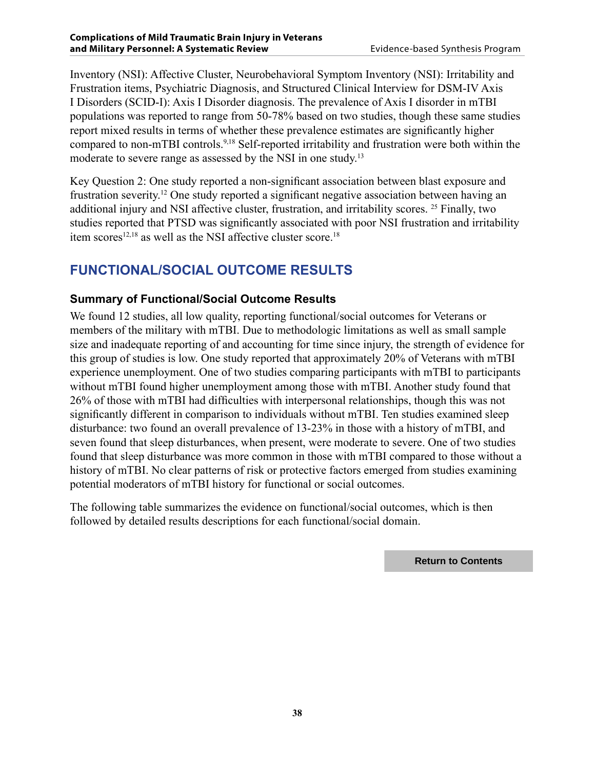Inventory (NSI): Affective Cluster, Neurobehavioral Symptom Inventory (NSI): Irritability and Frustration items, Psychiatric Diagnosis, and Structured Clinical Interview for DSM-IV Axis I Disorders (SCID-I): Axis I Disorder diagnosis. The prevalence of Axis I disorder in mTBI populations was reported to range from 50-78% based on two studies, though these same studies report mixed results in terms of whether these prevalence estimates are significantly higher compared to non-mTBI controls.[9,18] Self-reported irritability and frustration were both within the moderate to severe range as assessed by the NSI in one study.[13]

Key Question 2: One study reported a non-significant association between blast exposure and frustration severity.[12] One study reported a significant negative association between having an additional injury and NSI affective cluster, frustration, and irritability scores. [25] Finally, two studies reported that PTSD was significantly associated with poor NSI frustration and irritability item scores[12,18] as well as the NSI affective cluster score.[18]

## FUNCTIONAL/SOCIAL OUTCOME RESULTS

### Summary of Functional/Social Outcome Results

We found 12 studies, all low quality, reporting functional/social outcomes for Veterans or members of the military with mTBI. Due to methodologic limitations as well as small sample size and inadequate reporting of and accounting for time since injury, the strength of evidence for this group of studies is low. One study reported that approximately 20% of Veterans with mTBI experience unemployment. One of two studies comparing participants with mTBI to participants without mTBI found higher unemployment among those with mTBI. Another study found that 26% of those with mTBI had difficulties with interpersonal relationships, though this was not significantly different in comparison to individuals without mTBI. Ten studies examined sleep disturbance: two found an overall prevalence of 13-23% in those with a history of mTBI, and seven found that sleep disturbances, when present, were moderate to severe. One of two studies found that sleep disturbance was more common in those with mTBI compared to those without a history of mTBI. No clear patterns of risk or protective factors emerged from studies examining potential moderators of mTBI history for functional or social outcomes.

The following table summarizes the evidence on functional/social outcomes, which is then followed by detailed results descriptions for each functional/social domain.

Return to Contents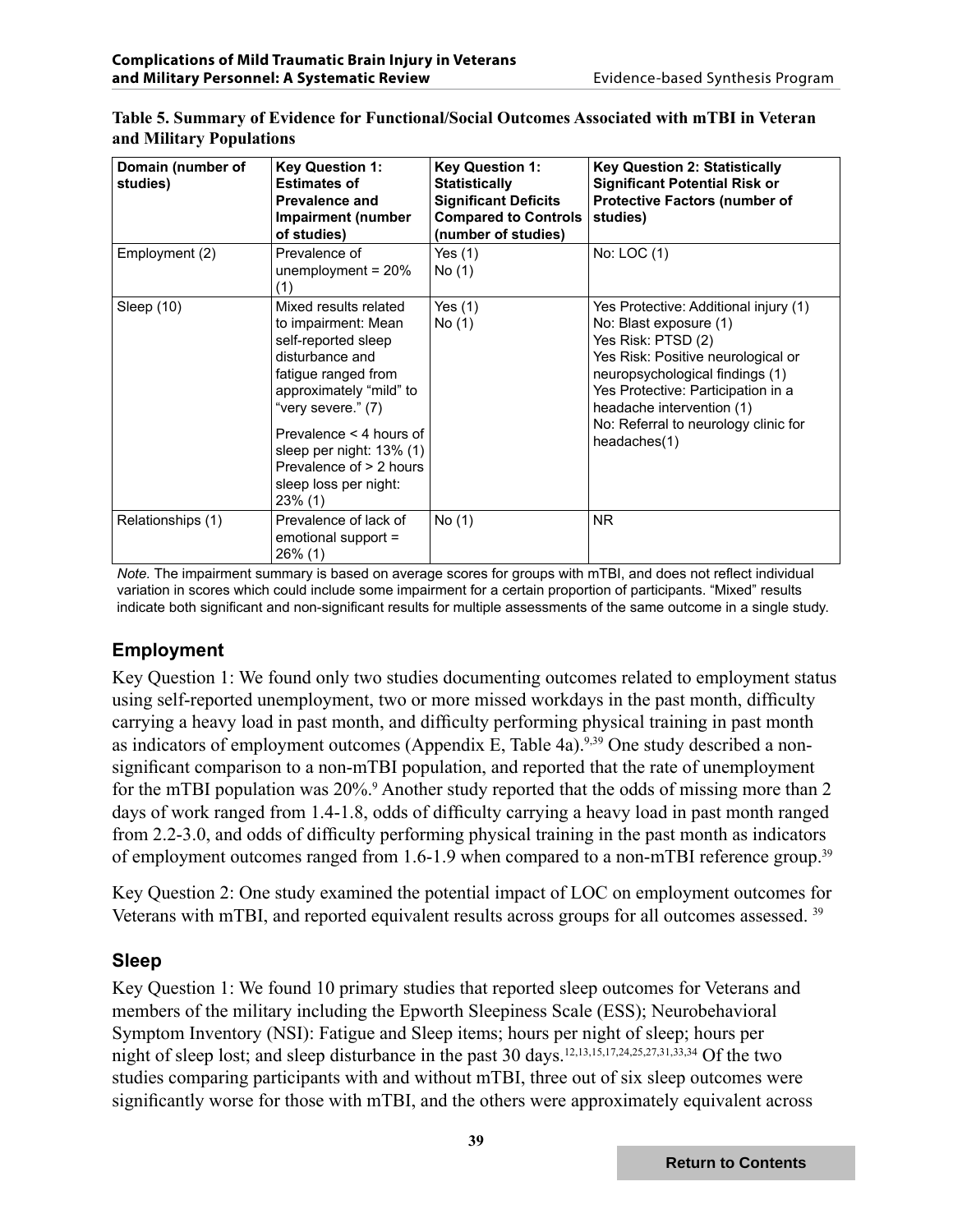**Table 5. Summary of Evidence for Functional/Social Outcomes Associated with mTBI in Veteran and Military Populations**

| Domain (number of studies) | Key Question 1: Estimates of Prevalence and Impairment (number of studies) | Key Question 1: Statistically Significant Deficits Compared to Controls (number of studies) | Key Question 2: Statistically Significant Potential Risk or Protective Factors (number of studies) |
|---|---|---|---|
| Employment (2) | Prevalence of unemployment = 20% (1) | Yes (1)<br>No (1) | No: LOC (1) |
| Sleep (10) | Mixed results related to impairment: Mean self-reported sleep disturbance and fatigue ranged from approximately "mild" to "very severe." (7)<br><br>Prevalence < 4 hours of sleep per night: 13% (1)<br>Prevalence of > 2 hours sleep loss per night: 23% (1) | Yes (1)<br>No (1) | Yes Protective: Additional injury (1)<br>No: Blast exposure (1)<br>Yes Risk: PTSD (2)<br>Yes Risk: Positive neurological or neuropsychological findings (1)<br>Yes Protective: Participation in a headache intervention (1)<br>No: Referral to neurology clinic for headaches(1) |
| Relationships (1) | Prevalence of lack of emotional support = 26% (1) | No (1) | NR |

*Note.* The impairment summary is based on average scores for groups with mTBI, and does not reflect individual variation in scores which could include some impairment for a certain proportion of participants. "Mixed" results indicate both significant and non-significant results for multiple assessments of the same outcome in a single study.

## Employment

Key Question 1: We found only two studies documenting outcomes related to employment status using self-reported unemployment, two or more missed workdays in the past month, difficulty carrying a heavy load in past month, and difficulty performing physical training in past month as indicators of employment outcomes (Appendix E, Table 4a).[9,39] One study described a non-significant comparison to a non-mTBI population, and reported that the rate of unemployment for the mTBI population was 20%.[9] Another study reported that the odds of missing more than 2 days of work ranged from 1.4-1.8, odds of difficulty carrying a heavy load in past month ranged from 2.2-3.0, and odds of difficulty performing physical training in the past month as indicators of employment outcomes ranged from 1.6-1.9 when compared to a non-mTBI reference group.[39]

Key Question 2: One study examined the potential impact of LOC on employment outcomes for Veterans with mTBI, and reported equivalent results across groups for all outcomes assessed.[39]

## Sleep

Key Question 1: We found 10 primary studies that reported sleep outcomes for Veterans and members of the military including the Epworth Sleepiness Scale (ESS); Neurobehavioral Symptom Inventory (NSI): Fatigue and Sleep items; hours per night of sleep; hours per night of sleep lost; and sleep disturbance in the past 30 days.[12,13,15,17,24,25,27,31,33,34] Of the two studies comparing participants with and without mTBI, three out of six sleep outcomes were significantly worse for those with mTBI, and the others were approximately equivalent across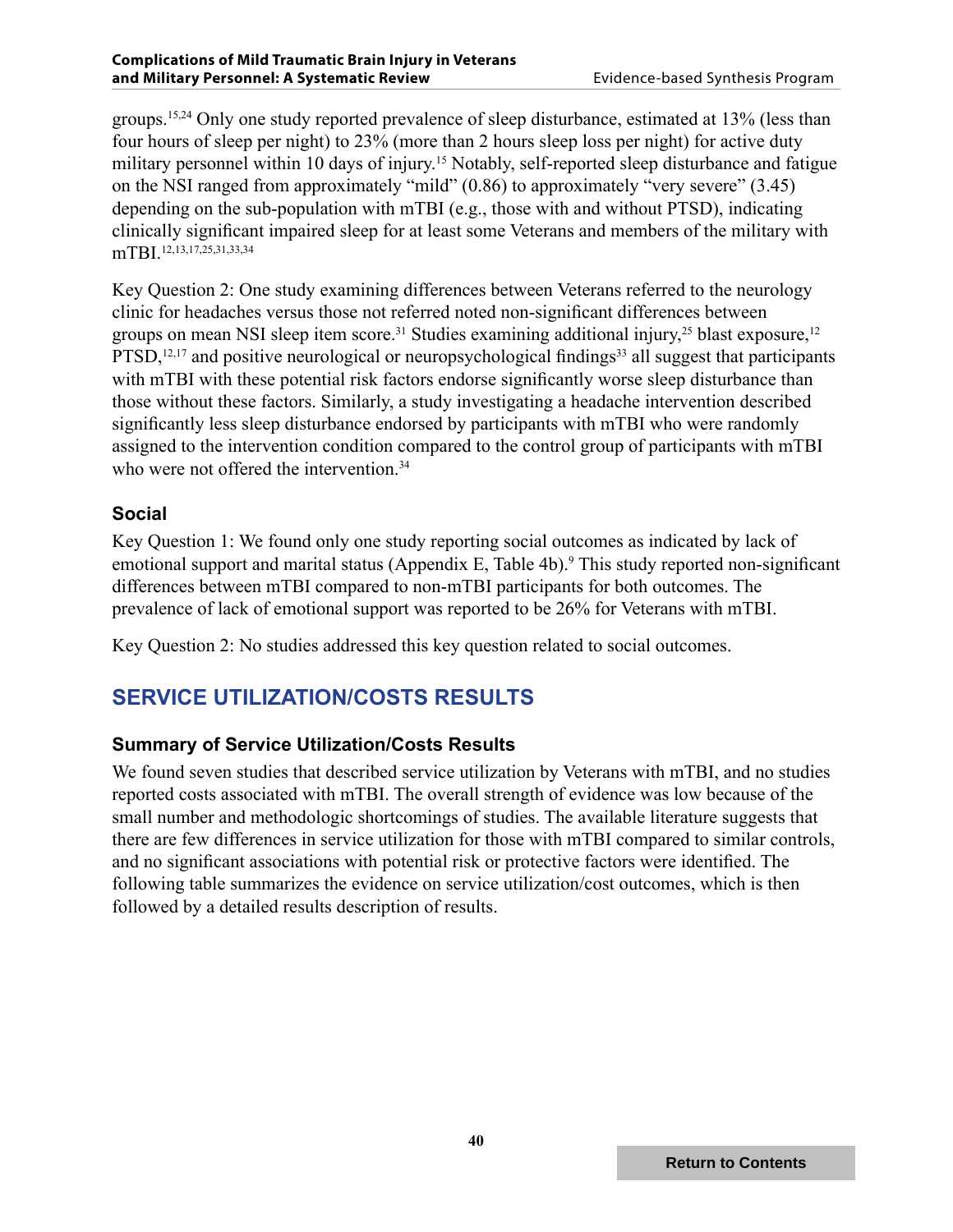groups.[15,24] Only one study reported prevalence of sleep disturbance, estimated at 13% (less than four hours of sleep per night) to 23% (more than 2 hours sleep loss per night) for active duty military personnel within 10 days of injury.[15] Notably, self-reported sleep disturbance and fatigue on the NSI ranged from approximately "mild" (0.86) to approximately "very severe" (3.45) depending on the sub-population with mTBI (e.g., those with and without PTSD), indicating clinically significant impaired sleep for at least some Veterans and members of the military with mTBI.[12,13,17,25,31,33,34]

Key Question 2: One study examining differences between Veterans referred to the neurology clinic for headaches versus those not referred noted non-significant differences between groups on mean NSI sleep item score.[31] Studies examining additional injury,[25] blast exposure,[12] PTSD,[12,17] and positive neurological or neuropsychological findings[33] all suggest that participants with mTBI with these potential risk factors endorse significantly worse sleep disturbance than those without these factors. Similarly, a study investigating a headache intervention described significantly less sleep disturbance endorsed by participants with mTBI who were randomly assigned to the intervention condition compared to the control group of participants with mTBI who were not offered the intervention.[34]

### Social

Key Question 1: We found only one study reporting social outcomes as indicated by lack of emotional support and marital status (Appendix E, Table 4b).[9] This study reported non-significant differences between mTBI compared to non-mTBI participants for both outcomes. The prevalence of lack of emotional support was reported to be 26% for Veterans with mTBI.

Key Question 2: No studies addressed this key question related to social outcomes.

## SERVICE UTILIZATION/COSTS RESULTS

### Summary of Service Utilization/Costs Results

We found seven studies that described service utilization by Veterans with mTBI, and no studies reported costs associated with mTBI. The overall strength of evidence was low because of the small number and methodologic shortcomings of studies. The available literature suggests that there are few differences in service utilization for those with mTBI compared to similar controls, and no significant associations with potential risk or protective factors were identified. The following table summarizes the evidence on service utilization/cost outcomes, which is then followed by a detailed results description of results.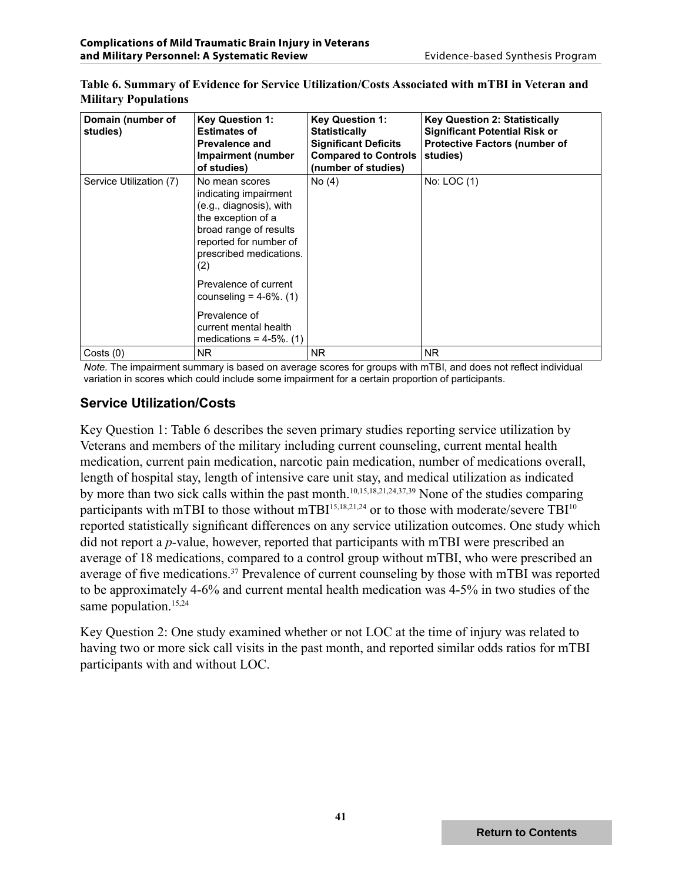**Table 6. Summary of Evidence for Service Utilization/Costs Associated with mTBI in Veteran and Military Populations**

| Domain (number of studies) | Key Question 1: Estimates of Prevalence and Impairment (number of studies) | Key Question 1: Statistically Significant Deficits Compared to Controls (number of studies) | Key Question 2: Statistically Significant Potential Risk or Protective Factors (number of studies) |
|---|---|---|---|
| Service Utilization (7) | No mean scores indicating impairment (e.g., diagnosis), with the exception of a broad range of results reported for number of prescribed medications. (2)<br><br>Prevalence of current counseling = 4-6%. (1)<br><br>Prevalence of current mental health medications = 4-5%. (1) | No (4) | No: LOC (1) |
| Costs (0) | NR | NR | NR |

*Note.* The impairment summary is based on average scores for groups with mTBI, and does not reflect individual variation in scores which could include some impairment for a certain proportion of participants.

## Service Utilization/Costs

Key Question 1: Table 6 describes the seven primary studies reporting service utilization by Veterans and members of the military including current counseling, current mental health medication, current pain medication, narcotic pain medication, number of medications overall, length of hospital stay, length of intensive care unit stay, and medical utilization as indicated by more than two sick calls within the past month.[10,15,18,21,24,37,39] None of the studies comparing participants with mTBI to those without mTBI[15,18,21,24] or to those with moderate/severe TBI[10] reported statistically significant differences on any service utilization outcomes. One study which did not report a *p*-value, however, reported that participants with mTBI were prescribed an average of 18 medications, compared to a control group without mTBI, who were prescribed an average of five medications.[37] Prevalence of current counseling by those with mTBI was reported to be approximately 4-6% and current mental health medication was 4-5% in two studies of the same population.[15,24]

Key Question 2: One study examined whether or not LOC at the time of injury was related to having two or more sick call visits in the past month, and reported similar odds ratios for mTBI participants with and without LOC.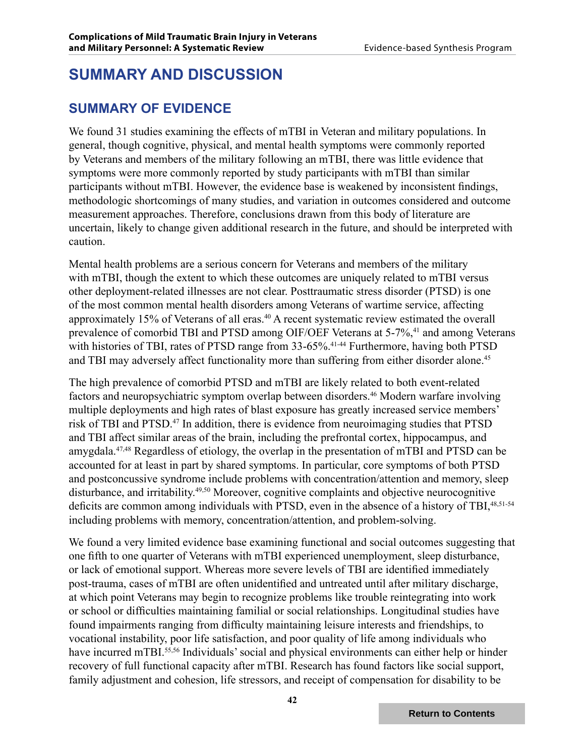# SUMMARY AND DISCUSSION

## SUMMARY OF EVIDENCE

We found 31 studies examining the effects of mTBI in Veteran and military populations. In general, though cognitive, physical, and mental health symptoms were commonly reported by Veterans and members of the military following an mTBI, there was little evidence that symptoms were more commonly reported by study participants with mTBI than similar participants without mTBI. However, the evidence base is weakened by inconsistent findings, methodologic shortcomings of many studies, and variation in outcomes considered and outcome measurement approaches. Therefore, conclusions drawn from this body of literature are uncertain, likely to change given additional research in the future, and should be interpreted with caution.

Mental health problems are a serious concern for Veterans and members of the military with mTBI, though the extent to which these outcomes are uniquely related to mTBI versus other deployment-related illnesses are not clear. Posttraumatic stress disorder (PTSD) is one of the most common mental health disorders among Veterans of wartime service, affecting approximately 15% of Veterans of all eras.[40] A recent systematic review estimated the overall prevalence of comorbid TBI and PTSD among OIF/OEF Veterans at 5-7%,[41] and among Veterans with histories of TBI, rates of PTSD range from 33-65%.[41-44] Furthermore, having both PTSD and TBI may adversely affect functionality more than suffering from either disorder alone.[45]

The high prevalence of comorbid PTSD and mTBI are likely related to both event-related factors and neuropsychiatric symptom overlap between disorders.[46] Modern warfare involving multiple deployments and high rates of blast exposure has greatly increased service members' risk of TBI and PTSD.[47] In addition, there is evidence from neuroimaging studies that PTSD and TBI affect similar areas of the brain, including the prefrontal cortex, hippocampus, and amygdala.[47,48] Regardless of etiology, the overlap in the presentation of mTBI and PTSD can be accounted for at least in part by shared symptoms. In particular, core symptoms of both PTSD and postconcussive syndrome include problems with concentration/attention and memory, sleep disturbance, and irritability.[49,50] Moreover, cognitive complaints and objective neurocognitive deficits are common among individuals with PTSD, even in the absence of a history of TBI,[48,51-54] including problems with memory, concentration/attention, and problem-solving.

We found a very limited evidence base examining functional and social outcomes suggesting that one fifth to one quarter of Veterans with mTBI experienced unemployment, sleep disturbance, or lack of emotional support. Whereas more severe levels of TBI are identified immediately post-trauma, cases of mTBI are often unidentified and untreated until after military discharge, at which point Veterans may begin to recognize problems like trouble reintegrating into work or school or difficulties maintaining familial or social relationships. Longitudinal studies have found impairments ranging from difficulty maintaining leisure interests and friendships, to vocational instability, poor life satisfaction, and poor quality of life among individuals who have incurred mTBI.[55,56] Individuals' social and physical environments can either help or hinder recovery of full functional capacity after mTBI. Research has found factors like social support, family adjustment and cohesion, life stressors, and receipt of compensation for disability to be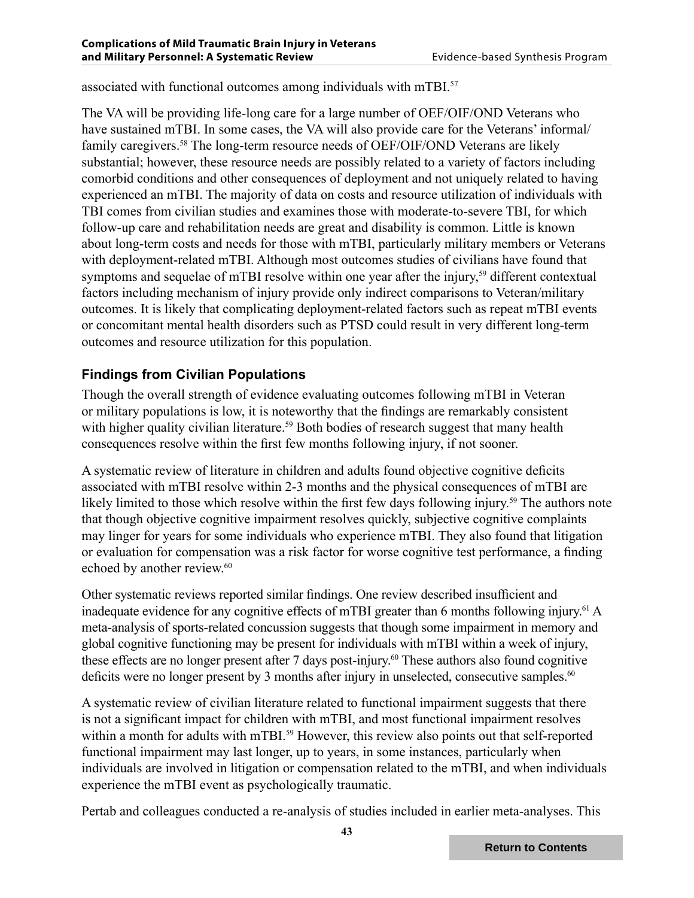associated with functional outcomes among individuals with mTBI.[57]

The VA will be providing life-long care for a large number of OEF/OIF/OND Veterans who have sustained mTBI. In some cases, the VA will also provide care for the Veterans' informal/family caregivers.[58] The long-term resource needs of OEF/OIF/OND Veterans are likely substantial; however, these resource needs are possibly related to a variety of factors including comorbid conditions and other consequences of deployment and not uniquely related to having experienced an mTBI. The majority of data on costs and resource utilization of individuals with TBI comes from civilian studies and examines those with moderate-to-severe TBI, for which follow-up care and rehabilitation needs are great and disability is common. Little is known about long-term costs and needs for those with mTBI, particularly military members or Veterans with deployment-related mTBI. Although most outcomes studies of civilians have found that symptoms and sequelae of mTBI resolve within one year after the injury,[59] different contextual factors including mechanism of injury provide only indirect comparisons to Veteran/military outcomes. It is likely that complicating deployment-related factors such as repeat mTBI events or concomitant mental health disorders such as PTSD could result in very different long-term outcomes and resource utilization for this population.

## Findings from Civilian Populations

Though the overall strength of evidence evaluating outcomes following mTBI in Veteran or military populations is low, it is noteworthy that the findings are remarkably consistent with higher quality civilian literature.[59] Both bodies of research suggest that many health consequences resolve within the first few months following injury, if not sooner.

A systematic review of literature in children and adults found objective cognitive deficits associated with mTBI resolve within 2-3 months and the physical consequences of mTBI are likely limited to those which resolve within the first few days following injury.[59] The authors note that though objective cognitive impairment resolves quickly, subjective cognitive complaints may linger for years for some individuals who experience mTBI. They also found that litigation or evaluation for compensation was a risk factor for worse cognitive test performance, a finding echoed by another review.[60]

Other systematic reviews reported similar findings. One review described insufficient and inadequate evidence for any cognitive effects of mTBI greater than 6 months following injury.[61] A meta-analysis of sports-related concussion suggests that though some impairment in memory and global cognitive functioning may be present for individuals with mTBI within a week of injury, these effects are no longer present after 7 days post-injury.[60] These authors also found cognitive deficits were no longer present by 3 months after injury in unselected, consecutive samples.[60]

A systematic review of civilian literature related to functional impairment suggests that there is not a significant impact for children with mTBI, and most functional impairment resolves within a month for adults with mTBI.[59] However, this review also points out that self-reported functional impairment may last longer, up to years, in some instances, particularly when individuals are involved in litigation or compensation related to the mTBI, and when individuals experience the mTBI event as psychologically traumatic.

Pertab and colleagues conducted a re-analysis of studies included in earlier meta-analyses. This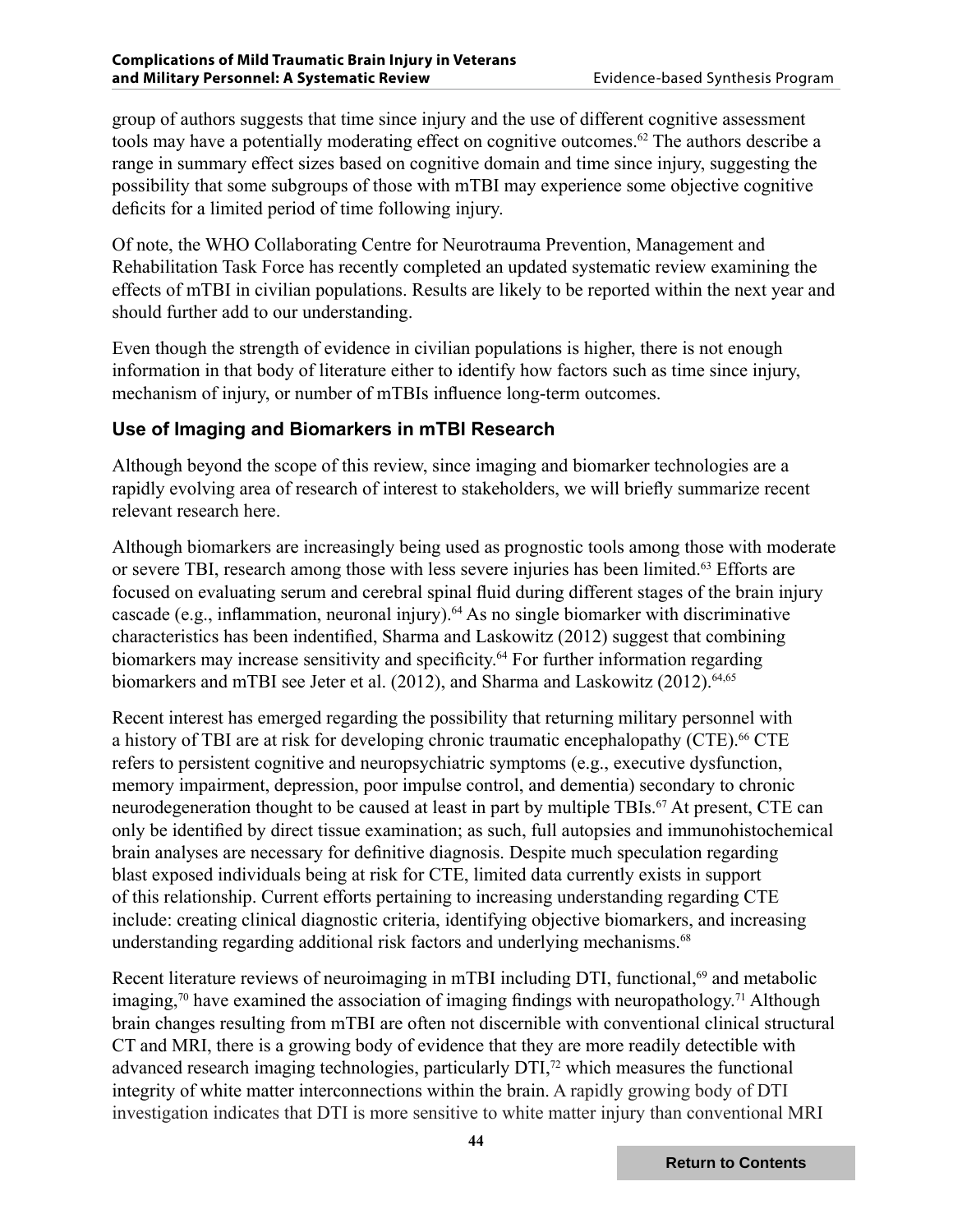group of authors suggests that time since injury and the use of different cognitive assessment tools may have a potentially moderating effect on cognitive outcomes.[62] The authors describe a range in summary effect sizes based on cognitive domain and time since injury, suggesting the possibility that some subgroups of those with mTBI may experience some objective cognitive deficits for a limited period of time following injury.

Of note, the WHO Collaborating Centre for Neurotrauma Prevention, Management and Rehabilitation Task Force has recently completed an updated systematic review examining the effects of mTBI in civilian populations. Results are likely to be reported within the next year and should further add to our understanding.

Even though the strength of evidence in civilian populations is higher, there is not enough information in that body of literature either to identify how factors such as time since injury, mechanism of injury, or number of mTBIs influence long-term outcomes.

## Use of Imaging and Biomarkers in mTBI Research

Although beyond the scope of this review, since imaging and biomarker technologies are a rapidly evolving area of research of interest to stakeholders, we will briefly summarize recent relevant research here.

Although biomarkers are increasingly being used as prognostic tools among those with moderate or severe TBI, research among those with less severe injuries has been limited.[63] Efforts are focused on evaluating serum and cerebral spinal fluid during different stages of the brain injury cascade (e.g., inflammation, neuronal injury).[64] As no single biomarker with discriminative characteristics has been indentified, Sharma and Laskowitz (2012) suggest that combining biomarkers may increase sensitivity and specificity.[64] For further information regarding biomarkers and mTBI see Jeter et al. (2012), and Sharma and Laskowitz (2012).[64,65]

Recent interest has emerged regarding the possibility that returning military personnel with a history of TBI are at risk for developing chronic traumatic encephalopathy (CTE).[66] CTE refers to persistent cognitive and neuropsychiatric symptoms (e.g., executive dysfunction, memory impairment, depression, poor impulse control, and dementia) secondary to chronic neurodegeneration thought to be caused at least in part by multiple TBIs.[67] At present, CTE can only be identified by direct tissue examination; as such, full autopsies and immunohistochemical brain analyses are necessary for definitive diagnosis. Despite much speculation regarding blast exposed individuals being at risk for CTE, limited data currently exists in support of this relationship. Current efforts pertaining to increasing understanding regarding CTE include: creating clinical diagnostic criteria, identifying objective biomarkers, and increasing understanding regarding additional risk factors and underlying mechanisms.[68]

Recent literature reviews of neuroimaging in mTBI including DTI, functional,[69] and metabolic imaging,[70] have examined the association of imaging findings with neuropathology.[71] Although brain changes resulting from mTBI are often not discernible with conventional clinical structural CT and MRI, there is a growing body of evidence that they are more readily detectible with advanced research imaging technologies, particularly DTI,[72] which measures the functional integrity of white matter interconnections within the brain. A rapidly growing body of DTI investigation indicates that DTI is more sensitive to white matter injury than conventional MRI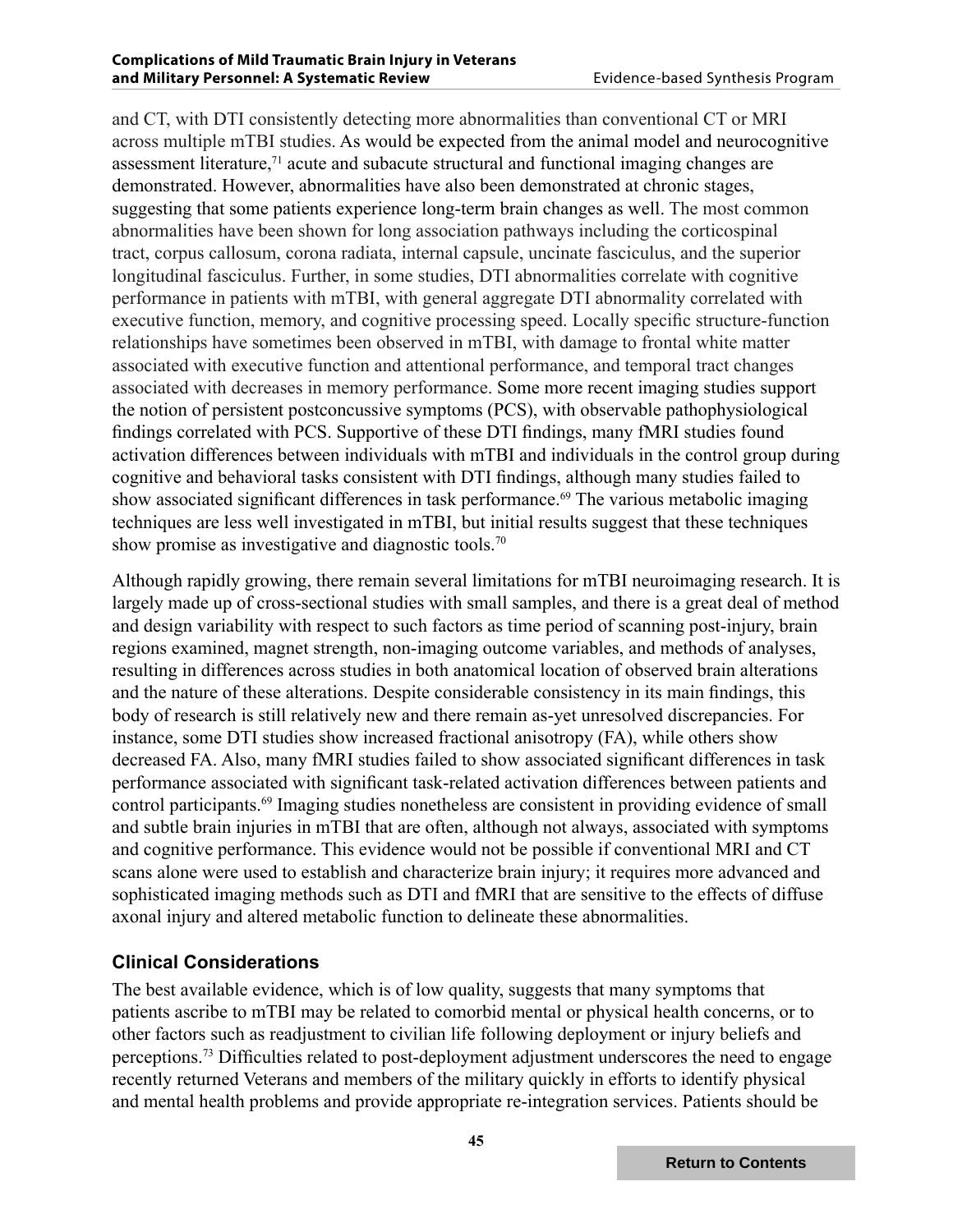and CT, with DTI consistently detecting more abnormalities than conventional CT or MRI across multiple mTBI studies. As would be expected from the animal model and neurocognitive assessment literature,[71] acute and subacute structural and functional imaging changes are demonstrated. However, abnormalities have also been demonstrated at chronic stages, suggesting that some patients experience long-term brain changes as well. The most common abnormalities have been shown for long association pathways including the corticospinal tract, corpus callosum, corona radiata, internal capsule, uncinate fasciculus, and the superior longitudinal fasciculus. Further, in some studies, DTI abnormalities correlate with cognitive performance in patients with mTBI, with general aggregate DTI abnormality correlated with executive function, memory, and cognitive processing speed. Locally specific structure-function relationships have sometimes been observed in mTBI, with damage to frontal white matter associated with executive function and attentional performance, and temporal tract changes associated with decreases in memory performance. Some more recent imaging studies support the notion of persistent postconcussive symptoms (PCS), with observable pathophysiological findings correlated with PCS. Supportive of these DTI findings, many fMRI studies found activation differences between individuals with mTBI and individuals in the control group during cognitive and behavioral tasks consistent with DTI findings, although many studies failed to show associated significant differences in task performance.[69] The various metabolic imaging techniques are less well investigated in mTBI, but initial results suggest that these techniques show promise as investigative and diagnostic tools.[70]

Although rapidly growing, there remain several limitations for mTBI neuroimaging research. It is largely made up of cross-sectional studies with small samples, and there is a great deal of method and design variability with respect to such factors as time period of scanning post-injury, brain regions examined, magnet strength, non-imaging outcome variables, and methods of analyses, resulting in differences across studies in both anatomical location of observed brain alterations and the nature of these alterations. Despite considerable consistency in its main findings, this body of research is still relatively new and there remain as-yet unresolved discrepancies. For instance, some DTI studies show increased fractional anisotropy (FA), while others show decreased FA. Also, many fMRI studies failed to show associated significant differences in task performance associated with significant task-related activation differences between patients and control participants.[69] Imaging studies nonetheless are consistent in providing evidence of small and subtle brain injuries in mTBI that are often, although not always, associated with symptoms and cognitive performance. This evidence would not be possible if conventional MRI and CT scans alone were used to establish and characterize brain injury; it requires more advanced and sophisticated imaging methods such as DTI and fMRI that are sensitive to the effects of diffuse axonal injury and altered metabolic function to delineate these abnormalities.

### Clinical Considerations

The best available evidence, which is of low quality, suggests that many symptoms that patients ascribe to mTBI may be related to comorbid mental or physical health concerns, or to other factors such as readjustment to civilian life following deployment or injury beliefs and perceptions.[73] Difficulties related to post-deployment adjustment underscores the need to engage recently returned Veterans and members of the military quickly in efforts to identify physical and mental health problems and provide appropriate re-integration services. Patients should be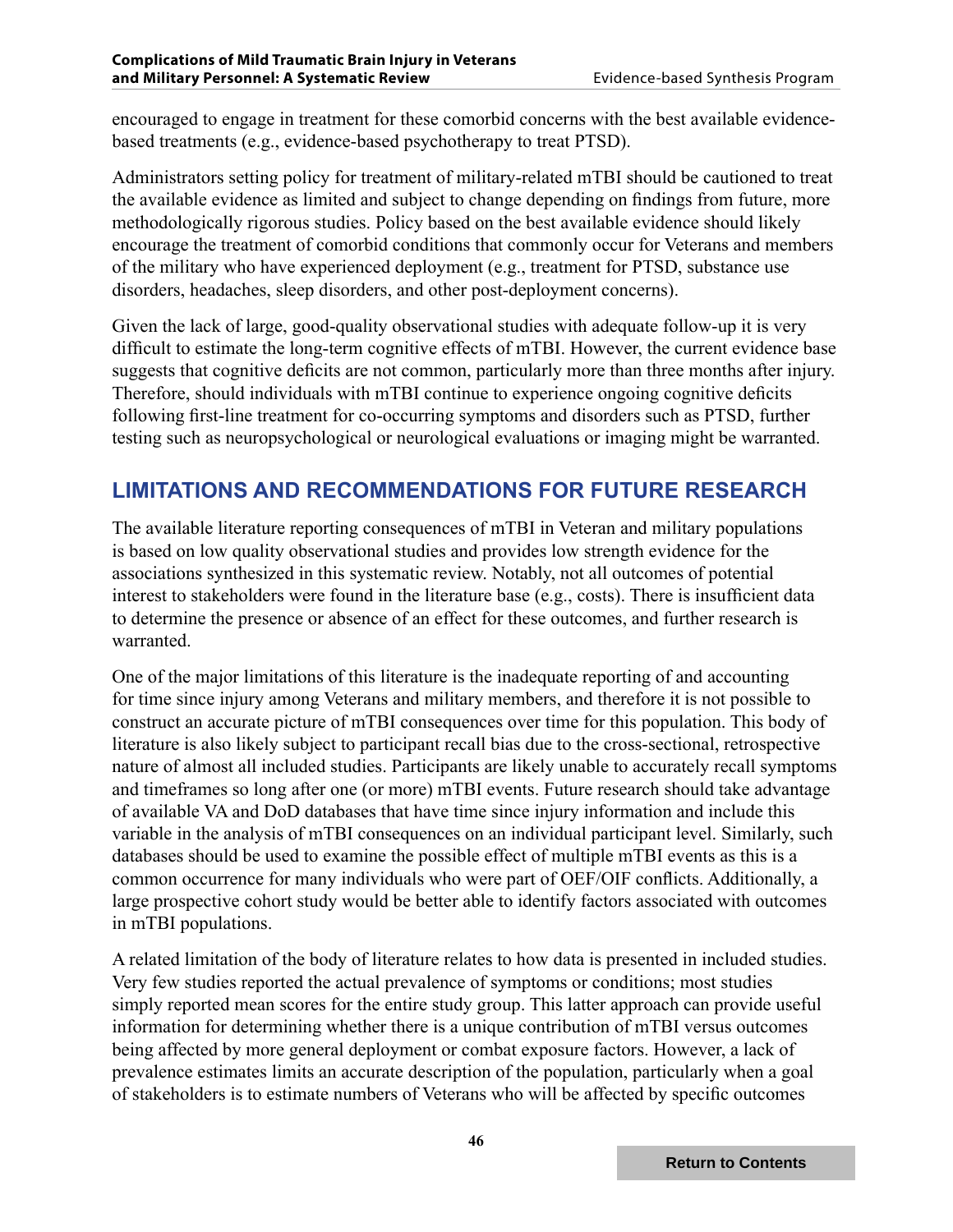encouraged to engage in treatment for these comorbid concerns with the best available evidence-based treatments (e.g., evidence-based psychotherapy to treat PTSD).

Administrators setting policy for treatment of military-related mTBI should be cautioned to treat the available evidence as limited and subject to change depending on findings from future, more methodologically rigorous studies. Policy based on the best available evidence should likely encourage the treatment of comorbid conditions that commonly occur for Veterans and members of the military who have experienced deployment (e.g., treatment for PTSD, substance use disorders, headaches, sleep disorders, and other post-deployment concerns).

Given the lack of large, good-quality observational studies with adequate follow-up it is very difficult to estimate the long-term cognitive effects of mTBI. However, the current evidence base suggests that cognitive deficits are not common, particularly more than three months after injury. Therefore, should individuals with mTBI continue to experience ongoing cognitive deficits following first-line treatment for co-occurring symptoms and disorders such as PTSD, further testing such as neuropsychological or neurological evaluations or imaging might be warranted.

## LIMITATIONS AND RECOMMENDATIONS FOR FUTURE RESEARCH

The available literature reporting consequences of mTBI in Veteran and military populations is based on low quality observational studies and provides low strength evidence for the associations synthesized in this systematic review. Notably, not all outcomes of potential interest to stakeholders were found in the literature base (e.g., costs). There is insufficient data to determine the presence or absence of an effect for these outcomes, and further research is warranted.

One of the major limitations of this literature is the inadequate reporting of and accounting for time since injury among Veterans and military members, and therefore it is not possible to construct an accurate picture of mTBI consequences over time for this population. This body of literature is also likely subject to participant recall bias due to the cross-sectional, retrospective nature of almost all included studies. Participants are likely unable to accurately recall symptoms and timeframes so long after one (or more) mTBI events. Future research should take advantage of available VA and DoD databases that have time since injury information and include this variable in the analysis of mTBI consequences on an individual participant level. Similarly, such databases should be used to examine the possible effect of multiple mTBI events as this is a common occurrence for many individuals who were part of OEF/OIF conflicts. Additionally, a large prospective cohort study would be better able to identify factors associated with outcomes in mTBI populations.

A related limitation of the body of literature relates to how data is presented in included studies. Very few studies reported the actual prevalence of symptoms or conditions; most studies simply reported mean scores for the entire study group. This latter approach can provide useful information for determining whether there is a unique contribution of mTBI versus outcomes being affected by more general deployment or combat exposure factors. However, a lack of prevalence estimates limits an accurate description of the population, particularly when a goal of stakeholders is to estimate numbers of Veterans who will be affected by specific outcomes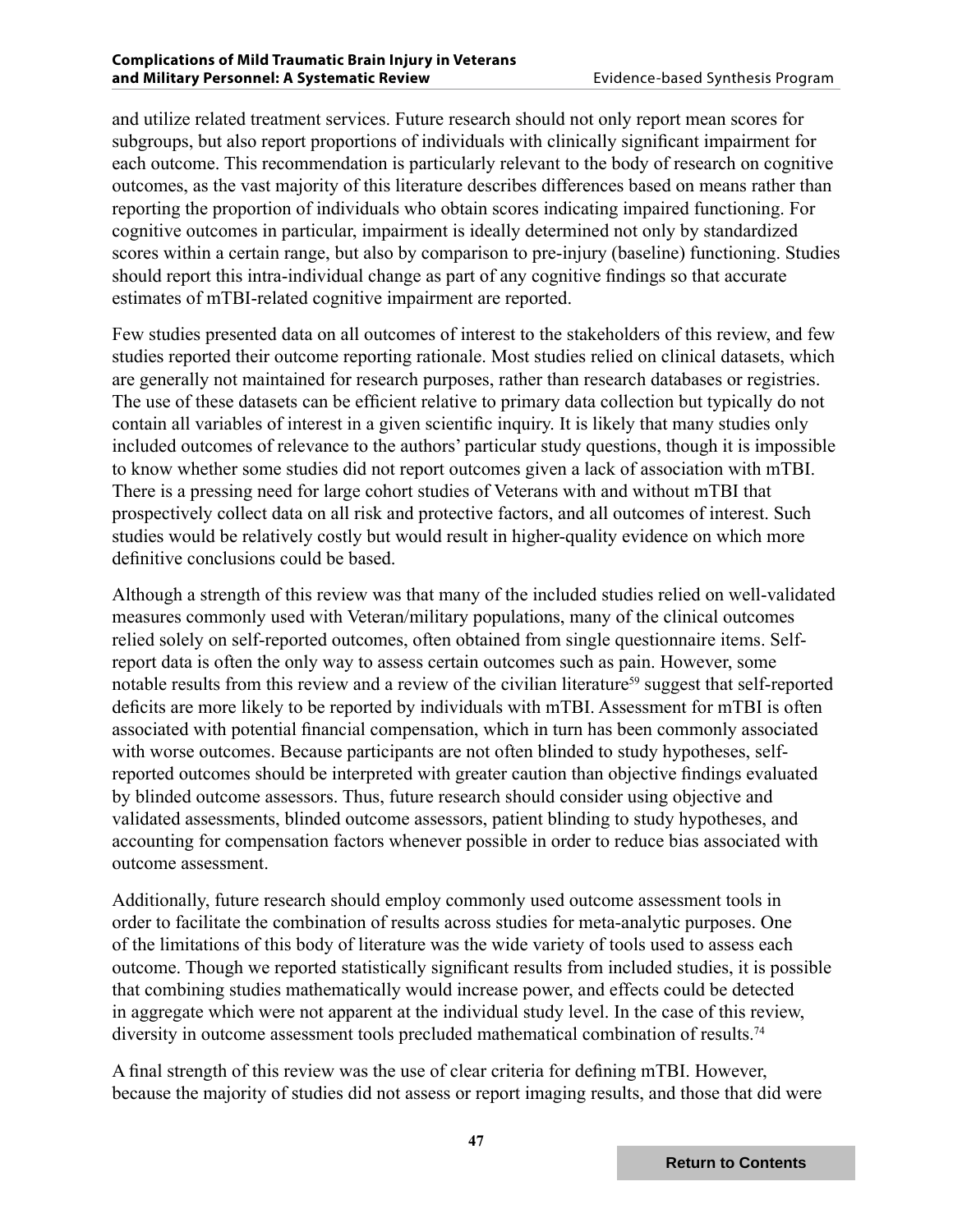and utilize related treatment services. Future research should not only report mean scores for subgroups, but also report proportions of individuals with clinically significant impairment for each outcome. This recommendation is particularly relevant to the body of research on cognitive outcomes, as the vast majority of this literature describes differences based on means rather than reporting the proportion of individuals who obtain scores indicating impaired functioning. For cognitive outcomes in particular, impairment is ideally determined not only by standardized scores within a certain range, but also by comparison to pre-injury (baseline) functioning. Studies should report this intra-individual change as part of any cognitive findings so that accurate estimates of mTBI-related cognitive impairment are reported.

Few studies presented data on all outcomes of interest to the stakeholders of this review, and few studies reported their outcome reporting rationale. Most studies relied on clinical datasets, which are generally not maintained for research purposes, rather than research databases or registries. The use of these datasets can be efficient relative to primary data collection but typically do not contain all variables of interest in a given scientific inquiry. It is likely that many studies only included outcomes of relevance to the authors' particular study questions, though it is impossible to know whether some studies did not report outcomes given a lack of association with mTBI. There is a pressing need for large cohort studies of Veterans with and without mTBI that prospectively collect data on all risk and protective factors, and all outcomes of interest. Such studies would be relatively costly but would result in higher-quality evidence on which more definitive conclusions could be based.

Although a strength of this review was that many of the included studies relied on well-validated measures commonly used with Veteran/military populations, many of the clinical outcomes relied solely on self-reported outcomes, often obtained from single questionnaire items. Self-report data is often the only way to assess certain outcomes such as pain. However, some notable results from this review and a review of the civilian literature[59] suggest that self-reported deficits are more likely to be reported by individuals with mTBI. Assessment for mTBI is often associated with potential financial compensation, which in turn has been commonly associated with worse outcomes. Because participants are not often blinded to study hypotheses, self-reported outcomes should be interpreted with greater caution than objective findings evaluated by blinded outcome assessors. Thus, future research should consider using objective and validated assessments, blinded outcome assessors, patient blinding to study hypotheses, and accounting for compensation factors whenever possible in order to reduce bias associated with outcome assessment.

Additionally, future research should employ commonly used outcome assessment tools in order to facilitate the combination of results across studies for meta-analytic purposes. One of the limitations of this body of literature was the wide variety of tools used to assess each outcome. Though we reported statistically significant results from included studies, it is possible that combining studies mathematically would increase power, and effects could be detected in aggregate which were not apparent at the individual study level. In the case of this review, diversity in outcome assessment tools precluded mathematical combination of results.[74]

A final strength of this review was the use of clear criteria for defining mTBI. However, because the majority of studies did not assess or report imaging results, and those that did were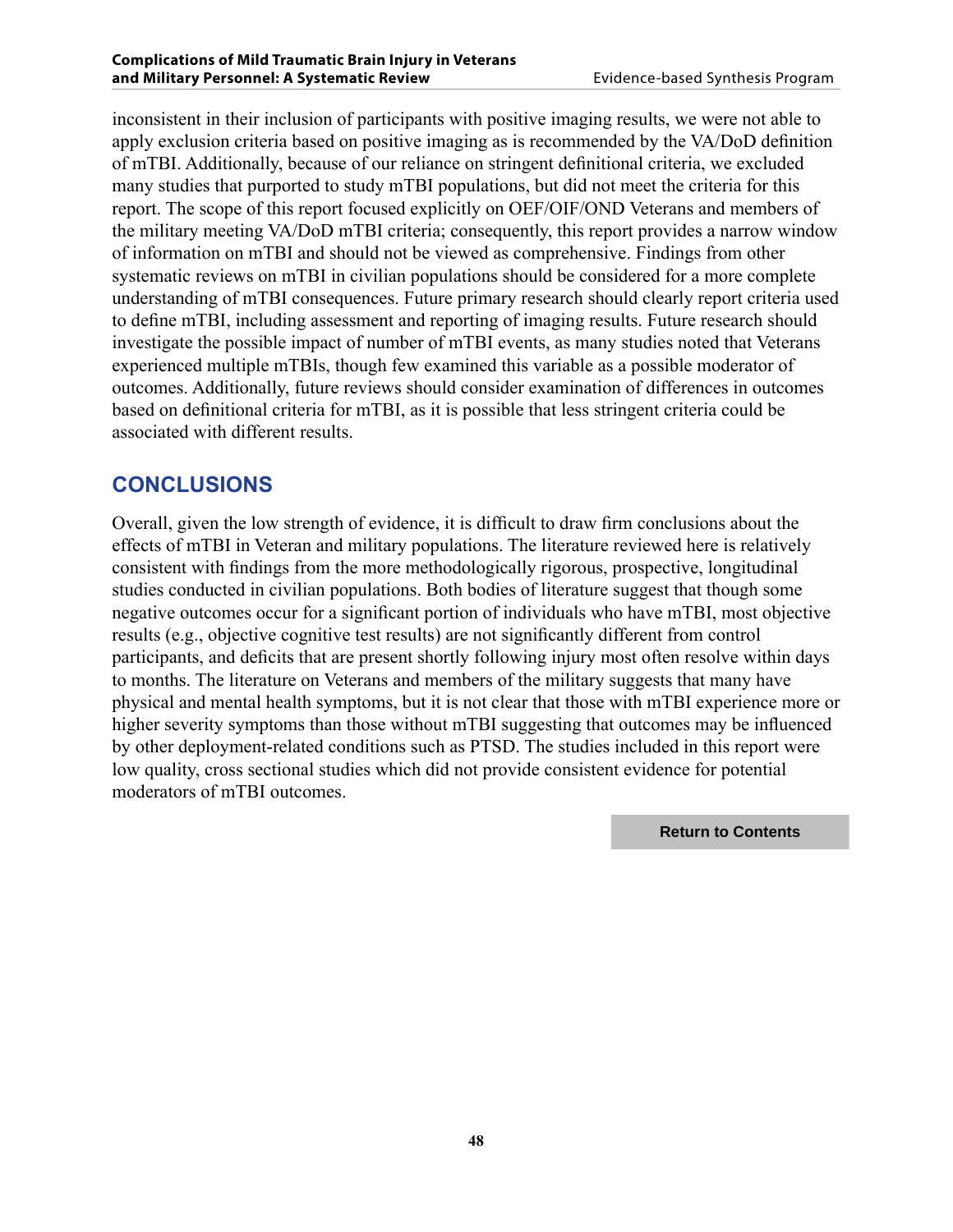inconsistent in their inclusion of participants with positive imaging results, we were not able to apply exclusion criteria based on positive imaging as is recommended by the VA/DoD definition of mTBI. Additionally, because of our reliance on stringent definitional criteria, we excluded many studies that purported to study mTBI populations, but did not meet the criteria for this report. The scope of this report focused explicitly on OEF/OIF/OND Veterans and members of the military meeting VA/DoD mTBI criteria; consequently, this report provides a narrow window of information on mTBI and should not be viewed as comprehensive. Findings from other systematic reviews on mTBI in civilian populations should be considered for a more complete understanding of mTBI consequences. Future primary research should clearly report criteria used to define mTBI, including assessment and reporting of imaging results. Future research should investigate the possible impact of number of mTBI events, as many studies noted that Veterans experienced multiple mTBIs, though few examined this variable as a possible moderator of outcomes. Additionally, future reviews should consider examination of differences in outcomes based on definitional criteria for mTBI, as it is possible that less stringent criteria could be associated with different results.

## CONCLUSIONS

Overall, given the low strength of evidence, it is difficult to draw firm conclusions about the effects of mTBI in Veteran and military populations. The literature reviewed here is relatively consistent with findings from the more methodologically rigorous, prospective, longitudinal studies conducted in civilian populations. Both bodies of literature suggest that though some negative outcomes occur for a significant portion of individuals who have mTBI, most objective results (e.g., objective cognitive test results) are not significantly different from control participants, and deficits that are present shortly following injury most often resolve within days to months. The literature on Veterans and members of the military suggests that many have physical and mental health symptoms, but it is not clear that those with mTBI experience more or higher severity symptoms than those without mTBI suggesting that outcomes may be influenced by other deployment-related conditions such as PTSD. The studies included in this report were low quality, cross sectional studies which did not provide consistent evidence for potential moderators of mTBI outcomes.

Return to Contents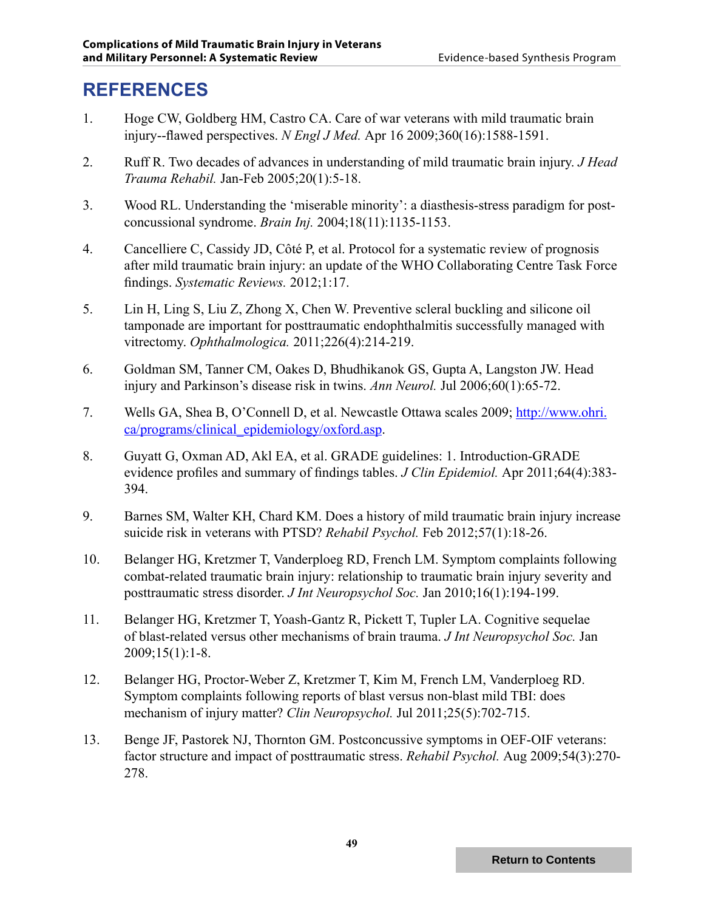# REFERENCES

1. Hoge CW, Goldberg HM, Castro CA. Care of war veterans with mild traumatic brain injury--flawed perspectives. *N Engl J Med.* Apr 16 2009;360(16):1588-1591.

2. Ruff R. Two decades of advances in understanding of mild traumatic brain injury. *J Head Trauma Rehabil.* Jan-Feb 2005;20(1):5-18.

3. Wood RL. Understanding the 'miserable minority': a diasthesis-stress paradigm for post-concussional syndrome. *Brain Inj.* 2004;18(11):1135-1153.

4. Cancelliere C, Cassidy JD, Côté P, et al. Protocol for a systematic review of prognosis after mild traumatic brain injury: an update of the WHO Collaborating Centre Task Force findings. *Systematic Reviews.* 2012;1:17.

5. Lin H, Ling S, Liu Z, Zhong X, Chen W. Preventive scleral buckling and silicone oil tamponade are important for posttraumatic endophthalmitis successfully managed with vitrectomy. *Ophthalmologica.* 2011;226(4):214-219.

6. Goldman SM, Tanner CM, Oakes D, Bhudhikanok GS, Gupta A, Langston JW. Head injury and Parkinson's disease risk in twins. *Ann Neurol.* Jul 2006;60(1):65-72.

7. Wells GA, Shea B, O'Connell D, et al. Newcastle Ottawa scales 2009; [http://www.ohri.ca/programs/clinical_epidemiology/oxford.asp](http://www.ohri.ca/programs/clinical_epidemiology/oxford.asp).

8. Guyatt G, Oxman AD, Akl EA, et al. GRADE guidelines: 1. Introduction-GRADE evidence profiles and summary of findings tables. *J Clin Epidemiol.* Apr 2011;64(4):383-394.

9. Barnes SM, Walter KH, Chard KM. Does a history of mild traumatic brain injury increase suicide risk in veterans with PTSD? *Rehabil Psychol.* Feb 2012;57(1):18-26.

10. Belanger HG, Kretzmer T, Vanderploeg RD, French LM. Symptom complaints following combat-related traumatic brain injury: relationship to traumatic brain injury severity and posttraumatic stress disorder. *J Int Neuropsychol Soc.* Jan 2010;16(1):194-199.

11. Belanger HG, Kretzmer T, Yoash-Gantz R, Pickett T, Tupler LA. Cognitive sequelae of blast-related versus other mechanisms of brain trauma. *J Int Neuropsychol Soc.* Jan 2009;15(1):1-8.

12. Belanger HG, Proctor-Weber Z, Kretzmer T, Kim M, French LM, Vanderploeg RD. Symptom complaints following reports of blast versus non-blast mild TBI: does mechanism of injury matter? *Clin Neuropsychol.* Jul 2011;25(5):702-715.

13. Benge JF, Pastorek NJ, Thornton GM. Postconcussive symptoms in OEF-OIF veterans: factor structure and impact of posttraumatic stress. *Rehabil Psychol.* Aug 2009;54(3):270-278.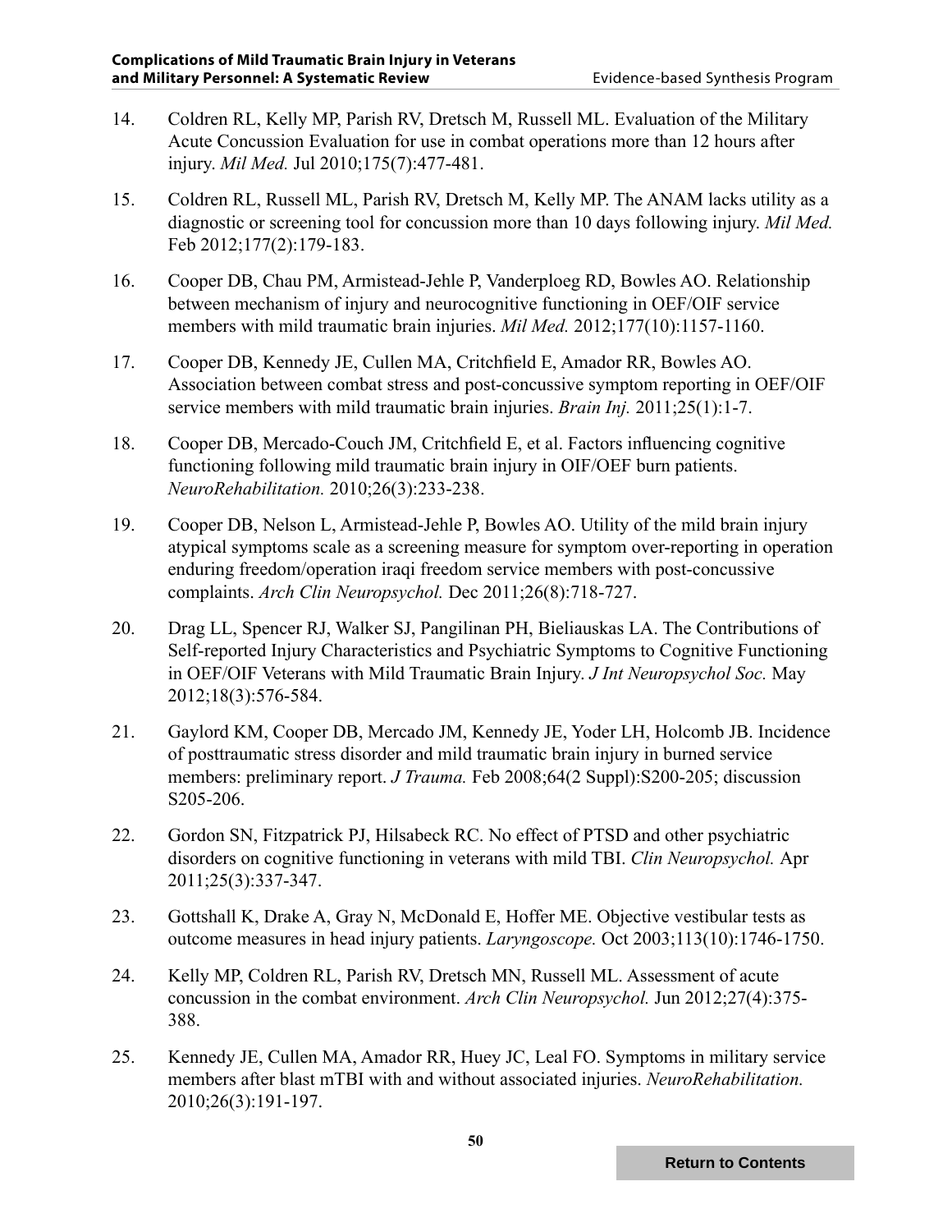14. Coldren RL, Kelly MP, Parish RV, Dretsch M, Russell ML. Evaluation of the Military Acute Concussion Evaluation for use in combat operations more than 12 hours after injury. *Mil Med.* Jul 2010;175(7):477-481.

15. Coldren RL, Russell ML, Parish RV, Dretsch M, Kelly MP. The ANAM lacks utility as a diagnostic or screening tool for concussion more than 10 days following injury. *Mil Med.* Feb 2012;177(2):179-183.

16. Cooper DB, Chau PM, Armistead-Jehle P, Vanderploeg RD, Bowles AO. Relationship between mechanism of injury and neurocognitive functioning in OEF/OIF service members with mild traumatic brain injuries. *Mil Med.* 2012;177(10):1157-1160.

17. Cooper DB, Kennedy JE, Cullen MA, Critchfield E, Amador RR, Bowles AO. Association between combat stress and post-concussive symptom reporting in OEF/OIF service members with mild traumatic brain injuries. *Brain Inj.* 2011;25(1):1-7.

18. Cooper DB, Mercado-Couch JM, Critchfield E, et al. Factors influencing cognitive functioning following mild traumatic brain injury in OIF/OEF burn patients. *NeuroRehabilitation.* 2010;26(3):233-238.

19. Cooper DB, Nelson L, Armistead-Jehle P, Bowles AO. Utility of the mild brain injury atypical symptoms scale as a screening measure for symptom over-reporting in operation enduring freedom/operation iraqi freedom service members with post-concussive complaints. *Arch Clin Neuropsychol.* Dec 2011;26(8):718-727.

20. Drag LL, Spencer RJ, Walker SJ, Pangilinan PH, Bieliauskas LA. The Contributions of Self-reported Injury Characteristics and Psychiatric Symptoms to Cognitive Functioning in OEF/OIF Veterans with Mild Traumatic Brain Injury. *J Int Neuropsychol Soc.* May 2012;18(3):576-584.

21. Gaylord KM, Cooper DB, Mercado JM, Kennedy JE, Yoder LH, Holcomb JB. Incidence of posttraumatic stress disorder and mild traumatic brain injury in burned service members: preliminary report. *J Trauma.* Feb 2008;64(2 Suppl):S200-205; discussion S205-206.

22. Gordon SN, Fitzpatrick PJ, Hilsabeck RC. No effect of PTSD and other psychiatric disorders on cognitive functioning in veterans with mild TBI. *Clin Neuropsychol.* Apr 2011;25(3):337-347.

23. Gottshall K, Drake A, Gray N, McDonald E, Hoffer ME. Objective vestibular tests as outcome measures in head injury patients. *Laryngoscope.* Oct 2003;113(10):1746-1750.

24. Kelly MP, Coldren RL, Parish RV, Dretsch MN, Russell ML. Assessment of acute concussion in the combat environment. *Arch Clin Neuropsychol.* Jun 2012;27(4):375-388.

25. Kennedy JE, Cullen MA, Amador RR, Huey JC, Leal FO. Symptoms in military service members after blast mTBI with and without associated injuries. *NeuroRehabilitation.* 2010;26(3):191-197.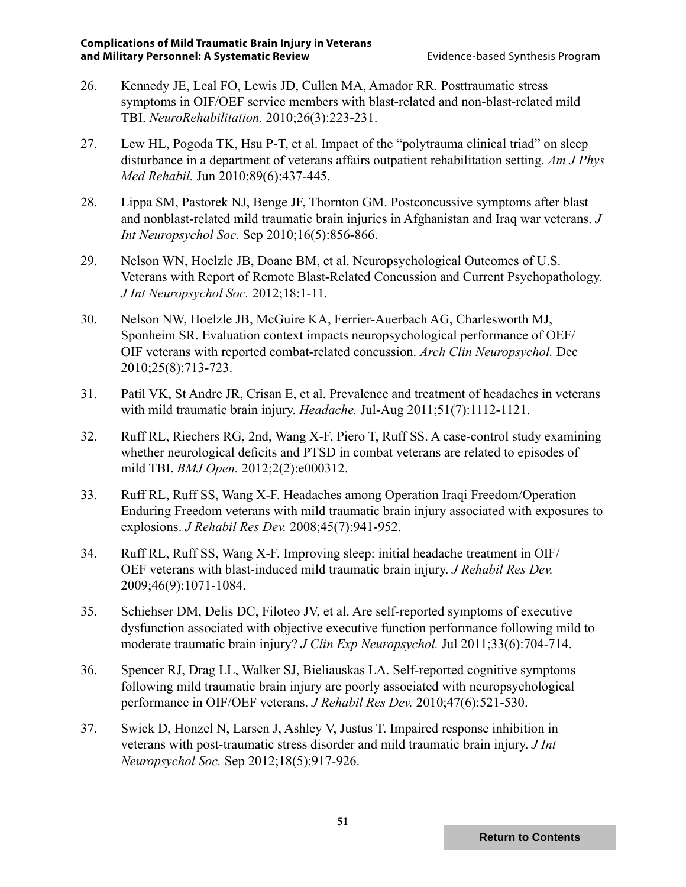26. Kennedy JE, Leal FO, Lewis JD, Cullen MA, Amador RR. Posttraumatic stress symptoms in OIF/OEF service members with blast-related and non-blast-related mild TBI. *NeuroRehabilitation.* 2010;26(3):223-231.

27. Lew HL, Pogoda TK, Hsu P-T, et al. Impact of the "polytrauma clinical triad" on sleep disturbance in a department of veterans affairs outpatient rehabilitation setting. *Am J Phys Med Rehabil.* Jun 2010;89(6):437-445.

28. Lippa SM, Pastorek NJ, Benge JF, Thornton GM. Postconcussive symptoms after blast and nonblast-related mild traumatic brain injuries in Afghanistan and Iraq war veterans. *J Int Neuropsychol Soc.* Sep 2010;16(5):856-866.

29. Nelson WN, Hoelzle JB, Doane BM, et al. Neuropsychological Outcomes of U.S. Veterans with Report of Remote Blast-Related Concussion and Current Psychopathology. *J Int Neuropsychol Soc.* 2012;18:1-11.

30. Nelson NW, Hoelzle JB, McGuire KA, Ferrier-Auerbach AG, Charlesworth MJ, Sponheim SR. Evaluation context impacts neuropsychological performance of OEF/OIF veterans with reported combat-related concussion. *Arch Clin Neuropsychol.* Dec 2010;25(8):713-723.

31. Patil VK, St Andre JR, Crisan E, et al. Prevalence and treatment of headaches in veterans with mild traumatic brain injury. *Headache.* Jul-Aug 2011;51(7):1112-1121.

32. Ruff RL, Riechers RG, 2nd, Wang X-F, Piero T, Ruff SS. A case-control study examining whether neurological deficits and PTSD in combat veterans are related to episodes of mild TBI. *BMJ Open.* 2012;2(2):e000312.

33. Ruff RL, Ruff SS, Wang X-F. Headaches among Operation Iraqi Freedom/Operation Enduring Freedom veterans with mild traumatic brain injury associated with exposures to explosions. *J Rehabil Res Dev.* 2008;45(7):941-952.

34. Ruff RL, Ruff SS, Wang X-F. Improving sleep: initial headache treatment in OIF/OEF veterans with blast-induced mild traumatic brain injury. *J Rehabil Res Dev.* 2009;46(9):1071-1084.

35. Schiehser DM, Delis DC, Filoteo JV, et al. Are self-reported symptoms of executive dysfunction associated with objective executive function performance following mild to moderate traumatic brain injury? *J Clin Exp Neuropsychol.* Jul 2011;33(6):704-714.

36. Spencer RJ, Drag LL, Walker SJ, Bieliauskas LA. Self-reported cognitive symptoms following mild traumatic brain injury are poorly associated with neuropsychological performance in OIF/OEF veterans. *J Rehabil Res Dev.* 2010;47(6):521-530.

37. Swick D, Honzel N, Larsen J, Ashley V, Justus T. Impaired response inhibition in veterans with post-traumatic stress disorder and mild traumatic brain injury. *J Int Neuropsychol Soc.* Sep 2012;18(5):917-926.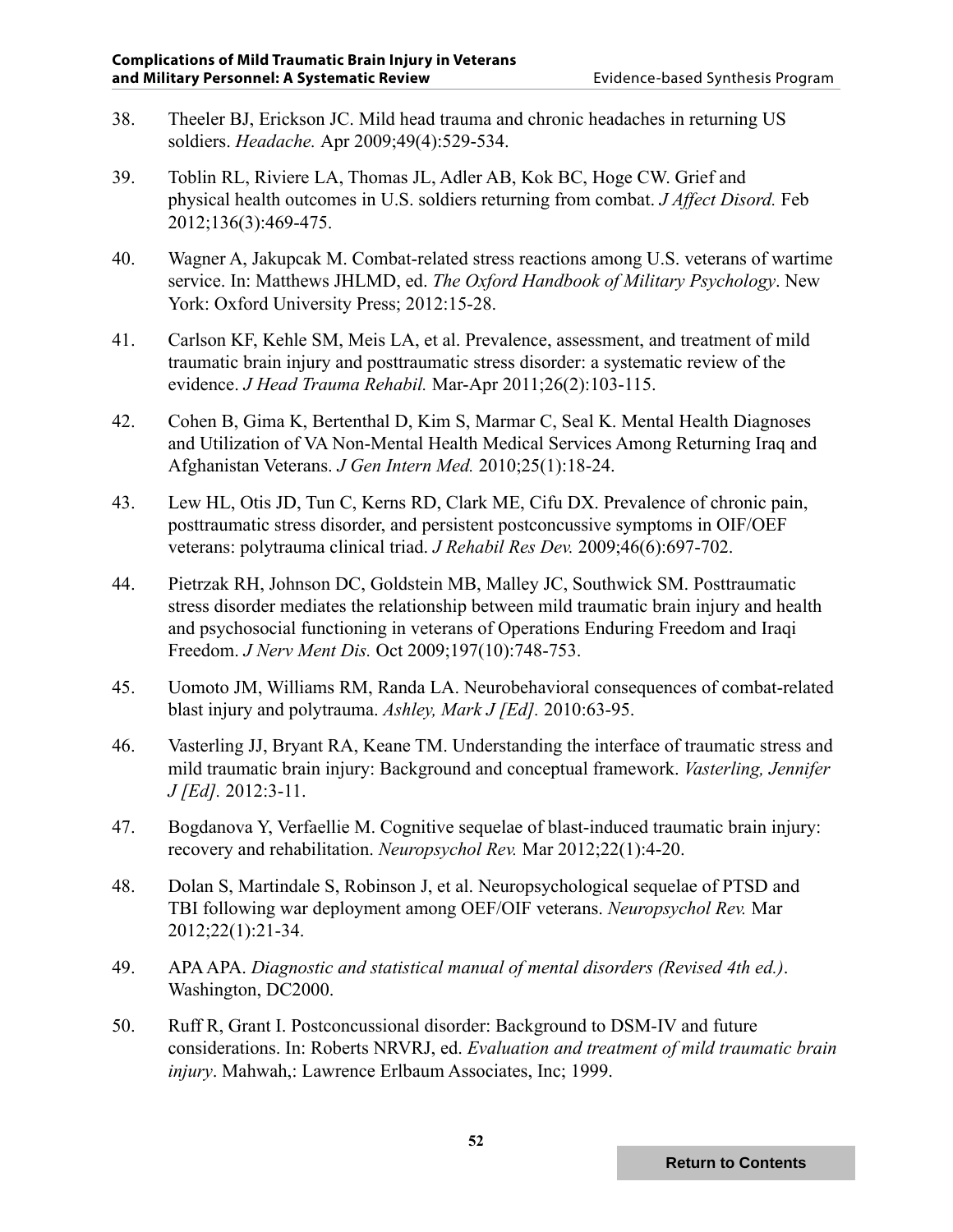38. Theeler BJ, Erickson JC. Mild head trauma and chronic headaches in returning US soldiers. *Headache.* Apr 2009;49(4):529-534.

39. Toblin RL, Riviere LA, Thomas JL, Adler AB, Kok BC, Hoge CW. Grief and physical health outcomes in U.S. soldiers returning from combat. *J Affect Disord.* Feb 2012;136(3):469-475.

40. Wagner A, Jakupcak M. Combat-related stress reactions among U.S. veterans of wartime service. In: Matthews JHLMD, ed. *The Oxford Handbook of Military Psychology*. New York: Oxford University Press; 2012:15-28.

41. Carlson KF, Kehle SM, Meis LA, et al. Prevalence, assessment, and treatment of mild traumatic brain injury and posttraumatic stress disorder: a systematic review of the evidence. *J Head Trauma Rehabil.* Mar-Apr 2011;26(2):103-115.

42. Cohen B, Gima K, Bertenthal D, Kim S, Marmar C, Seal K. Mental Health Diagnoses and Utilization of VA Non-Mental Health Medical Services Among Returning Iraq and Afghanistan Veterans. *J Gen Intern Med.* 2010;25(1):18-24.

43. Lew HL, Otis JD, Tun C, Kerns RD, Clark ME, Cifu DX. Prevalence of chronic pain, posttraumatic stress disorder, and persistent postconcussive symptoms in OIF/OEF veterans: polytrauma clinical triad. *J Rehabil Res Dev.* 2009;46(6):697-702.

44. Pietrzak RH, Johnson DC, Goldstein MB, Malley JC, Southwick SM. Posttraumatic stress disorder mediates the relationship between mild traumatic brain injury and health and psychosocial functioning in veterans of Operations Enduring Freedom and Iraqi Freedom. *J Nerv Ment Dis.* Oct 2009;197(10):748-753.

45. Uomoto JM, Williams RM, Randa LA. Neurobehavioral consequences of combat-related blast injury and polytrauma. *Ashley, Mark J [Ed].* 2010:63-95.

46. Vasterling JJ, Bryant RA, Keane TM. Understanding the interface of traumatic stress and mild traumatic brain injury: Background and conceptual framework. *Vasterling, Jennifer J [Ed].* 2012:3-11.

47. Bogdanova Y, Verfaellie M. Cognitive sequelae of blast-induced traumatic brain injury: recovery and rehabilitation. *Neuropsychol Rev.* Mar 2012;22(1):4-20.

48. Dolan S, Martindale S, Robinson J, et al. Neuropsychological sequelae of PTSD and TBI following war deployment among OEF/OIF veterans. *Neuropsychol Rev.* Mar 2012;22(1):21-34.

49. APA APA. *Diagnostic and statistical manual of mental disorders (Revised 4th ed.)*. Washington, DC2000.

50. Ruff R, Grant I. Postconcussional disorder: Background to DSM-IV and future considerations. In: Roberts NRVRJ, ed. *Evaluation and treatment of mild traumatic brain injury*. Mahwah,: Lawrence Erlbaum Associates, Inc; 1999.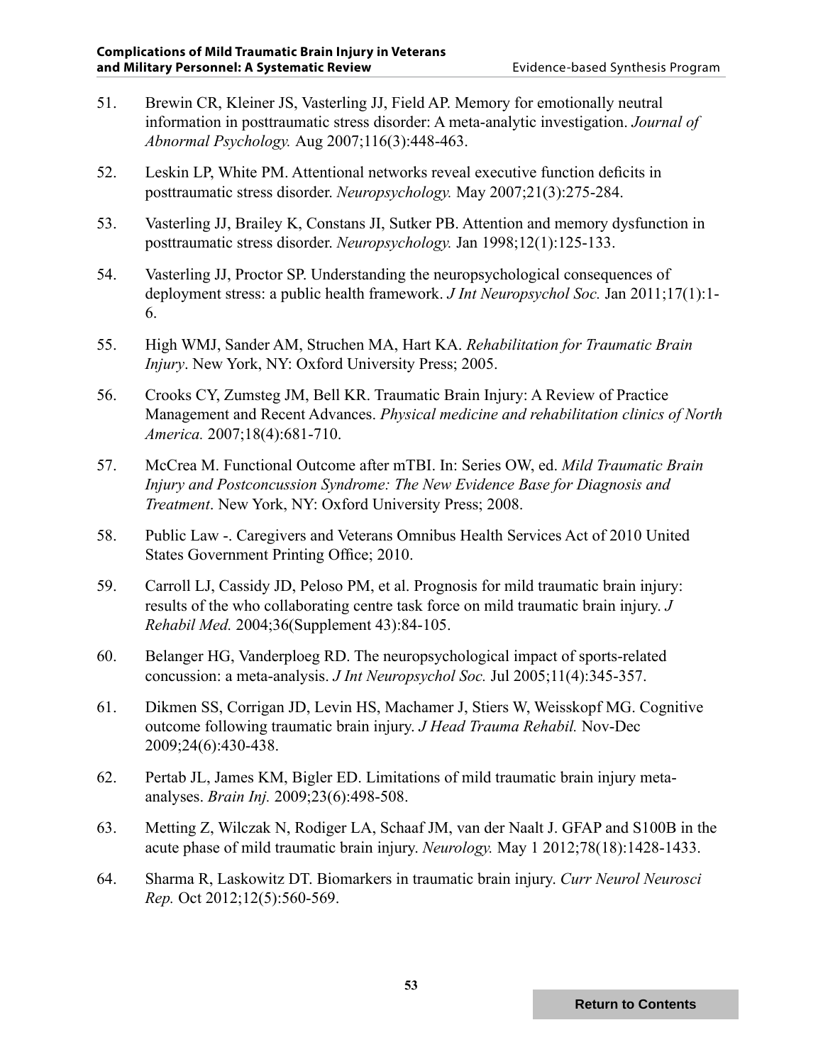51. Brewin CR, Kleiner JS, Vasterling JJ, Field AP. Memory for emotionally neutral information in posttraumatic stress disorder: A meta-analytic investigation. *Journal of Abnormal Psychology.* Aug 2007;116(3):448-463.

52. Leskin LP, White PM. Attentional networks reveal executive function deficits in posttraumatic stress disorder. *Neuropsychology.* May 2007;21(3):275-284.

53. Vasterling JJ, Brailey K, Constans JI, Sutker PB. Attention and memory dysfunction in posttraumatic stress disorder. *Neuropsychology.* Jan 1998;12(1):125-133.

54. Vasterling JJ, Proctor SP. Understanding the neuropsychological consequences of deployment stress: a public health framework. *J Int Neuropsychol Soc.* Jan 2011;17(1):1-6.

55. High WMJ, Sander AM, Struchen MA, Hart KA. *Rehabilitation for Traumatic Brain Injury*. New York, NY: Oxford University Press; 2005.

56. Crooks CY, Zumsteg JM, Bell KR. Traumatic Brain Injury: A Review of Practice Management and Recent Advances. *Physical medicine and rehabilitation clinics of North America.* 2007;18(4):681-710.

57. McCrea M. Functional Outcome after mTBI. In: Series OW, ed. *Mild Traumatic Brain Injury and Postconcussion Syndrome: The New Evidence Base for Diagnosis and Treatment*. New York, NY: Oxford University Press; 2008.

58. Public Law -. Caregivers and Veterans Omnibus Health Services Act of 2010 United States Government Printing Office; 2010.

59. Carroll LJ, Cassidy JD, Peloso PM, et al. Prognosis for mild traumatic brain injury: results of the who collaborating centre task force on mild traumatic brain injury. *J Rehabil Med.* 2004;36(Supplement 43):84-105.

60. Belanger HG, Vanderploeg RD. The neuropsychological impact of sports-related concussion: a meta-analysis. *J Int Neuropsychol Soc.* Jul 2005;11(4):345-357.

61. Dikmen SS, Corrigan JD, Levin HS, Machamer J, Stiers W, Weisskopf MG. Cognitive outcome following traumatic brain injury. *J Head Trauma Rehabil.* Nov-Dec 2009;24(6):430-438.

62. Pertab JL, James KM, Bigler ED. Limitations of mild traumatic brain injury meta-analyses. *Brain Inj.* 2009;23(6):498-508.

63. Metting Z, Wilczak N, Rodiger LA, Schaaf JM, van der Naalt J. GFAP and S100B in the acute phase of mild traumatic brain injury. *Neurology.* May 1 2012;78(18):1428-1433.

64. Sharma R, Laskowitz DT. Biomarkers in traumatic brain injury. *Curr Neurol Neurosci Rep.* Oct 2012;12(5):560-569.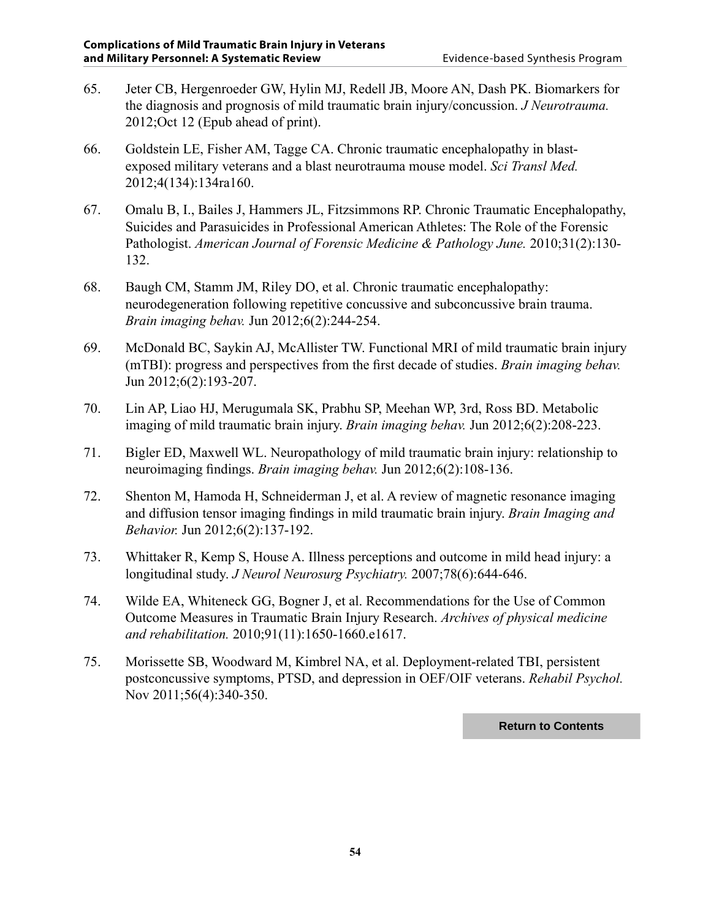65. Jeter CB, Hergenroeder GW, Hylin MJ, Redell JB, Moore AN, Dash PK. Biomarkers for the diagnosis and prognosis of mild traumatic brain injury/concussion. *J Neurotrauma.* 2012;Oct 12 (Epub ahead of print).

66. Goldstein LE, Fisher AM, Tagge CA. Chronic traumatic encephalopathy in blast-exposed military veterans and a blast neurotrauma mouse model. *Sci Transl Med.* 2012;4(134):134ra160.

67. Omalu B, I., Bailes J, Hammers JL, Fitzsimmons RP. Chronic Traumatic Encephalopathy, Suicides and Parasuicides in Professional American Athletes: The Role of the Forensic Pathologist. *American Journal of Forensic Medicine & Pathology June.* 2010;31(2):130-132.

68. Baugh CM, Stamm JM, Riley DO, et al. Chronic traumatic encephalopathy: neurodegeneration following repetitive concussive and subconcussive brain trauma. *Brain imaging behav.* Jun 2012;6(2):244-254.

69. McDonald BC, Saykin AJ, McAllister TW. Functional MRI of mild traumatic brain injury (mTBI): progress and perspectives from the first decade of studies. *Brain imaging behav.* Jun 2012;6(2):193-207.

70. Lin AP, Liao HJ, Merugumala SK, Prabhu SP, Meehan WP, 3rd, Ross BD. Metabolic imaging of mild traumatic brain injury. *Brain imaging behav.* Jun 2012;6(2):208-223.

71. Bigler ED, Maxwell WL. Neuropathology of mild traumatic brain injury: relationship to neuroimaging findings. *Brain imaging behav.* Jun 2012;6(2):108-136.

72. Shenton M, Hamoda H, Schneiderman J, et al. A review of magnetic resonance imaging and diffusion tensor imaging findings in mild traumatic brain injury. *Brain Imaging and Behavior.* Jun 2012;6(2):137-192.

73. Whittaker R, Kemp S, House A. Illness perceptions and outcome in mild head injury: a longitudinal study. *J Neurol Neurosurg Psychiatry.* 2007;78(6):644-646.

74. Wilde EA, Whiteneck GG, Bogner J, et al. Recommendations for the Use of Common Outcome Measures in Traumatic Brain Injury Research. *Archives of physical medicine and rehabilitation.* 2010;91(11):1650-1660.e1617.

75. Morissette SB, Woodward M, Kimbrel NA, et al. Deployment-related TBI, persistent postconcussive symptoms, PTSD, and depression in OEF/OIF veterans. *Rehabil Psychol.* Nov 2011;56(4):340-350.

**Return to Contents**